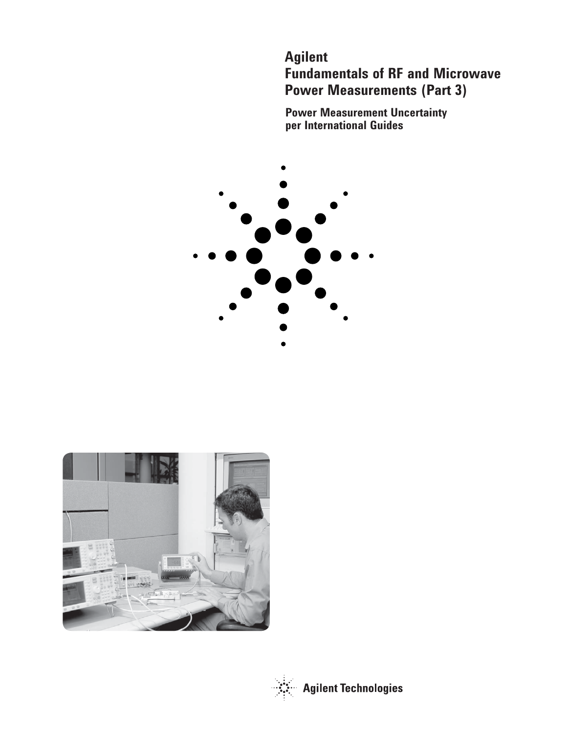# Agilent Fundamentals of RF and Microwave Power Measurements (Part 3)

## Power Measurement Uncertainty per International Guides

Agilent Technologies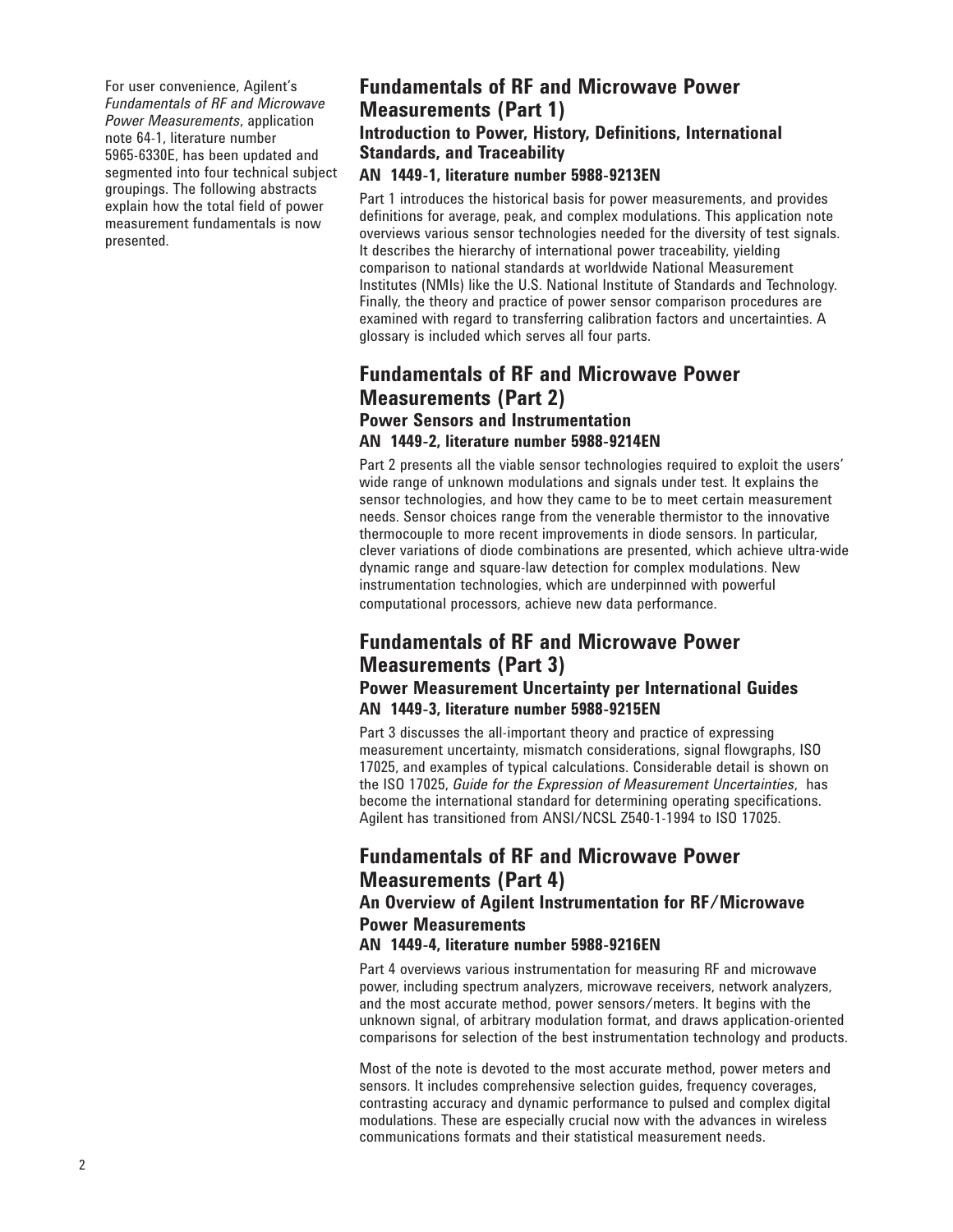For user convenience, Agilent's *Fundamentals of RF and Microwave Power Measurements*, application note 64-1, literature number 5965-6330E, has been updated and segmented into four technical subject groupings. The following abstracts explain how the total field of power measurement fundamentals is now presented.

## Fundamentals of RF and Microwave Power Measurements (Part 1)

### Introduction to Power, History, Definitions, International Standards, and Traceability

#### AN 1449-1, literature number 5988-9213EN

Part 1 introduces the historical basis for power measurements, and provides definitions for average, peak, and complex modulations. This application note overviews various sensor technologies needed for the diversity of test signals. It describes the hierarchy of international power traceability, yielding comparison to national standards at worldwide National Measurement Institutes (NMIs) like the U.S. National Institute of Standards and Technology. Finally, the theory and practice of power sensor comparison procedures are examined with regard to transferring calibration factors and uncertainties. A glossary is included which serves all four parts.

## Fundamentals of RF and Microwave Power Measurements (Part 2)

### Power Sensors and Instrumentation

#### AN 1449-2, literature number 5988-9214EN

Part 2 presents all the viable sensor technologies required to exploit the users' wide range of unknown modulations and signals under test. It explains the sensor technologies, and how they came to be to meet certain measurement needs. Sensor choices range from the venerable thermistor to the innovative thermocouple to more recent improvements in diode sensors. In particular, clever variations of diode combinations are presented, which achieve ultra-wide dynamic range and square-law detection for complex modulations. New instrumentation technologies, which are underpinned with powerful computational processors, achieve new data performance.

## Fundamentals of RF and Microwave Power Measurements (Part 3)

### Power Measurement Uncertainty per International Guides

#### AN 1449-3, literature number 5988-9215EN

Part 3 discusses the all-important theory and practice of expressing measurement uncertainty, mismatch considerations, signal flowgraphs, ISO 17025, and examples of typical calculations. Considerable detail is shown on the ISO 17025, *Guide for the Expression of Measurement Uncertainties*, has become the international standard for determining operating specifications. Agilent has transitioned from ANSI/NCSL Z540-1-1994 to ISO 17025.

## Fundamentals of RF and Microwave Power Measurements (Part 4)

### An Overview of Agilent Instrumentation for RF/Microwave Power Measurements

#### AN 1449-4, literature number 5988-9216EN

Part 4 overviews various instrumentation for measuring RF and microwave power, including spectrum analyzers, microwave receivers, network analyzers, and the most accurate method, power sensors/meters. It begins with the unknown signal, of arbitrary modulation format, and draws application-oriented comparisons for selection of the best instrumentation technology and products.

Most of the note is devoted to the most accurate method, power meters and sensors. It includes comprehensive selection guides, frequency coverages, contrasting accuracy and dynamic performance to pulsed and complex digital modulations. These are especially crucial now with the advances in wireless communications formats and their statistical measurement needs.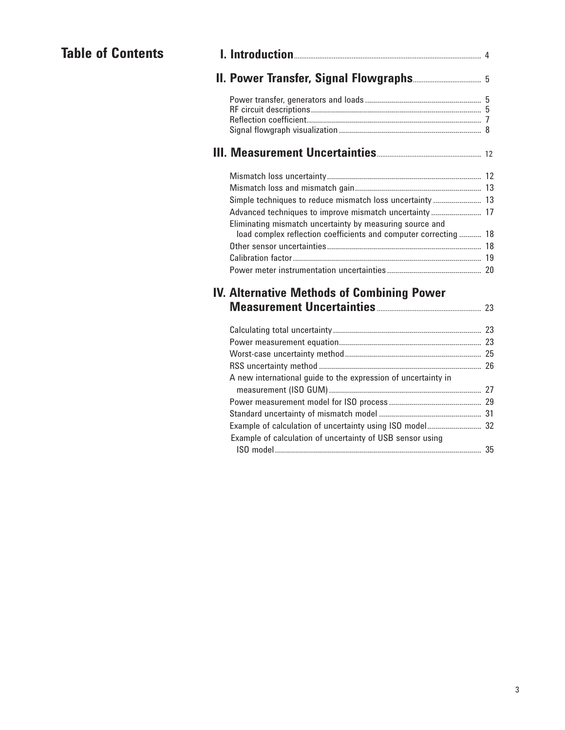# Table of Contents

**I. Introduction** ........ 4

**II. Power Transfer, Signal Flowgraphs** ........ 5

- Power transfer, generators and loads ........ 5
- RF circuit descriptions ........ 5
- Reflection coefficient ........ 7
- Signal flowgraph visualization ........ 8

**III. Measurement Uncertainties** ........ 12

- Mismatch loss uncertainty ........ 12
- Mismatch loss and mismatch gain ........ 13
- Simple techniques to reduce mismatch loss uncertainty ........ 13
- Advanced techniques to improve mismatch uncertainty ........ 17
- Eliminating mismatch uncertainty by measuring source and load complex reflection coefficients and computer correcting ........ 18
- Other sensor uncertainties ........ 18
- Calibration factor ........ 19
- Power meter instrumentation uncertainties ........ 20

**IV. Alternative Methods of Combining Power Measurement Uncertainties** ........ 23

- Calculating total uncertainty ........ 23
- Power measurement equation ........ 23
- Worst-case uncertainty method ........ 25
- RSS uncertainty method ........ 26
- A new international guide to the expression of uncertainty in measurement (ISO GUM) ........ 27
- Power measurement model for ISO process ........ 29
- Standard uncertainty of mismatch model ........ 31
- Example of calculation of uncertainty using ISO model ........ 32
- Example of calculation of uncertainty of USB sensor using ISO model ........ 35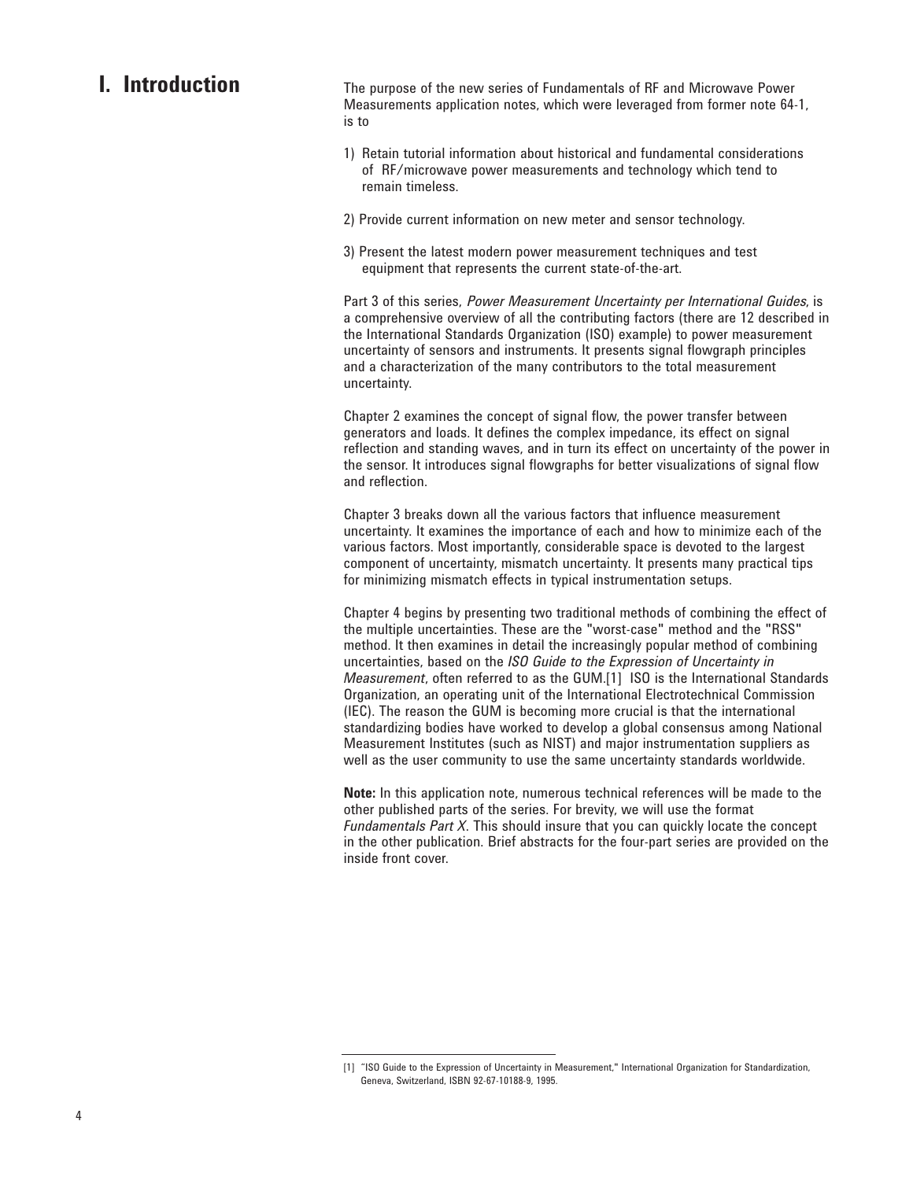# I. Introduction

The purpose of the new series of Fundamentals of RF and Microwave Power Measurements application notes, which were leveraged from former note 64-1, is to

1) Retain tutorial information about historical and fundamental considerations of RF/microwave power measurements and technology which tend to remain timeless.

2) Provide current information on new meter and sensor technology.

3) Present the latest modern power measurement techniques and test equipment that represents the current state-of-the-art.

Part 3 of this series, *Power Measurement Uncertainty per International Guides*, is a comprehensive overview of all the contributing factors (there are 12 described in the International Standards Organization (ISO) example) to power measurement uncertainty of sensors and instruments. It presents signal flowgraph principles and a characterization of the many contributors to the total measurement uncertainty.

Chapter 2 examines the concept of signal flow, the power transfer between generators and loads. It defines the complex impedance, its effect on signal reflection and standing waves, and in turn its effect on uncertainty of the power in the sensor. It introduces signal flowgraphs for better visualizations of signal flow and reflection.

Chapter 3 breaks down all the various factors that influence measurement uncertainty. It examines the importance of each and how to minimize each of the various factors. Most importantly, considerable space is devoted to the largest component of uncertainty, mismatch uncertainty. It presents many practical tips for minimizing mismatch effects in typical instrumentation setups.

Chapter 4 begins by presenting two traditional methods of combining the effect of the multiple uncertainties. These are the "worst-case" method and the "RSS" method. It then examines in detail the increasingly popular method of combining uncertainties, based on the *ISO Guide to the Expression of Uncertainty in Measurement*, often referred to as the GUM.[1] ISO is the International Standards Organization, an operating unit of the International Electrotechnical Commission (IEC). The reason the GUM is becoming more crucial is that the international standardizing bodies have worked to develop a global consensus among National Measurement Institutes (such as NIST) and major instrumentation suppliers as well as the user community to use the same uncertainty standards worldwide.

**Note:** In this application note, numerous technical references will be made to the other published parts of the series. For brevity, we will use the format *Fundamentals Part X*. This should insure that you can quickly locate the concept in the other publication. Brief abstracts for the four-part series are provided on the inside front cover.

---

[1] "ISO Guide to the Expression of Uncertainty in Measurement," International Organization for Standardization, Geneva, Switzerland, ISBN 92-67-10188-9, 1995.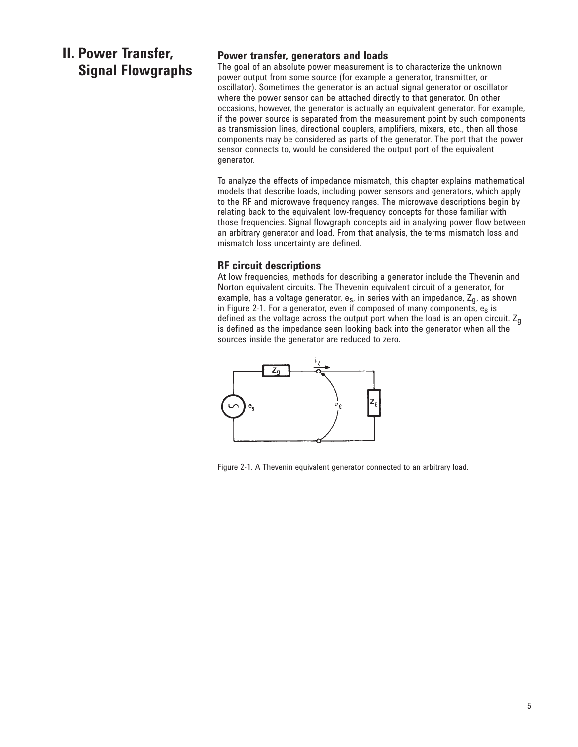# II. Power Transfer, Signal Flowgraphs

## Power transfer, generators and loads

The goal of an absolute power measurement is to characterize the unknown power output from some source (for example a generator, transmitter, or oscillator). Sometimes the generator is an actual signal generator or oscillator where the power sensor can be attached directly to that generator. On other occasions, however, the generator is actually an equivalent generator. For example, if the power source is separated from the measurement point by such components as transmission lines, directional couplers, amplifiers, mixers, etc., then all those components may be considered as parts of the generator. The port that the power sensor connects to, would be considered the output port of the equivalent generator.

To analyze the effects of impedance mismatch, this chapter explains mathematical models that describe loads, including power sensors and generators, which apply to the RF and microwave frequency ranges. The microwave descriptions begin by relating back to the equivalent low-frequency concepts for those familiar with those frequencies. Signal flowgraph concepts aid in analyzing power flow between an arbitrary generator and load. From that analysis, the terms mismatch loss and mismatch loss uncertainty are defined.

## RF circuit descriptions

At low frequencies, methods for describing a generator include the Thevenin and Norton equivalent circuits. The Thevenin equivalent circuit of a generator, for example, has a voltage generator, $e_s$, in series with an impedance, $Z_g$, as shown in Figure 2-1. For a generator, even if composed of many components, $e_s$ is defined as the voltage across the output port when the load is an open circuit. $Z_g$ is defined as the impedance seen looking back into the generator when all the sources inside the generator are reduced to zero.

Figure 2-1. A Thevenin equivalent generator connected to an arbitrary load.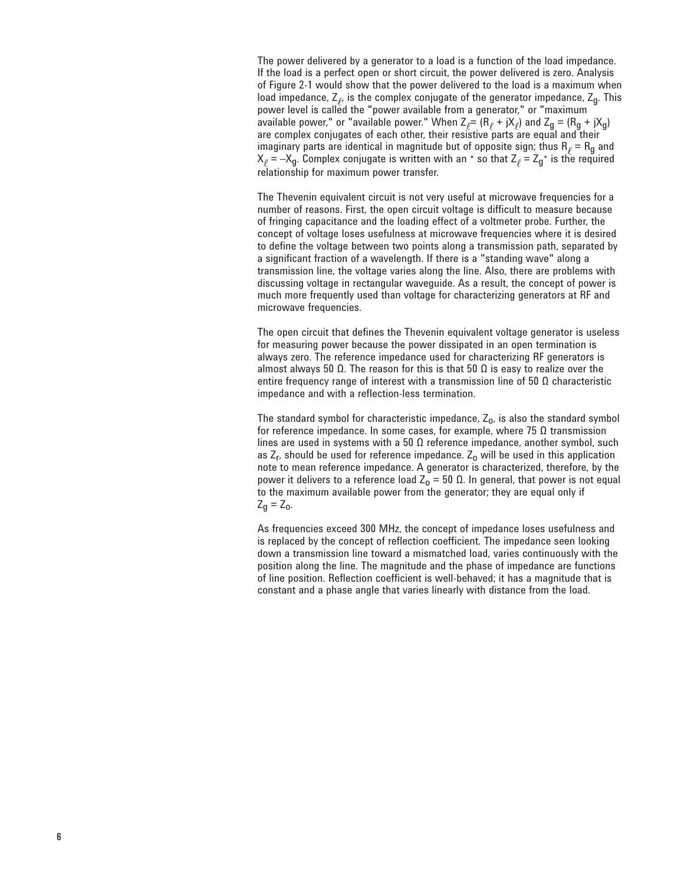The power delivered by a generator to a load is a function of the load impedance. If the load is a perfect open or short circuit, the power delivered is zero. Analysis of Figure 2-1 would show that the power delivered to the load is a maximum when load impedance, $Z_\ell$, is the complex conjugate of the generator impedance, $Z_g$. This power level is called the "power available from a generator," or "maximum available power," or "available power." When $Z_\ell = (R_\ell + jX_\ell)$ and $Z_g = (R_g + jX_g)$ are complex conjugates of each other, their resistive parts are equal and their imaginary parts are identical in magnitude but of opposite sign; thus $R_\ell = R_g$ and $X_\ell = -X_g$. Complex conjugate is written with an * so that $Z_\ell = Z_g^*$ is the required relationship for maximum power transfer.

The Thevenin equivalent circuit is not very useful at microwave frequencies for a number of reasons. First, the open circuit voltage is difficult to measure because of fringing capacitance and the loading effect of a voltmeter probe. Further, the concept of voltage loses usefulness at microwave frequencies where it is desired to define the voltage between two points along a transmission path, separated by a significant fraction of a wavelength. If there is a "standing wave" along a transmission line, the voltage varies along the line. Also, there are problems with discussing voltage in rectangular waveguide. As a result, the concept of power is much more frequently used than voltage for characterizing generators at RF and microwave frequencies.

The open circuit that defines the Thevenin equivalent voltage generator is useless for measuring power because the power dissipated in an open termination is always zero. The reference impedance used for characterizing RF generators is almost always 50 Ω. The reason for this is that 50 Ω is easy to realize over the entire frequency range of interest with a transmission line of 50 Ω characteristic impedance and with a reflection-less termination.

The standard symbol for characteristic impedance, $Z_o$, is also the standard symbol for reference impedance. In some cases, for example, where 75 Ω transmission lines are used in systems with a 50 Ω reference impedance, another symbol, such as $Z_r$, should be used for reference impedance. $Z_o$ will be used in this application note to mean reference impedance. A generator is characterized, therefore, by the power it delivers to a reference load $Z_o = 50$ Ω. In general, that power is not equal to the maximum available power from the generator; they are equal only if $Z_g = Z_o$.

As frequencies exceed 300 MHz, the concept of impedance loses usefulness and is replaced by the concept of reflection coefficient. The impedance seen looking down a transmission line toward a mismatched load, varies continuously with the position along the line. The magnitude and the phase of impedance are functions of line position. Reflection coefficient is well-behaved; it has a magnitude that is constant and a phase angle that varies linearly with distance from the load.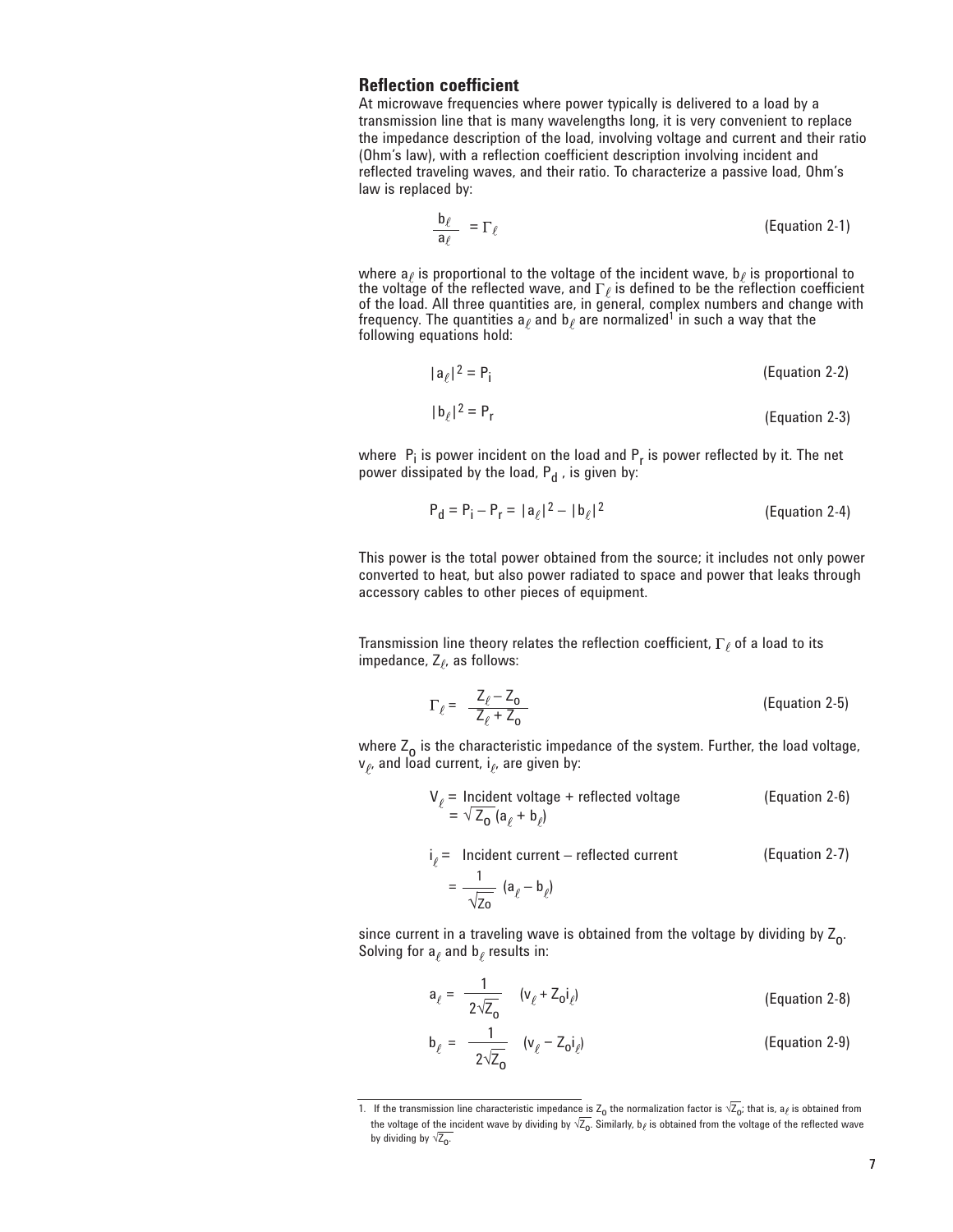## Reflection coefficient

At microwave frequencies where power typically is delivered to a load by a transmission line that is many wavelengths long, it is very convenient to replace the impedance description of the load, involving voltage and current and their ratio (Ohm's law), with a reflection coefficient description involving incident and reflected traveling waves, and their ratio. To characterize a passive load, Ohm's law is replaced by:

$$\frac{b_\ell}{a_\ell} = \Gamma_\ell \quad \text{(Equation 2-1)}$$

where $a_\ell$ is proportional to the voltage of the incident wave, $b_\ell$ is proportional to the voltage of the reflected wave, and $\Gamma_\ell$ is defined to be the reflection coefficient of the load. All three quantities are, in general, complex numbers and change with frequency. The quantities $a_\ell$ and $b_\ell$ are normalized[1] in such a way that the following equations hold:

$$|a_\ell|^2 = P_i \quad \text{(Equation 2-2)}$$

$$|b_\ell|^2 = P_r \quad \text{(Equation 2-3)}$$

where $P_i$ is power incident on the load and $P_r$ is power reflected by it. The net power dissipated by the load, $P_d$, is given by:

$$P_d = P_i - P_r = |a_\ell|^2 - |b_\ell|^2 \quad \text{(Equation 2-4)}$$

This power is the total power obtained from the source; it includes not only power converted to heat, but also power radiated to space and power that leaks through accessory cables to other pieces of equipment.

Transmission line theory relates the reflection coefficient, $\Gamma_\ell$ of a load to its impedance, $Z_\ell$, as follows:

$$\Gamma_\ell = \frac{Z_\ell - Z_o}{Z_\ell + Z_o} \quad \text{(Equation 2-5)}$$

where $Z_o$ is the characteristic impedance of the system. Further, the load voltage, $v_\ell$, and load current, $i_\ell$, are given by:

$$\begin{aligned} V_\ell &= \text{Incident voltage + reflected voltage} \\ &= \sqrt{Z_o}\,(a_\ell + b_\ell) \end{aligned} \quad \text{(Equation 2-6)}$$

$$\begin{aligned} i_\ell &= \text{Incident current – reflected current} \\ &= \frac{1}{\sqrt{Zo}}\,(a_\ell - b_\ell) \end{aligned} \quad \text{(Equation 2-7)}$$

since current in a traveling wave is obtained from the voltage by dividing by $Z_o$. Solving for $a_\ell$ and $b_\ell$ results in:

$$a_\ell = \frac{1}{2\sqrt{Z_o}} \quad (v_\ell + Z_o i_\ell) \quad \text{(Equation 2-8)}$$

$$b_\ell = \frac{1}{2\sqrt{Z_o}} \quad (v_\ell - Z_o i_\ell) \quad \text{(Equation 2-9)}$$

---

1. If the transmission line characteristic impedance is $Z_o$ the normalization factor is $\sqrt{Z_o}$; that is, $a_\ell$ is obtained from the voltage of the incident wave by dividing by $\sqrt{Z_o}$. Similarly, $b_\ell$ is obtained from the voltage of the reflected wave by dividing by $\sqrt{Z_o}$.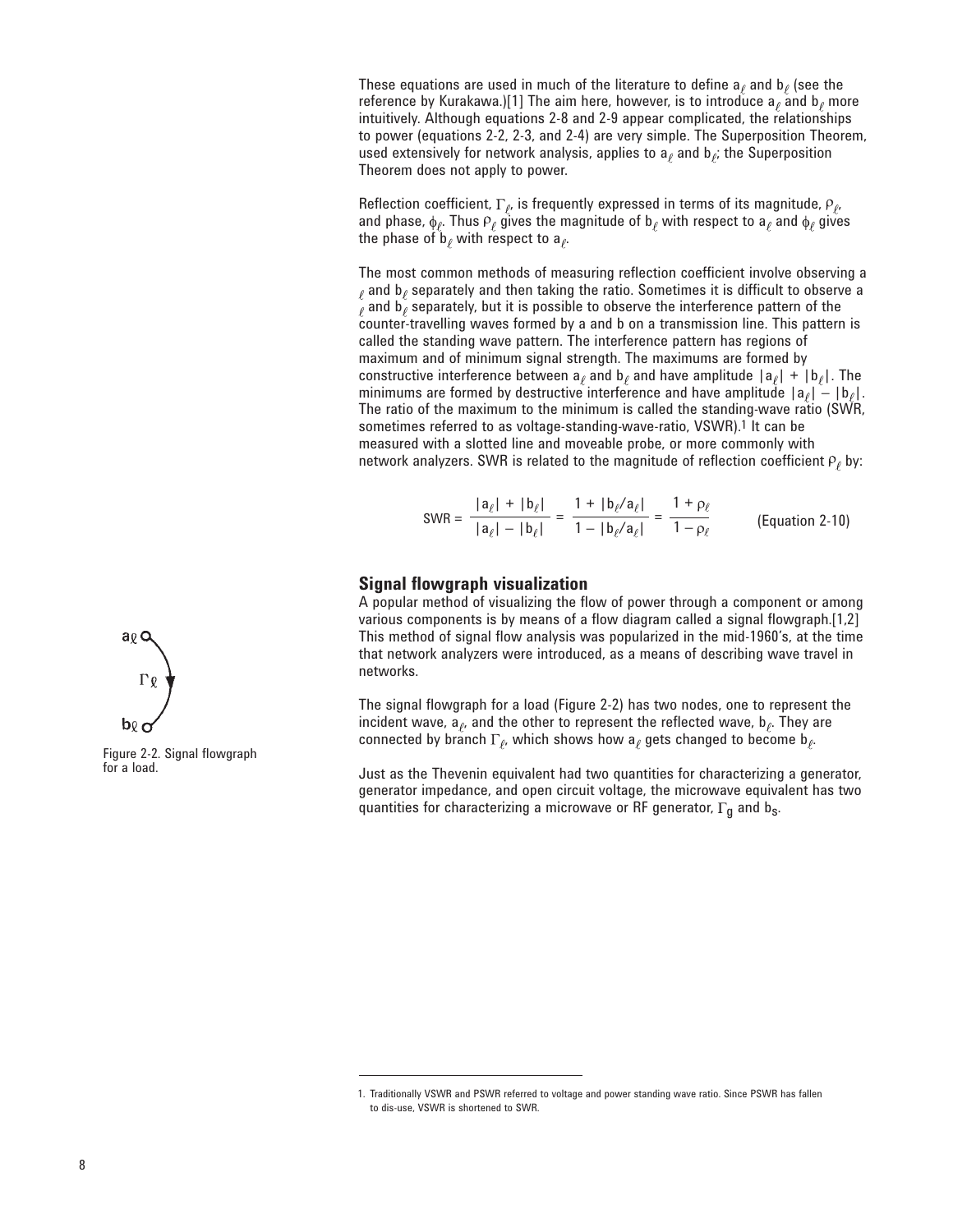These equations are used in much of the literature to define $a_\ell$ and $b_\ell$ (see the reference by Kurakawa.)[1] The aim here, however, is to introduce $a_\ell$ and $b_\ell$ more intuitively. Although equations 2-8 and 2-9 appear complicated, the relationships to power (equations 2-2, 2-3, and 2-4) are very simple. The Superposition Theorem, used extensively for network analysis, applies to $a_\ell$ and $b_\ell$; the Superposition Theorem does not apply to power.

Reflection coefficient, $\Gamma_\ell$, is frequently expressed in terms of its magnitude, $\rho_\ell$, and phase, $\phi_\ell$. Thus $\rho_\ell$ gives the magnitude of $b_\ell$ with respect to $a_\ell$ and $\phi_\ell$ gives the phase of $b_\ell$ with respect to $a_\ell$.

The most common methods of measuring reflection coefficient involve observing $a_\ell$ and $b_\ell$ separately and then taking the ratio. Sometimes it is difficult to observe $a_\ell$ and $b_\ell$ separately, but it is possible to observe the interference pattern of the counter-travelling waves formed by a and b on a transmission line. This pattern is called the standing wave pattern. The interference pattern has regions of maximum and of minimum signal strength. The maximums are formed by constructive interference between $a_\ell$ and $b_\ell$ and have amplitude $|a_\ell| + |b_\ell|$. The minimums are formed by destructive interference and have amplitude $|a_\ell| - |b_\ell|$. The ratio of the maximum to the minimum is called the standing-wave ratio (SWR, sometimes referred to as voltage-standing-wave-ratio, VSWR).[1] It can be measured with a slotted line and moveable probe, or more commonly with network analyzers. SWR is related to the magnitude of reflection coefficient $\rho_\ell$ by:

$$\text{SWR} = \frac{|a_\ell| + |b_\ell|}{|a_\ell| - |b_\ell|} = \frac{1 + |b_\ell/a_\ell|}{1 - |b_\ell/a_\ell|} = \frac{1 + \rho_\ell}{1 - \rho_\ell} \qquad \text{(Equation 2-10)}$$

## Signal flowgraph visualization

A popular method of visualizing the flow of power through a component or among various components is by means of a flow diagram called a signal flowgraph.[1,2] This method of signal flow analysis was popularized in the mid-1960's, at the time that network analyzers were introduced, as a means of describing wave travel in networks.

Figure 2-2. Signal flowgraph for a load.

The signal flowgraph for a load (Figure 2-2) has two nodes, one to represent the incident wave, $a_\ell$, and the other to represent the reflected wave, $b_\ell$. They are connected by branch $\Gamma_\ell$, which shows how $a_\ell$ gets changed to become $b_\ell$.

Just as the Thevenin equivalent had two quantities for characterizing a generator, generator impedance, and open circuit voltage, the microwave equivalent has two quantities for characterizing a microwave or RF generator, $\Gamma_g$ and $b_s$.

1. Traditionally VSWR and PSWR referred to voltage and power standing wave ratio. Since PSWR has fallen to dis-use, VSWR is shortened to SWR.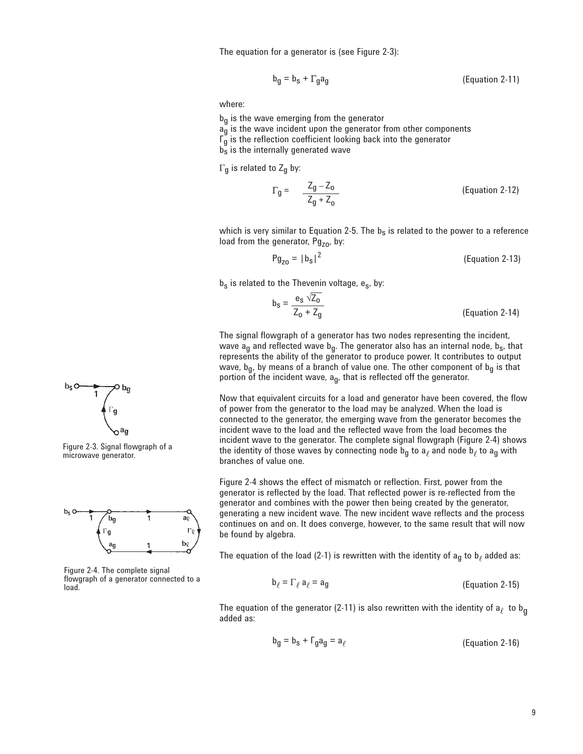The equation for a generator is (see Figure 2-3):

$$b_g = b_s + \Gamma_g a_g \qquad \text{(Equation 2-11)}$$

where:

$b_g$ is the wave emerging from the generator
$a_g$ is the wave incident upon the generator from other components
$\Gamma_g$ is the reflection coefficient looking back into the generator
$b_s$ is the internally generated wave

$\Gamma_g$ is related to $Z_g$ by:

$$\Gamma_g = \frac{Z_g - Z_o}{Z_g + Z_o} \qquad \text{(Equation 2-12)}$$

which is very similar to Equation 2-5. The $b_s$ is related to the power to a reference load from the generator, $Pg_{zo}$, by:

$$Pg_{zo} = |b_s|^2 \qquad \text{(Equation 2-13)}$$

$b_s$ is related to the Thevenin voltage, $e_s$, by:

$$b_s = \frac{e_s \sqrt{Z_o}}{Z_o + Z_g} \qquad \text{(Equation 2-14)}$$

The signal flowgraph of a generator has two nodes representing the incident, wave $a_g$ and reflected wave $b_g$. The generator also has an internal node, $b_s$, that represents the ability of the generator to produce power. It contributes to output wave, $b_g$, by means of a branch of value one. The other component of $b_g$ is that portion of the incident wave, $a_g$, that is reflected off the generator.

Figure 2-3. Signal flowgraph of a microwave generator.

Now that equivalent circuits for a load and generator have been covered, the flow of power from the generator to the load may be analyzed. When the load is connected to the generator, the emerging wave from the generator becomes the incident wave to the load and the reflected wave from the load becomes the incident wave to the generator. The complete signal flowgraph (Figure 2-4) shows the identity of those waves by connecting node $b_g$ to $a_\ell$ and node $b_\ell$ to $a_g$ with branches of value one.

Figure 2-4 shows the effect of mismatch or reflection. First, power from the generator is reflected by the load. That reflected power is re-reflected from the generator and combines with the power then being created by the generator, generating a new incident wave. The new incident wave reflects and the process continues on and on. It does converge, however, to the same result that will now be found by algebra.

Figure 2-4. The complete signal flowgraph of a generator connected to a load.

The equation of the load (2-1) is rewritten with the identity of $a_g$ to $b_\ell$ added as:

$$b_\ell = \Gamma_\ell \, a_\ell = a_g \qquad \text{(Equation 2-15)}$$

The equation of the generator (2-11) is also rewritten with the identity of $a_\ell$ to $b_g$ added as:

$$b_g = b_s + \Gamma_g a_g = a_\ell \qquad \text{(Equation 2-16)}$$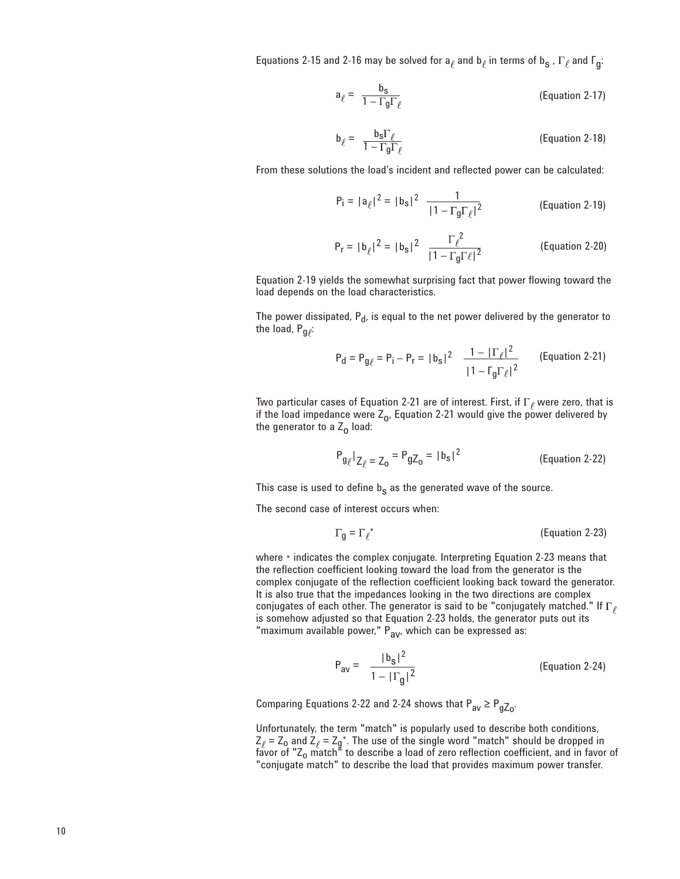Equations 2-15 and 2-16 may be solved for $a_\ell$ and $b_\ell$ in terms of $b_s$, $\Gamma_\ell$ and $\Gamma_g$:

$$a_\ell = \frac{b_s}{1 - \Gamma_g \Gamma_\ell} \qquad \text{(Equation 2-17)}$$

$$b_\ell = \frac{b_s \Gamma_\ell}{1 - \Gamma_g \Gamma_\ell} \qquad \text{(Equation 2-18)}$$

From these solutions the load's incident and reflected power can be calculated:

$$P_i = |a_\ell|^2 = |b_s|^2 \frac{1}{|1 - \Gamma_g \Gamma_\ell|^2} \qquad \text{(Equation 2-19)}$$

$$P_r = |b_\ell|^2 = |b_s|^2 \frac{\Gamma_\ell^2}{|1 - \Gamma_g \Gamma \ell|^2} \qquad \text{(Equation 2-20)}$$

Equation 2-19 yields the somewhat surprising fact that power flowing toward the load depends on the load characteristics.

The power dissipated, $P_d$, is equal to the net power delivered by the generator to the load, $P_{g\ell}$:

$$P_d = P_{g\ell} = P_i - P_r = |b_s|^2 \frac{1 - |\Gamma_\ell|^2}{|1 - \Gamma_g \Gamma_\ell|^2} \qquad \text{(Equation 2-21)}$$

Two particular cases of Equation 2-21 are of interest. First, if $\Gamma_\ell$ were zero, that is if the load impedance were $Z_o$, Equation 2-21 would give the power delivered by the generator to a $Z_o$ load:

$$P_{g\ell}|_{Z_\ell = Z_o} = P_{gZ_o} = |b_s|^2 \qquad \text{(Equation 2-22)}$$

This case is used to define $b_s$ as the generated wave of the source.

The second case of interest occurs when:

$$\Gamma_g = \Gamma_\ell^* \qquad \text{(Equation 2-23)}$$

where * indicates the complex conjugate. Interpreting Equation 2-23 means that the reflection coefficient looking toward the load from the generator is the complex conjugate of the reflection coefficient looking back toward the generator. It is also true that the impedances looking in the two directions are complex conjugates of each other. The generator is said to be "conjugately matched." If $\Gamma_\ell$ is somehow adjusted so that Equation 2-23 holds, the generator puts out its "maximum available power," $P_{av}$, which can be expressed as:

$$P_{av} = \frac{|b_s|^2}{1 - |\Gamma_g|^2} \qquad \text{(Equation 2-24)}$$

Comparing Equations 2-22 and 2-24 shows that $P_{av} \geq P_{gZ_o}$.

Unfortunately, the term "match" is popularly used to describe both conditions, $Z_\ell = Z_o$ and $Z_\ell = Z_g^*$. The use of the single word "match" should be dropped in favor of "$Z_o$ match" to describe a load of zero reflection coefficient, and in favor of "conjugate match" to describe the load that provides maximum power transfer.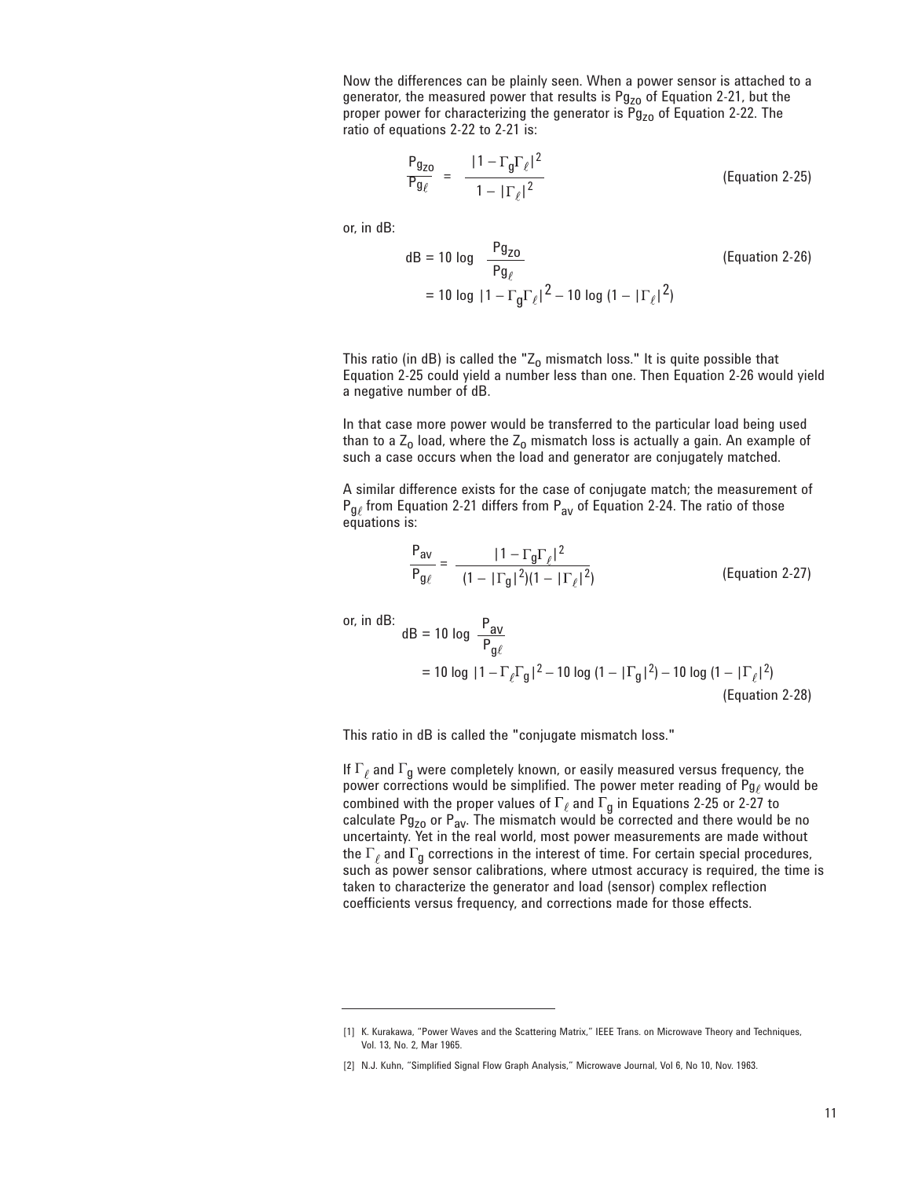Now the differences can be plainly seen. When a power sensor is attached to a generator, the measured power that results is $Pg_{zo}$ of Equation 2-21, but the proper power for characterizing the generator is $Pg_{zo}$ of Equation 2-22. The ratio of equations 2-22 to 2-21 is:

$$\frac{Pg_{zo}}{Pg_{\ell}} = \frac{|1 - \Gamma_g \Gamma_{\ell}|^2}{1 - |\Gamma_{\ell}|^2} \qquad \text{(Equation 2-25)}$$

or, in dB:

$$\begin{aligned} \text{dB} &= 10 \log \frac{Pg_{zo}}{Pg_{\ell}} \qquad \text{(Equation 2-26)} \\ &= 10 \log |1 - \Gamma_g \Gamma_{\ell}|^2 - 10 \log (1 - |\Gamma_{\ell}|^2) \end{aligned}$$

This ratio (in dB) is called the "$Z_o$ mismatch loss." It is quite possible that Equation 2-25 could yield a number less than one. Then Equation 2-26 would yield a negative number of dB.

In that case more power would be transferred to the particular load being used than to a $Z_o$ load, where the $Z_o$ mismatch loss is actually a gain. An example of such a case occurs when the load and generator are conjugately matched.

A similar difference exists for the case of conjugate match; the measurement of $P_{g\ell}$ from Equation 2-21 differs from $P_{av}$ of Equation 2-24. The ratio of those equations is:

$$\frac{P_{av}}{P_{g\ell}} = \frac{|1 - \Gamma_g \Gamma_{\ell}|^2}{(1 - |\Gamma_g|^2)(1 - |\Gamma_{\ell}|^2)} \qquad \text{(Equation 2-27)}$$

or, in dB:

$$\begin{aligned} \text{dB} &= 10 \log \frac{P_{av}}{P_{g\ell}} \\ &= 10 \log |1 - \Gamma_{\ell} \Gamma_g|^2 - 10 \log (1 - |\Gamma_g|^2) - 10 \log (1 - |\Gamma_{\ell}|^2) \end{aligned} \qquad \text{(Equation 2-28)}$$

This ratio in dB is called the "conjugate mismatch loss."

If $\Gamma_{\ell}$ and $\Gamma_g$ were completely known, or easily measured versus frequency, the power corrections would be simplified. The power meter reading of $Pg_{\ell}$ would be combined with the proper values of $\Gamma_{\ell}$ and $\Gamma_g$ in Equations 2-25 or 2-27 to calculate $Pg_{zo}$ or $P_{av}$. The mismatch would be corrected and there would be no uncertainty. Yet in the real world, most power measurements are made without the $\Gamma_{\ell}$ and $\Gamma_g$ corrections in the interest of time. For certain special procedures, such as power sensor calibrations, where utmost accuracy is required, the time is taken to characterize the generator and load (sensor) complex reflection coefficients versus frequency, and corrections made for those effects.

---

[1] K. Kurakawa, "Power Waves and the Scattering Matrix," IEEE Trans. on Microwave Theory and Techniques, Vol. 13, No. 2, Mar 1965.

[2] N.J. Kuhn, "Simplified Signal Flow Graph Analysis," Microwave Journal, Vol 6, No 10, Nov. 1963.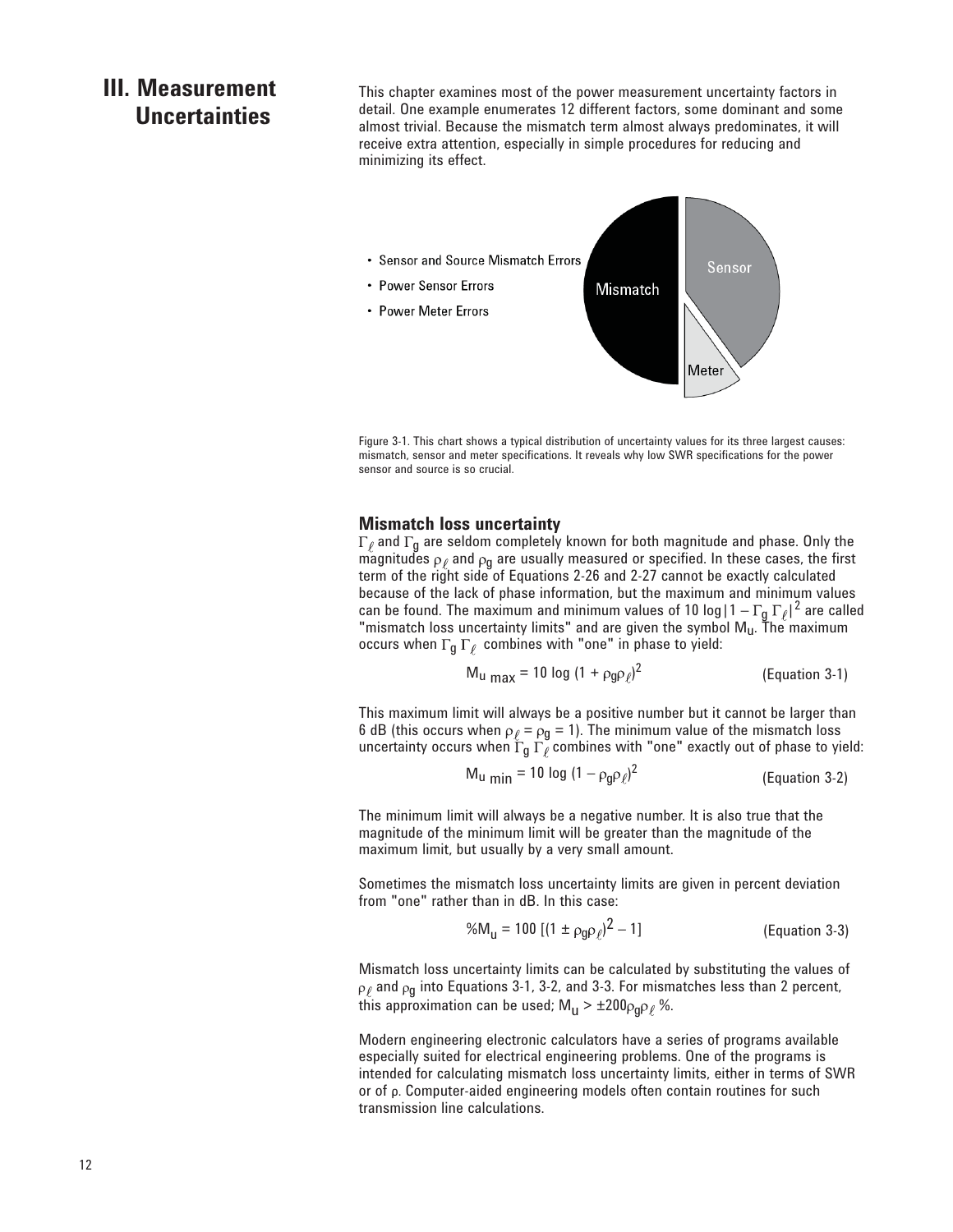# III. Measurement Uncertainties

This chapter examines most of the power measurement uncertainty factors in detail. One example enumerates 12 different factors, some dominant and some almost trivial. Because the mismatch term almost always predominates, it will receive extra attention, especially in simple procedures for reducing and minimizing its effect.

- Sensor and Source Mismatch Errors
- Power Sensor Errors
- Power Meter Errors

Figure 3-1. This chart shows a typical distribution of uncertainty values for its three largest causes: mismatch, sensor and meter specifications. It reveals why low SWR specifications for the power sensor and source is so crucial.

## Mismatch loss uncertainty

$\Gamma_\ell$ and $\Gamma_g$ are seldom completely known for both magnitude and phase. Only the magnitudes $\rho_\ell$ and $\rho_g$ are usually measured or specified. In these cases, the first term of the right side of Equations 2-26 and 2-27 cannot be exactly calculated because of the lack of phase information, but the maximum and minimum values can be found. The maximum and minimum values of $10 \log|1 - \Gamma_g \Gamma_\ell|^2$ are called "mismatch loss uncertainty limits" and are given the symbol $M_u$. The maximum occurs when $\Gamma_g \Gamma_\ell$ combines with "one" in phase to yield:

$$M_{u\ max} = 10 \log (1 + \rho_g\rho_\ell)^2 \qquad \text{(Equation 3-1)}$$

This maximum limit will always be a positive number but it cannot be larger than 6 dB (this occurs when $\rho_\ell = \rho_g = 1$). The minimum value of the mismatch loss uncertainty occurs when $\Gamma_g \Gamma_\ell$ combines with "one" exactly out of phase to yield:

$$M_{u\ min} = 10 \log (1 - \rho_g\rho_\ell)^2 \qquad \text{(Equation 3-2)}$$

The minimum limit will always be a negative number. It is also true that the magnitude of the minimum limit will be greater than the magnitude of the maximum limit, but usually by a very small amount.

Sometimes the mismatch loss uncertainty limits are given in percent deviation from "one" rather than in dB. In this case:

$$\%M_u = 100\ [(1 \pm \rho_g\rho_\ell)^2 - 1] \qquad \text{(Equation 3-3)}$$

Mismatch loss uncertainty limits can be calculated by substituting the values of $\rho_\ell$ and $\rho_g$ into Equations 3-1, 3-2, and 3-3. For mismatches less than 2 percent, this approximation can be used; $M_u > \pm 200\rho_g\rho_\ell$ %.

Modern engineering electronic calculators have a series of programs available especially suited for electrical engineering problems. One of the programs is intended for calculating mismatch loss uncertainty limits, either in terms of SWR or of ρ. Computer-aided engineering models often contain routines for such transmission line calculations.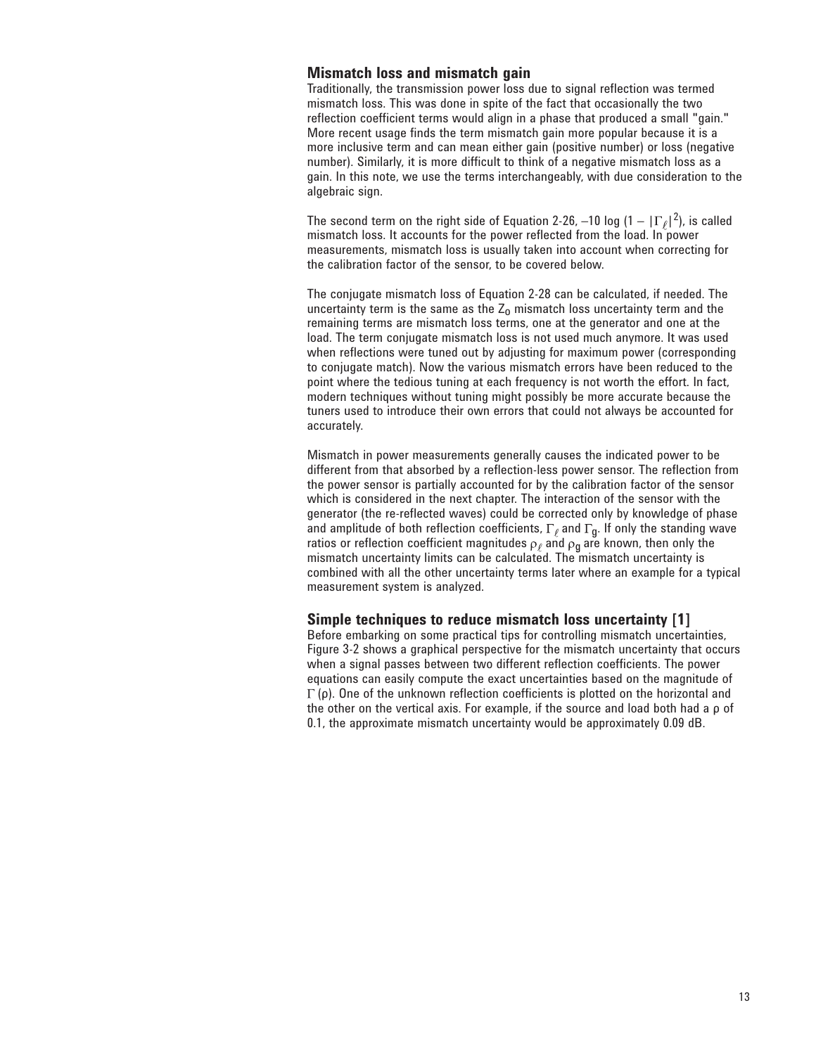## Mismatch loss and mismatch gain

Traditionally, the transmission power loss due to signal reflection was termed mismatch loss. This was done in spite of the fact that occasionally the two reflection coefficient terms would align in a phase that produced a small "gain." More recent usage finds the term mismatch gain more popular because it is a more inclusive term and can mean either gain (positive number) or loss (negative number). Similarly, it is more difficult to think of a negative mismatch loss as a gain. In this note, we use the terms interchangeably, with due consideration to the algebraic sign.

The second term on the right side of Equation 2-26, $-10 \log (1 - |\Gamma_\ell|^2)$, is called mismatch loss. It accounts for the power reflected from the load. In power measurements, mismatch loss is usually taken into account when correcting for the calibration factor of the sensor, to be covered below.

The conjugate mismatch loss of Equation 2-28 can be calculated, if needed. The uncertainty term is the same as the $Z_0$ mismatch loss uncertainty term and the remaining terms are mismatch loss terms, one at the generator and one at the load. The term conjugate mismatch loss is not used much anymore. It was used when reflections were tuned out by adjusting for maximum power (corresponding to conjugate match). Now the various mismatch errors have been reduced to the point where the tedious tuning at each frequency is not worth the effort. In fact, modern techniques without tuning might possibly be more accurate because the tuners used to introduce their own errors that could not always be accounted for accurately.

Mismatch in power measurements generally causes the indicated power to be different from that absorbed by a reflection-less power sensor. The reflection from the power sensor is partially accounted for by the calibration factor of the sensor which is considered in the next chapter. The interaction of the sensor with the generator (the re-reflected waves) could be corrected only by knowledge of phase and amplitude of both reflection coefficients, $\Gamma_\ell$ and $\Gamma_g$. If only the standing wave ratios or reflection coefficient magnitudes $\rho_\ell$ and $\rho_g$ are known, then only the mismatch uncertainty limits can be calculated. The mismatch uncertainty is combined with all the other uncertainty terms later where an example for a typical measurement system is analyzed.

## Simple techniques to reduce mismatch loss uncertainty [1]

Before embarking on some practical tips for controlling mismatch uncertainties, Figure 3-2 shows a graphical perspective for the mismatch uncertainty that occurs when a signal passes between two different reflection coefficients. The power equations can easily compute the exact uncertainties based on the magnitude of $\Gamma$ ($\rho$). One of the unknown reflection coefficients is plotted on the horizontal and the other on the vertical axis. For example, if the source and load both had a $\rho$ of 0.1, the approximate mismatch uncertainty would be approximately 0.09 dB.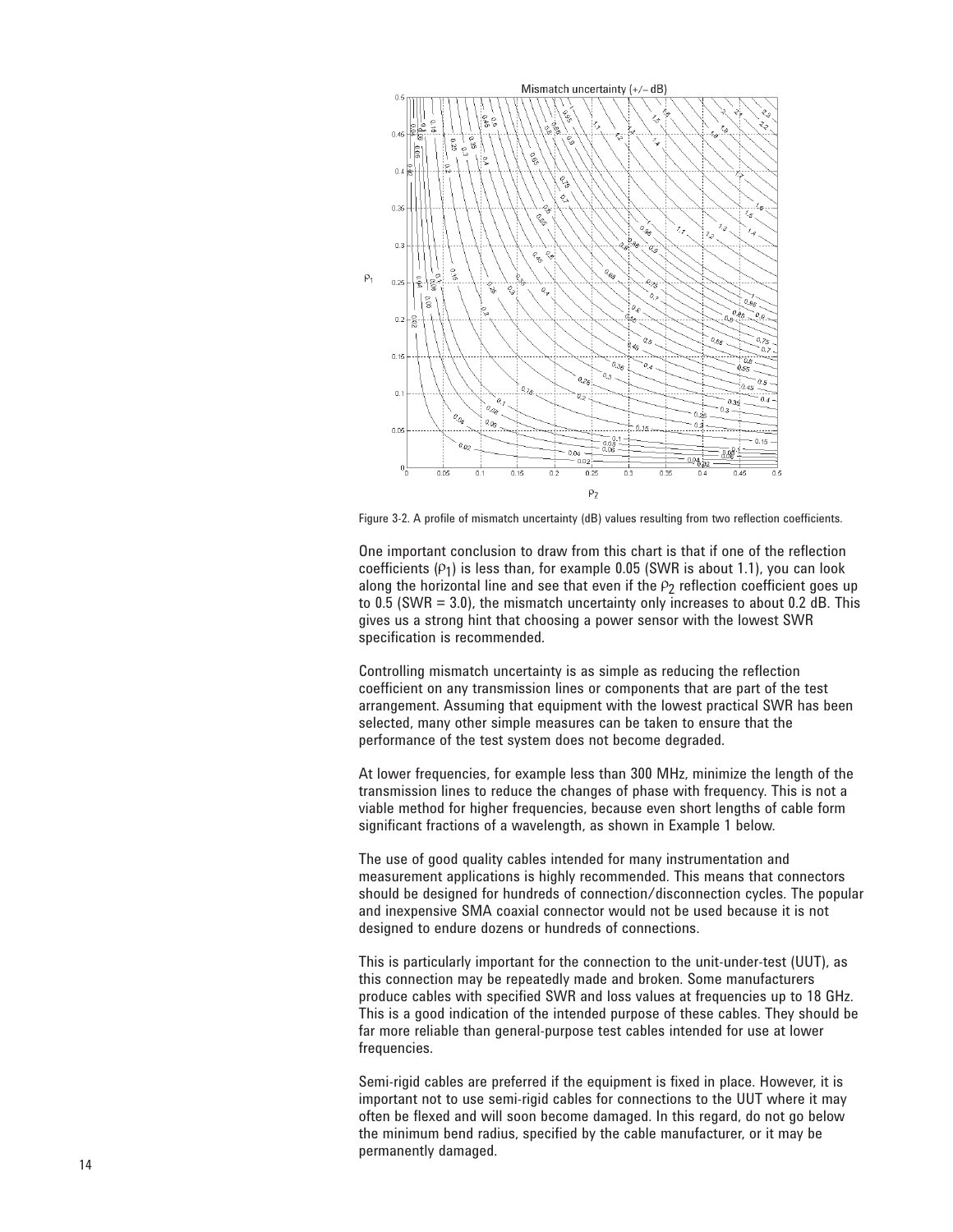Figure 3-2. A profile of mismatch uncertainty (dB) values resulting from two reflection coefficients.

One important conclusion to draw from this chart is that if one of the reflection coefficients ($\rho_1$) is less than, for example 0.05 (SWR is about 1.1), you can look along the horizontal line and see that even if the $\rho_2$ reflection coefficient goes up to 0.5 (SWR = 3.0), the mismatch uncertainty only increases to about 0.2 dB. This gives us a strong hint that choosing a power sensor with the lowest SWR specification is recommended.

Controlling mismatch uncertainty is as simple as reducing the reflection coefficient on any transmission lines or components that are part of the test arrangement. Assuming that equipment with the lowest practical SWR has been selected, many other simple measures can be taken to ensure that the performance of the test system does not become degraded.

At lower frequencies, for example less than 300 MHz, minimize the length of the transmission lines to reduce the changes of phase with frequency. This is not a viable method for higher frequencies, because even short lengths of cable form significant fractions of a wavelength, as shown in Example 1 below.

The use of good quality cables intended for many instrumentation and measurement applications is highly recommended. This means that connectors should be designed for hundreds of connection/disconnection cycles. The popular and inexpensive SMA coaxial connector would not be used because it is not designed to endure dozens or hundreds of connections.

This is particularly important for the connection to the unit-under-test (UUT), as this connection may be repeatedly made and broken. Some manufacturers produce cables with specified SWR and loss values at frequencies up to 18 GHz. This is a good indication of the intended purpose of these cables. They should be far more reliable than general-purpose test cables intended for use at lower frequencies.

Semi-rigid cables are preferred if the equipment is fixed in place. However, it is important not to use semi-rigid cables for connections to the UUT where it may often be flexed and will soon become damaged. In this regard, do not go below the minimum bend radius, specified by the cable manufacturer, or it may be permanently damaged.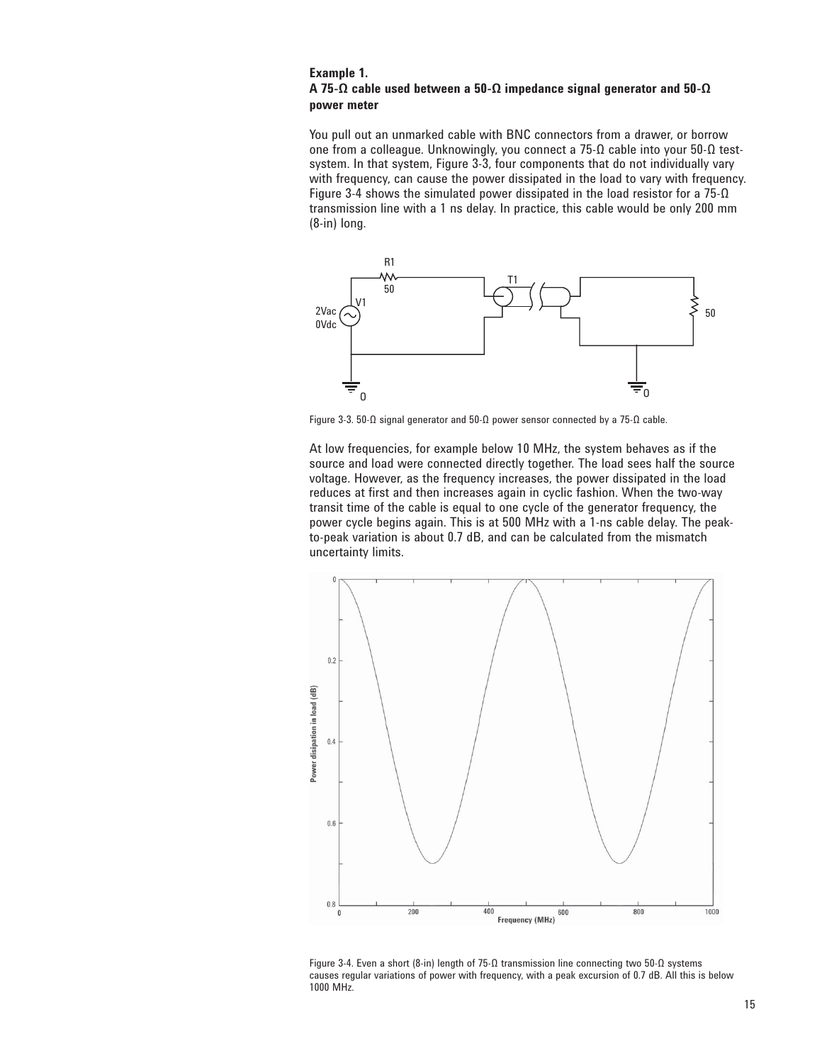**Example 1.**
**A 75-Ω cable used between a 50-Ω impedance signal generator and 50-Ω power meter**

You pull out an unmarked cable with BNC connectors from a drawer, or borrow one from a colleague. Unknowingly, you connect a 75-Ω cable into your 50-Ω test-system. In that system, Figure 3-3, four components that do not individually vary with frequency, can cause the power dissipated in the load to vary with frequency. Figure 3-4 shows the simulated power dissipated in the load resistor for a 75-Ω transmission line with a 1 ns delay. In practice, this cable would be only 200 mm (8-in) long.

Figure 3-3. 50-Ω signal generator and 50-Ω power sensor connected by a 75-Ω cable.

At low frequencies, for example below 10 MHz, the system behaves as if the source and load were connected directly together. The load sees half the source voltage. However, as the frequency increases, the power dissipated in the load reduces at first and then increases again in cyclic fashion. When the two-way transit time of the cable is equal to one cycle of the generator frequency, the power cycle begins again. This is at 500 MHz with a 1-ns cable delay. The peak-to-peak variation is about 0.7 dB, and can be calculated from the mismatch uncertainty limits.

Figure 3-4. Even a short (8-in) length of 75-Ω transmission line connecting two 50-Ω systems causes regular variations of power with frequency, with a peak excursion of 0.7 dB. All this is below 1000 MHz.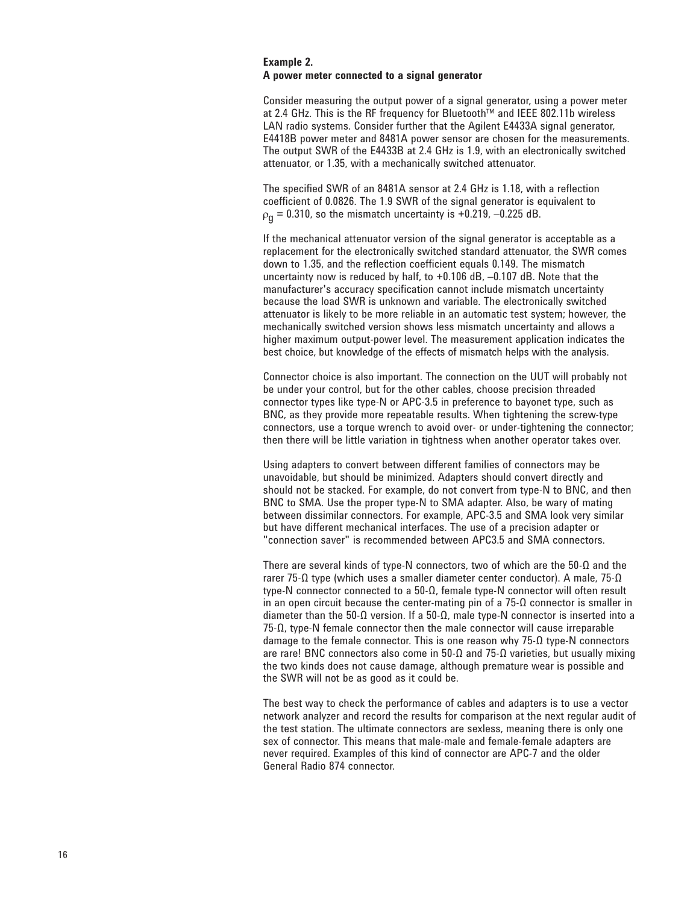**Example 2.**
**A power meter connected to a signal generator**

Consider measuring the output power of a signal generator, using a power meter at 2.4 GHz. This is the RF frequency for Bluetooth™ and IEEE 802.11b wireless LAN radio systems. Consider further that the Agilent E4433A signal generator, E4418B power meter and 8481A power sensor are chosen for the measurements. The output SWR of the E4433B at 2.4 GHz is 1.9, with an electronically switched attenuator, or 1.35, with a mechanically switched attenuator.

The specified SWR of an 8481A sensor at 2.4 GHz is 1.18, with a reflection coefficient of 0.0826. The 1.9 SWR of the signal generator is equivalent to $\rho_g = 0.310$, so the mismatch uncertainty is +0.219, –0.225 dB.

If the mechanical attenuator version of the signal generator is acceptable as a replacement for the electronically switched standard attenuator, the SWR comes down to 1.35, and the reflection coefficient equals 0.149. The mismatch uncertainty now is reduced by half, to +0.106 dB, –0.107 dB. Note that the manufacturer's accuracy specification cannot include mismatch uncertainty because the load SWR is unknown and variable. The electronically switched attenuator is likely to be more reliable in an automatic test system; however, the mechanically switched version shows less mismatch uncertainty and allows a higher maximum output-power level. The measurement application indicates the best choice, but knowledge of the effects of mismatch helps with the analysis.

Connector choice is also important. The connection on the UUT will probably not be under your control, but for the other cables, choose precision threaded connector types like type-N or APC-3.5 in preference to bayonet type, such as BNC, as they provide more repeatable results. When tightening the screw-type connectors, use a torque wrench to avoid over- or under-tightening the connector; then there will be little variation in tightness when another operator takes over.

Using adapters to convert between different families of connectors may be unavoidable, but should be minimized. Adapters should convert directly and should not be stacked. For example, do not convert from type-N to BNC, and then BNC to SMA. Use the proper type-N to SMA adapter. Also, be wary of mating between dissimilar connectors. For example, APC-3.5 and SMA look very similar but have different mechanical interfaces. The use of a precision adapter or "connection saver" is recommended between APC3.5 and SMA connectors.

There are several kinds of type-N connectors, two of which are the 50-Ω and the rarer 75-Ω type (which uses a smaller diameter center conductor). A male, 75-Ω type-N connector connected to a 50-Ω, female type-N connector will often result in an open circuit because the center-mating pin of a 75-Ω connector is smaller in diameter than the 50-Ω version. If a 50-Ω, male type-N connector is inserted into a 75-Ω, type-N female connector then the male connector will cause irreparable damage to the female connector. This is one reason why 75-Ω type-N connectors are rare! BNC connectors also come in 50-Ω and 75-Ω varieties, but usually mixing the two kinds does not cause damage, although premature wear is possible and the SWR will not be as good as it could be.

The best way to check the performance of cables and adapters is to use a vector network analyzer and record the results for comparison at the next regular audit of the test station. The ultimate connectors are sexless, meaning there is only one sex of connector. This means that male-male and female-female adapters are never required. Examples of this kind of connector are APC-7 and the older General Radio 874 connector.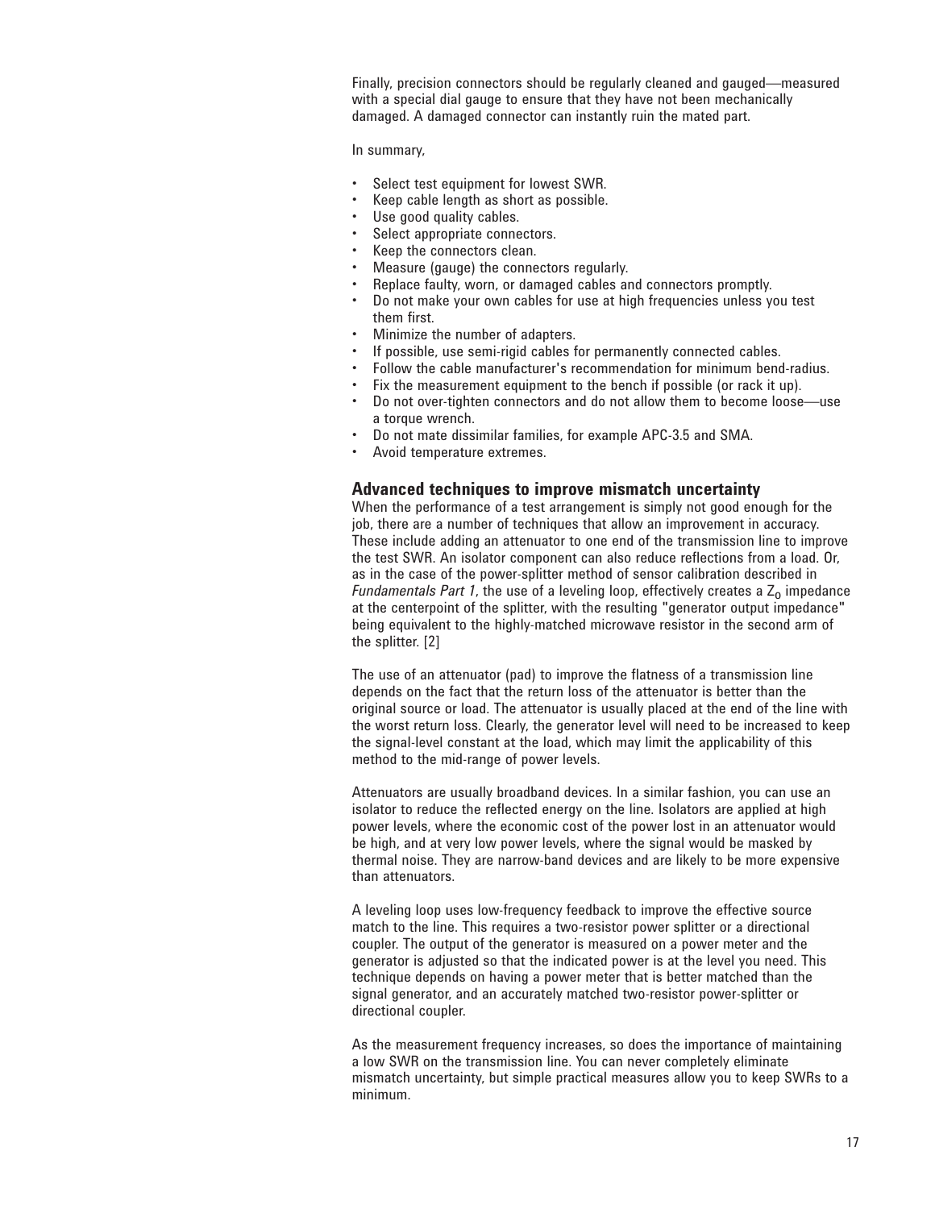Finally, precision connectors should be regularly cleaned and gauged—measured with a special dial gauge to ensure that they have not been mechanically damaged. A damaged connector can instantly ruin the mated part.

In summary,

- Select test equipment for lowest SWR.
- Keep cable length as short as possible.
- Use good quality cables.
- Select appropriate connectors.
- Keep the connectors clean.
- Measure (gauge) the connectors regularly.
- Replace faulty, worn, or damaged cables and connectors promptly.
- Do not make your own cables for use at high frequencies unless you test them first.
- Minimize the number of adapters.
- If possible, use semi-rigid cables for permanently connected cables.
- Follow the cable manufacturer's recommendation for minimum bend-radius.
- Fix the measurement equipment to the bench if possible (or rack it up).
- Do not over-tighten connectors and do not allow them to become loose—use a torque wrench.
- Do not mate dissimilar families, for example APC-3.5 and SMA.
- Avoid temperature extremes.

### Advanced techniques to improve mismatch uncertainty

When the performance of a test arrangement is simply not good enough for the job, there are a number of techniques that allow an improvement in accuracy. These include adding an attenuator to one end of the transmission line to improve the test SWR. An isolator component can also reduce reflections from a load. Or, as in the case of the power-splitter method of sensor calibration described in *Fundamentals Part 1*, the use of a leveling loop, effectively creates a $Z_0$ impedance at the centerpoint of the splitter, with the resulting "generator output impedance" being equivalent to the highly-matched microwave resistor in the second arm of the splitter. [2]

The use of an attenuator (pad) to improve the flatness of a transmission line depends on the fact that the return loss of the attenuator is better than the original source or load. The attenuator is usually placed at the end of the line with the worst return loss. Clearly, the generator level will need to be increased to keep the signal-level constant at the load, which may limit the applicability of this method to the mid-range of power levels.

Attenuators are usually broadband devices. In a similar fashion, you can use an isolator to reduce the reflected energy on the line. Isolators are applied at high power levels, where the economic cost of the power lost in an attenuator would be high, and at very low power levels, where the signal would be masked by thermal noise. They are narrow-band devices and are likely to be more expensive than attenuators.

A leveling loop uses low-frequency feedback to improve the effective source match to the line. This requires a two-resistor power splitter or a directional coupler. The output of the generator is measured on a power meter and the generator is adjusted so that the indicated power is at the level you need. This technique depends on having a power meter that is better matched than the signal generator, and an accurately matched two-resistor power-splitter or directional coupler.

As the measurement frequency increases, so does the importance of maintaining a low SWR on the transmission line. You can never completely eliminate mismatch uncertainty, but simple practical measures allow you to keep SWRs to a minimum.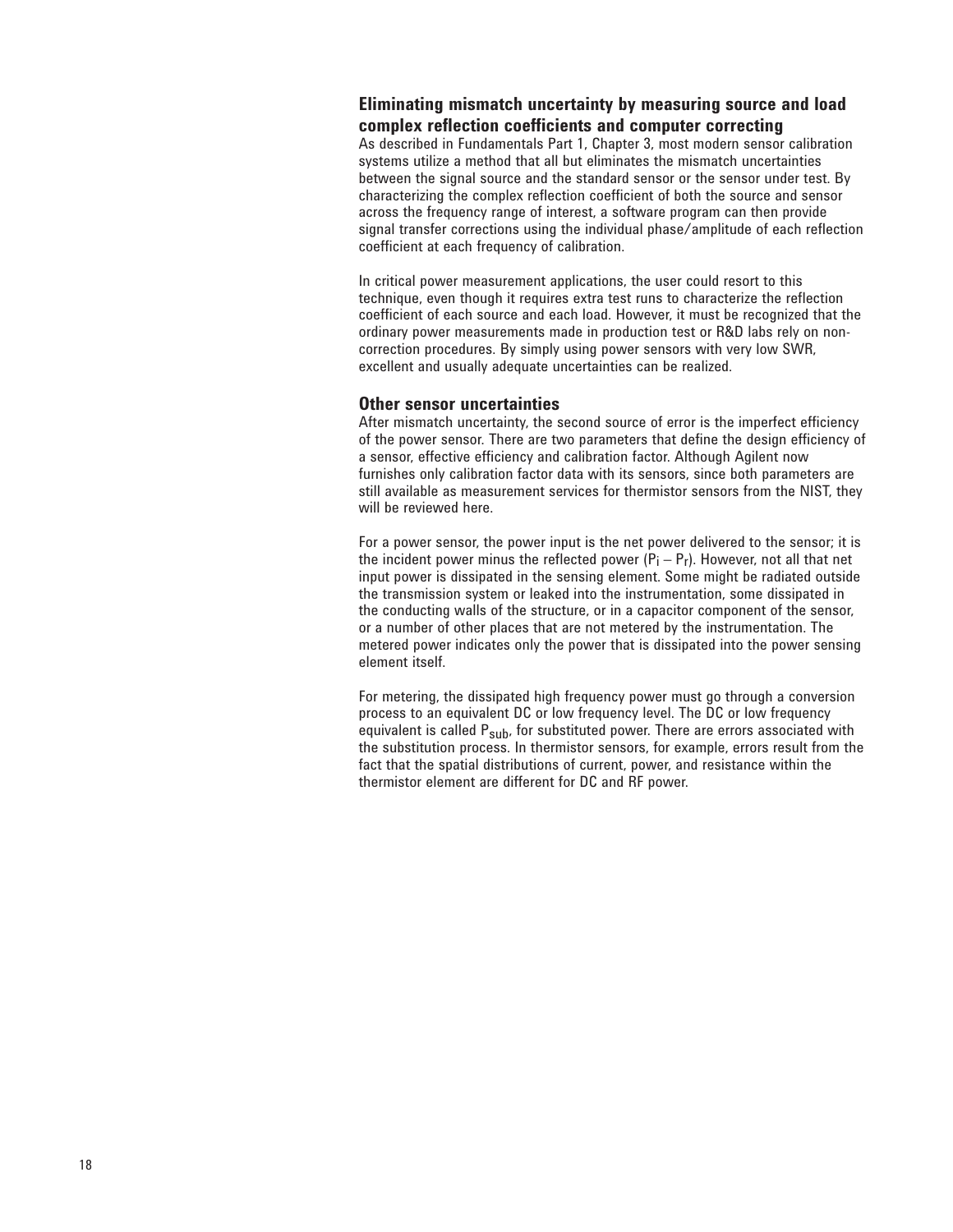## Eliminating mismatch uncertainty by measuring source and load complex reflection coefficients and computer correcting

As described in Fundamentals Part 1, Chapter 3, most modern sensor calibration systems utilize a method that all but eliminates the mismatch uncertainties between the signal source and the standard sensor or the sensor under test. By characterizing the complex reflection coefficient of both the source and sensor across the frequency range of interest, a software program can then provide signal transfer corrections using the individual phase/amplitude of each reflection coefficient at each frequency of calibration.

In critical power measurement applications, the user could resort to this technique, even though it requires extra test runs to characterize the reflection coefficient of each source and each load. However, it must be recognized that the ordinary power measurements made in production test or R&D labs rely on non-correction procedures. By simply using power sensors with very low SWR, excellent and usually adequate uncertainties can be realized.

## Other sensor uncertainties

After mismatch uncertainty, the second source of error is the imperfect efficiency of the power sensor. There are two parameters that define the design efficiency of a sensor, effective efficiency and calibration factor. Although Agilent now furnishes only calibration factor data with its sensors, since both parameters are still available as measurement services for thermistor sensors from the NIST, they will be reviewed here.

For a power sensor, the power input is the net power delivered to the sensor; it is the incident power minus the reflected power ($P_i - P_r$). However, not all that net input power is dissipated in the sensing element. Some might be radiated outside the transmission system or leaked into the instrumentation, some dissipated in the conducting walls of the structure, or in a capacitor component of the sensor, or a number of other places that are not metered by the instrumentation. The metered power indicates only the power that is dissipated into the power sensing element itself.

For metering, the dissipated high frequency power must go through a conversion process to an equivalent DC or low frequency level. The DC or low frequency equivalent is called $P_{sub}$, for substituted power. There are errors associated with the substitution process. In thermistor sensors, for example, errors result from the fact that the spatial distributions of current, power, and resistance within the thermistor element are different for DC and RF power.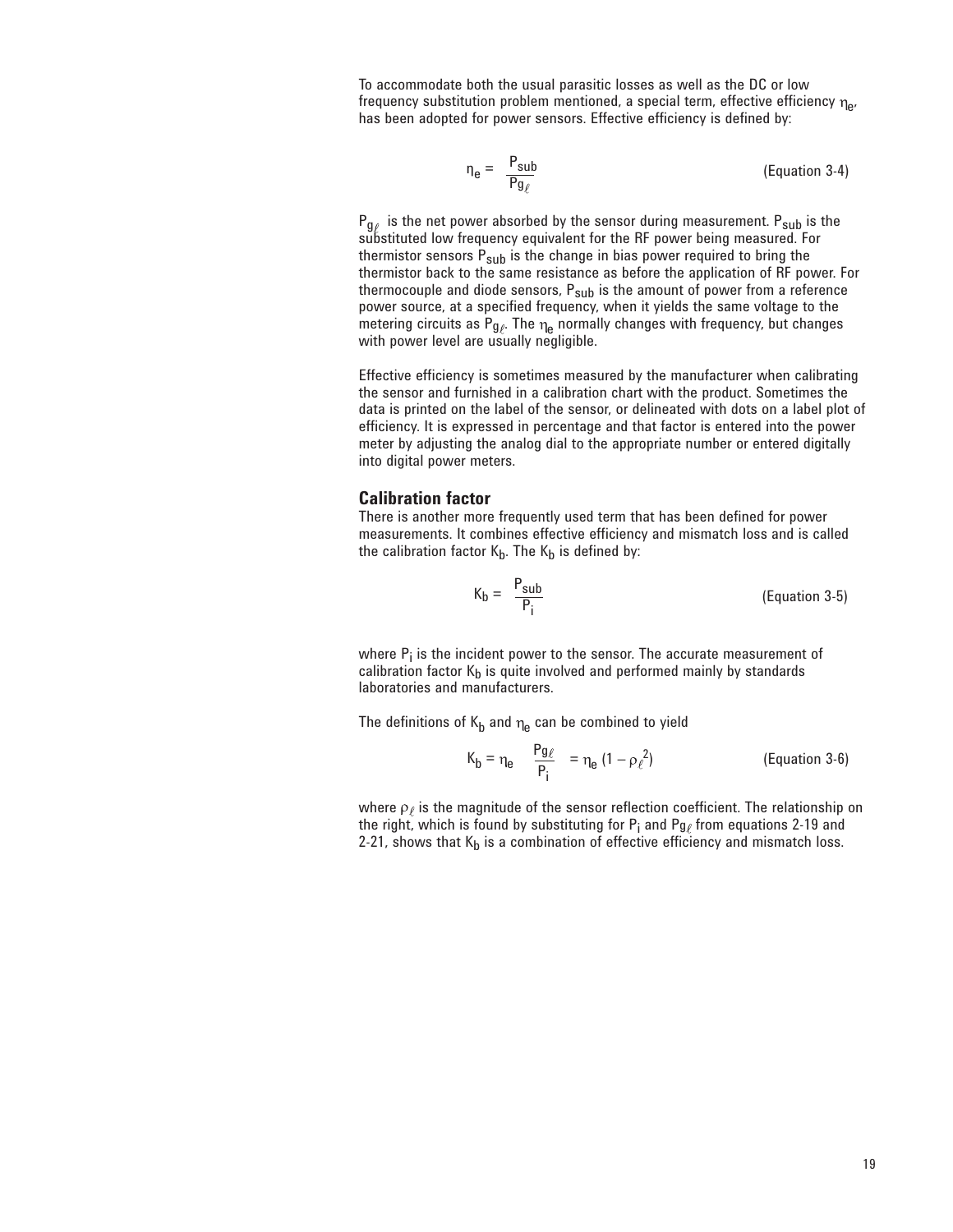To accommodate both the usual parasitic losses as well as the DC or low frequency substitution problem mentioned, a special term, effective efficiency $\eta_e$, has been adopted for power sensors. Effective efficiency is defined by:

$$\eta_e = \frac{P_{sub}}{P_{g_\ell}} \qquad \text{(Equation 3-4)}$$

$P_{g_\ell}$ is the net power absorbed by the sensor during measurement. $P_{sub}$ is the substituted low frequency equivalent for the RF power being measured. For thermistor sensors $P_{sub}$ is the change in bias power required to bring the thermistor back to the same resistance as before the application of RF power. For thermocouple and diode sensors, $P_{sub}$ is the amount of power from a reference power source, at a specified frequency, when it yields the same voltage to the metering circuits as $P_{g_\ell}$. The $\eta_e$ normally changes with frequency, but changes with power level are usually negligible.

Effective efficiency is sometimes measured by the manufacturer when calibrating the sensor and furnished in a calibration chart with the product. Sometimes the data is printed on the label of the sensor, or delineated with dots on a label plot of efficiency. It is expressed in percentage and that factor is entered into the power meter by adjusting the analog dial to the appropriate number or entered digitally into digital power meters.

## Calibration factor

There is another more frequently used term that has been defined for power measurements. It combines effective efficiency and mismatch loss and is called the calibration factor $K_b$. The $K_b$ is defined by:

$$K_b = \frac{P_{sub}}{P_i} \qquad \text{(Equation 3-5)}$$

where $P_i$ is the incident power to the sensor. The accurate measurement of calibration factor $K_b$ is quite involved and performed mainly by standards laboratories and manufacturers.

The definitions of $K_b$ and $\eta_e$ can be combined to yield

$$K_b = \eta_e \frac{P_{g\ell}}{P_i} = \eta_e \left(1 - \rho_\ell^{2}\right) \qquad \text{(Equation 3-6)}$$

where $\rho_\ell$ is the magnitude of the sensor reflection coefficient. The relationship on the right, which is found by substituting for $P_i$ and $P_{g\ell}$ from equations 2-19 and 2-21, shows that $K_b$ is a combination of effective efficiency and mismatch loss.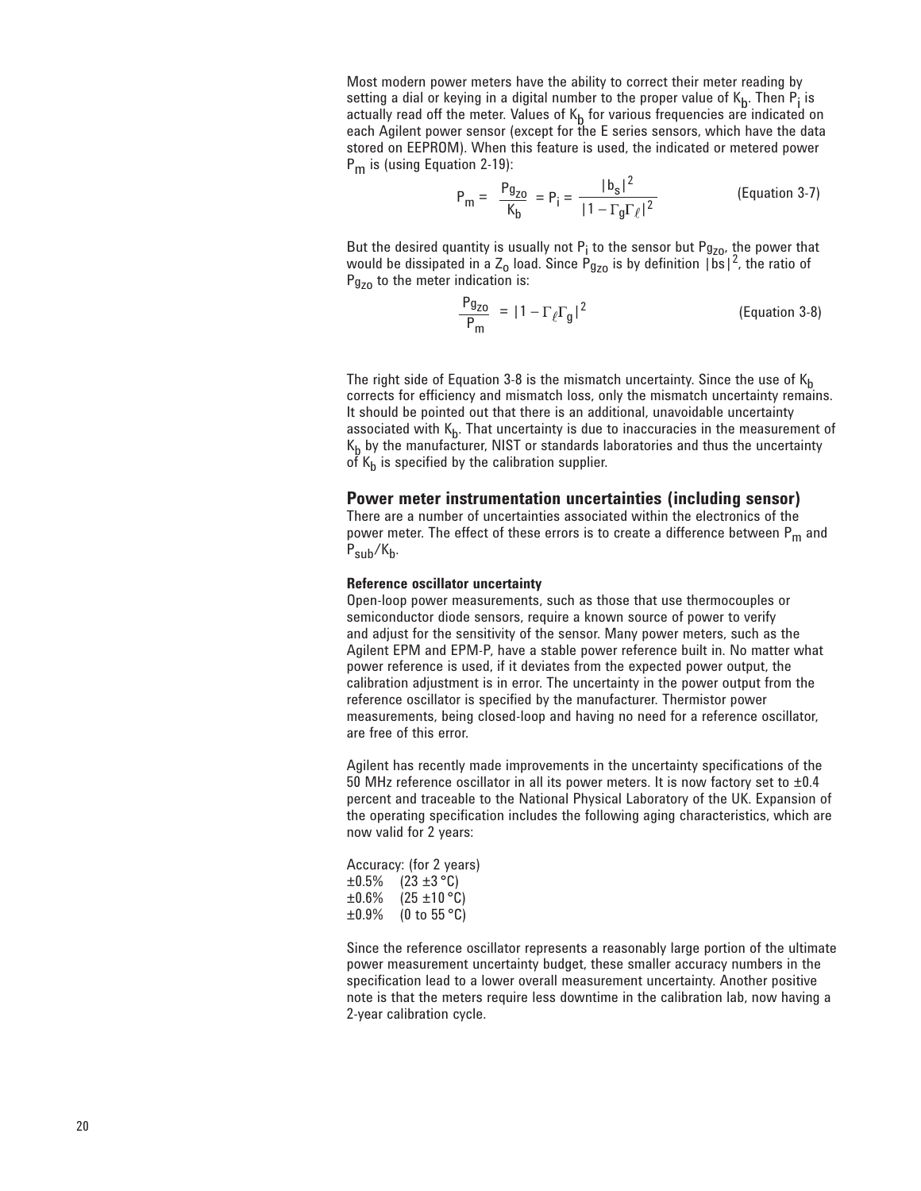Most modern power meters have the ability to correct their meter reading by setting a dial or keying in a digital number to the proper value of $K_b$. Then $P_i$ is actually read off the meter. Values of $K_b$ for various frequencies are indicated on each Agilent power sensor (except for the E series sensors, which have the data stored on EEPROM). When this feature is used, the indicated or metered power $P_m$ is (using Equation 2-19):

$$P_m = \frac{P_{g_{Zo}}}{K_b} = P_i = \frac{|b_s|^2}{|1 - \Gamma_g \Gamma_\ell|^2} \qquad \text{(Equation 3-7)}$$

But the desired quantity is usually not $P_i$ to the sensor but $P_{g_{Zo}}$, the power that would be dissipated in a $Z_o$ load. Since $P_{g_{Zo}}$ is by definition $|bs|^2$, the ratio of $P_{g_{Zo}}$ to the meter indication is:

$$\frac{P_{g_{Zo}}}{P_m} = |1 - \Gamma_\ell \Gamma_g|^2 \qquad \text{(Equation 3-8)}$$

The right side of Equation 3-8 is the mismatch uncertainty. Since the use of $K_b$ corrects for efficiency and mismatch loss, only the mismatch uncertainty remains. It should be pointed out that there is an additional, unavoidable uncertainty associated with $K_b$. That uncertainty is due to inaccuracies in the measurement of $K_b$ by the manufacturer, NIST or standards laboratories and thus the uncertainty of $K_b$ is specified by the calibration supplier.

## Power meter instrumentation uncertainties (including sensor)

There are a number of uncertainties associated within the electronics of the power meter. The effect of these errors is to create a difference between $P_m$ and $P_{sub}/K_b$.

#### Reference oscillator uncertainty

Open-loop power measurements, such as those that use thermocouples or semiconductor diode sensors, require a known source of power to verify and adjust for the sensitivity of the sensor. Many power meters, such as the Agilent EPM and EPM-P, have a stable power reference built in. No matter what power reference is used, if it deviates from the expected power output, the calibration adjustment is in error. The uncertainty in the power output from the reference oscillator is specified by the manufacturer. Thermistor power measurements, being closed-loop and having no need for a reference oscillator, are free of this error.

Agilent has recently made improvements in the uncertainty specifications of the 50 MHz reference oscillator in all its power meters. It is now factory set to ±0.4 percent and traceable to the National Physical Laboratory of the UK. Expansion of the operating specification includes the following aging characteristics, which are now valid for 2 years:

Accuracy: (for 2 years)
±0.5% (23 ±3 °C)
±0.6% (25 ±10 °C)
±0.9% (0 to 55 °C)

Since the reference oscillator represents a reasonably large portion of the ultimate power measurement uncertainty budget, these smaller accuracy numbers in the specification lead to a lower overall measurement uncertainty. Another positive note is that the meters require less downtime in the calibration lab, now having a 2-year calibration cycle.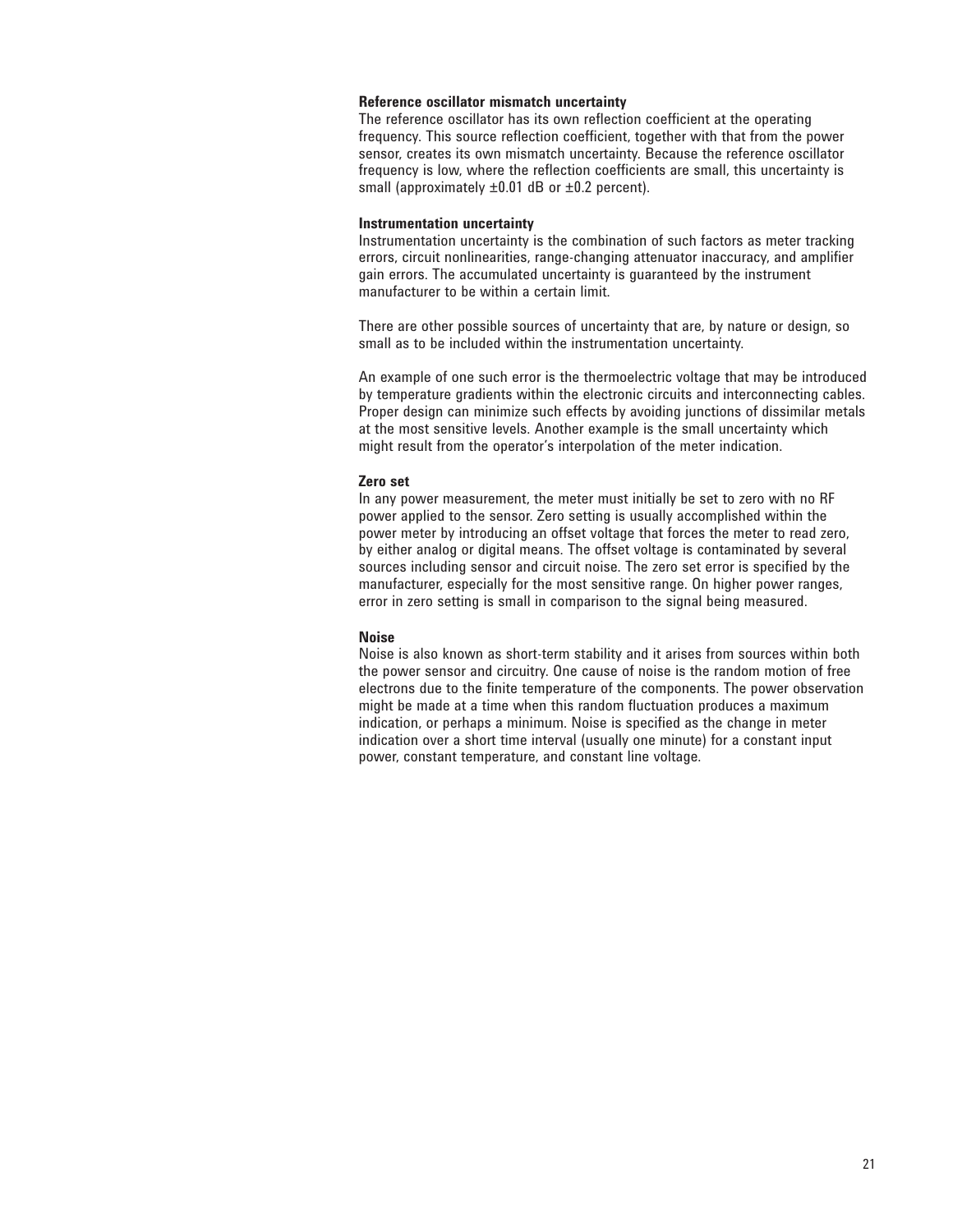**Reference oscillator mismatch uncertainty**

The reference oscillator has its own reflection coefficient at the operating frequency. This source reflection coefficient, together with that from the power sensor, creates its own mismatch uncertainty. Because the reference oscillator frequency is low, where the reflection coefficients are small, this uncertainty is small (approximately ±0.01 dB or ±0.2 percent).

**Instrumentation uncertainty**

Instrumentation uncertainty is the combination of such factors as meter tracking errors, circuit nonlinearities, range-changing attenuator inaccuracy, and amplifier gain errors. The accumulated uncertainty is guaranteed by the instrument manufacturer to be within a certain limit.

There are other possible sources of uncertainty that are, by nature or design, so small as to be included within the instrumentation uncertainty.

An example of one such error is the thermoelectric voltage that may be introduced by temperature gradients within the electronic circuits and interconnecting cables. Proper design can minimize such effects by avoiding junctions of dissimilar metals at the most sensitive levels. Another example is the small uncertainty which might result from the operator's interpolation of the meter indication.

**Zero set**

In any power measurement, the meter must initially be set to zero with no RF power applied to the sensor. Zero setting is usually accomplished within the power meter by introducing an offset voltage that forces the meter to read zero, by either analog or digital means. The offset voltage is contaminated by several sources including sensor and circuit noise. The zero set error is specified by the manufacturer, especially for the most sensitive range. On higher power ranges, error in zero setting is small in comparison to the signal being measured.

**Noise**

Noise is also known as short-term stability and it arises from sources within both the power sensor and circuitry. One cause of noise is the random motion of free electrons due to the finite temperature of the components. The power observation might be made at a time when this random fluctuation produces a maximum indication, or perhaps a minimum. Noise is specified as the change in meter indication over a short time interval (usually one minute) for a constant input power, constant temperature, and constant line voltage.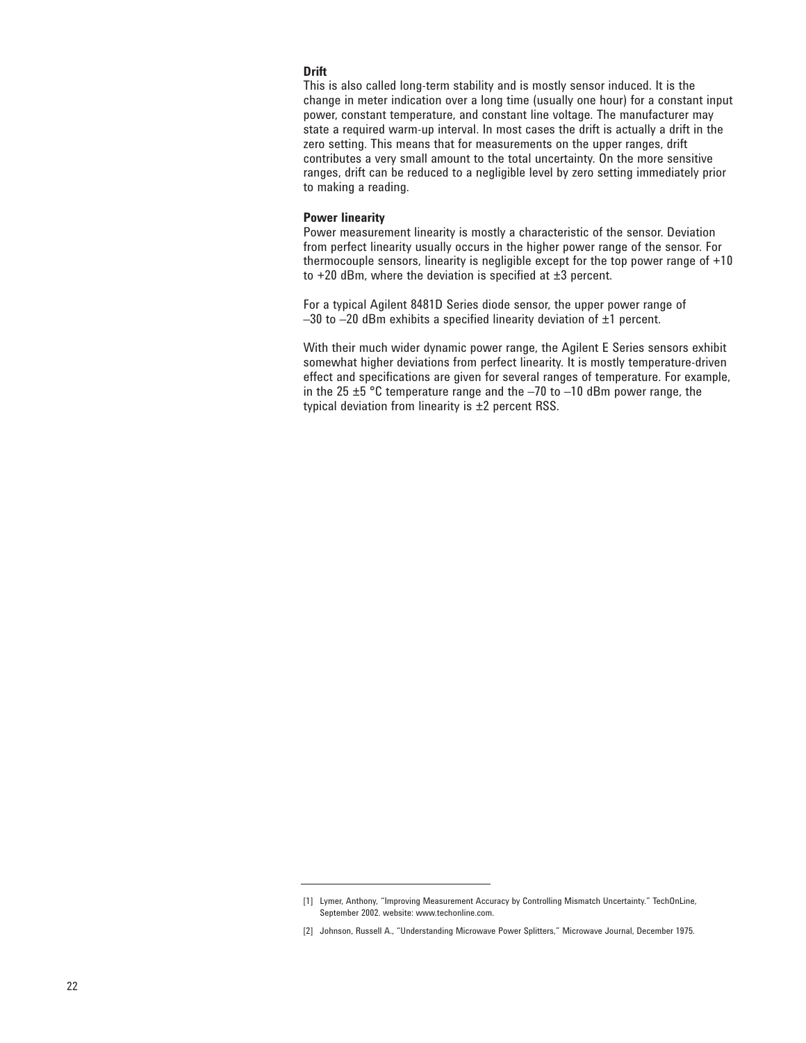**Drift**

This is also called long-term stability and is mostly sensor induced. It is the change in meter indication over a long time (usually one hour) for a constant input power, constant temperature, and constant line voltage. The manufacturer may state a required warm-up interval. In most cases the drift is actually a drift in the zero setting. This means that for measurements on the upper ranges, drift contributes a very small amount to the total uncertainty. On the more sensitive ranges, drift can be reduced to a negligible level by zero setting immediately prior to making a reading.

**Power linearity**

Power measurement linearity is mostly a characteristic of the sensor. Deviation from perfect linearity usually occurs in the higher power range of the sensor. For thermocouple sensors, linearity is negligible except for the top power range of +10 to +20 dBm, where the deviation is specified at ±3 percent.

For a typical Agilent 8481D Series diode sensor, the upper power range of –30 to –20 dBm exhibits a specified linearity deviation of ±1 percent.

With their much wider dynamic power range, the Agilent E Series sensors exhibit somewhat higher deviations from perfect linearity. It is mostly temperature-driven effect and specifications are given for several ranges of temperature. For example, in the 25 ±5 °C temperature range and the –70 to –10 dBm power range, the typical deviation from linearity is ±2 percent RSS.

---

[1] Lymer, Anthony, "Improving Measurement Accuracy by Controlling Mismatch Uncertainty." TechOnLine, September 2002. website: www.techonline.com.

[2] Johnson, Russell A., "Understanding Microwave Power Splitters," Microwave Journal, December 1975.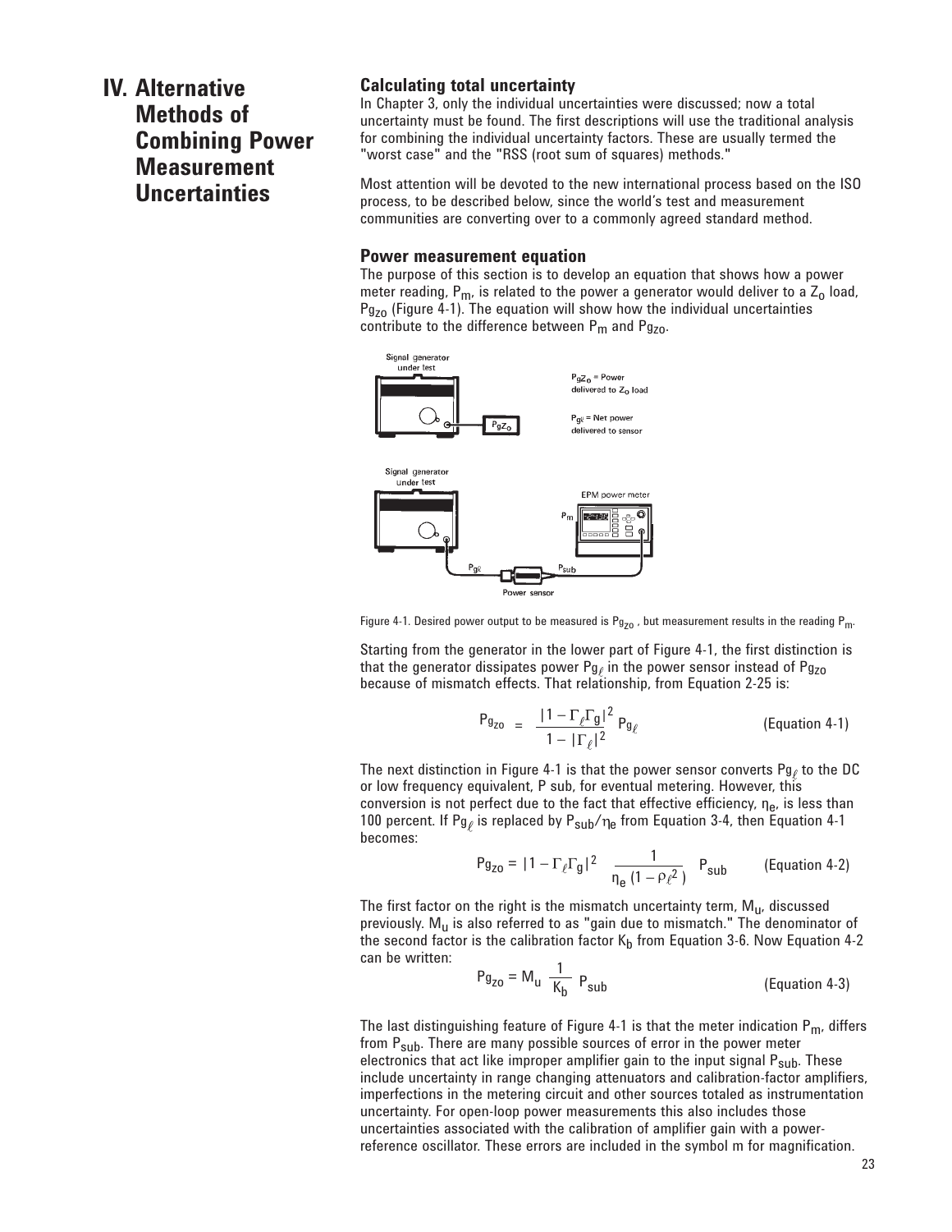# IV. Alternative Methods of Combining Power Measurement Uncertainties

## Calculating total uncertainty

In Chapter 3, only the individual uncertainties were discussed; now a total uncertainty must be found. The first descriptions will use the traditional analysis for combining the individual uncertainty factors. These are usually termed the "worst case" and the "RSS (root sum of squares) methods."

Most attention will be devoted to the new international process based on the ISO process, to be described below, since the world's test and measurement communities are converting over to a commonly agreed standard method.

## Power measurement equation

The purpose of this section is to develop an equation that shows how a power meter reading, $P_m$, is related to the power a generator would deliver to a $Z_o$ load, $Pg_{zo}$ (Figure 4-1). The equation will show how the individual uncertainties contribute to the difference between $P_m$ and $Pg_{zo}$.

Figure 4-1. Desired power output to be measured is $Pg_{zo}$, but measurement results in the reading $P_m$.

Starting from the generator in the lower part of Figure 4-1, the first distinction is that the generator dissipates power $Pg_\ell$ in the power sensor instead of $Pg_{zo}$ because of mismatch effects. That relationship, from Equation 2-25 is:

$$Pg_{zo} = \frac{|1 - \Gamma_\ell \Gamma_g|^2}{1 - |\Gamma_\ell|^2} Pg_\ell \qquad \text{(Equation 4-1)}$$

The next distinction in Figure 4-1 is that the power sensor converts $Pg_\ell$ to the DC or low frequency equivalent, P sub, for eventual metering. However, this conversion is not perfect due to the fact that effective efficiency, $\eta_e$, is less than 100 percent. If $Pg_\ell$ is replaced by $P_{sub}/\eta_e$ from Equation 3-4, then Equation 4-1 becomes:

$$Pg_{zo} = |1 - \Gamma_\ell \Gamma_g|^2 \quad \frac{1}{\eta_e (1 - \rho_\ell^2)} \quad P_{sub} \qquad \text{(Equation 4-2)}$$

The first factor on the right is the mismatch uncertainty term, $M_u$, discussed previously. $M_u$ is also referred to as "gain due to mismatch." The denominator of the second factor is the calibration factor $K_b$ from Equation 3-6. Now Equation 4-2 can be written:

$$Pg_{zo} = M_u \, \frac{1}{K_b} \, P_{sub} \qquad \text{(Equation 4-3)}$$

The last distinguishing feature of Figure 4-1 is that the meter indication $P_m$, differs from $P_{sub}$. There are many possible sources of error in the power meter electronics that act like improper amplifier gain to the input signal $P_{sub}$. These include uncertainty in range changing attenuators and calibration-factor amplifiers, imperfections in the metering circuit and other sources totaled as instrumentation uncertainty. For open-loop power measurements this also includes those uncertainties associated with the calibration of amplifier gain with a power-reference oscillator. These errors are included in the symbol m for magnification.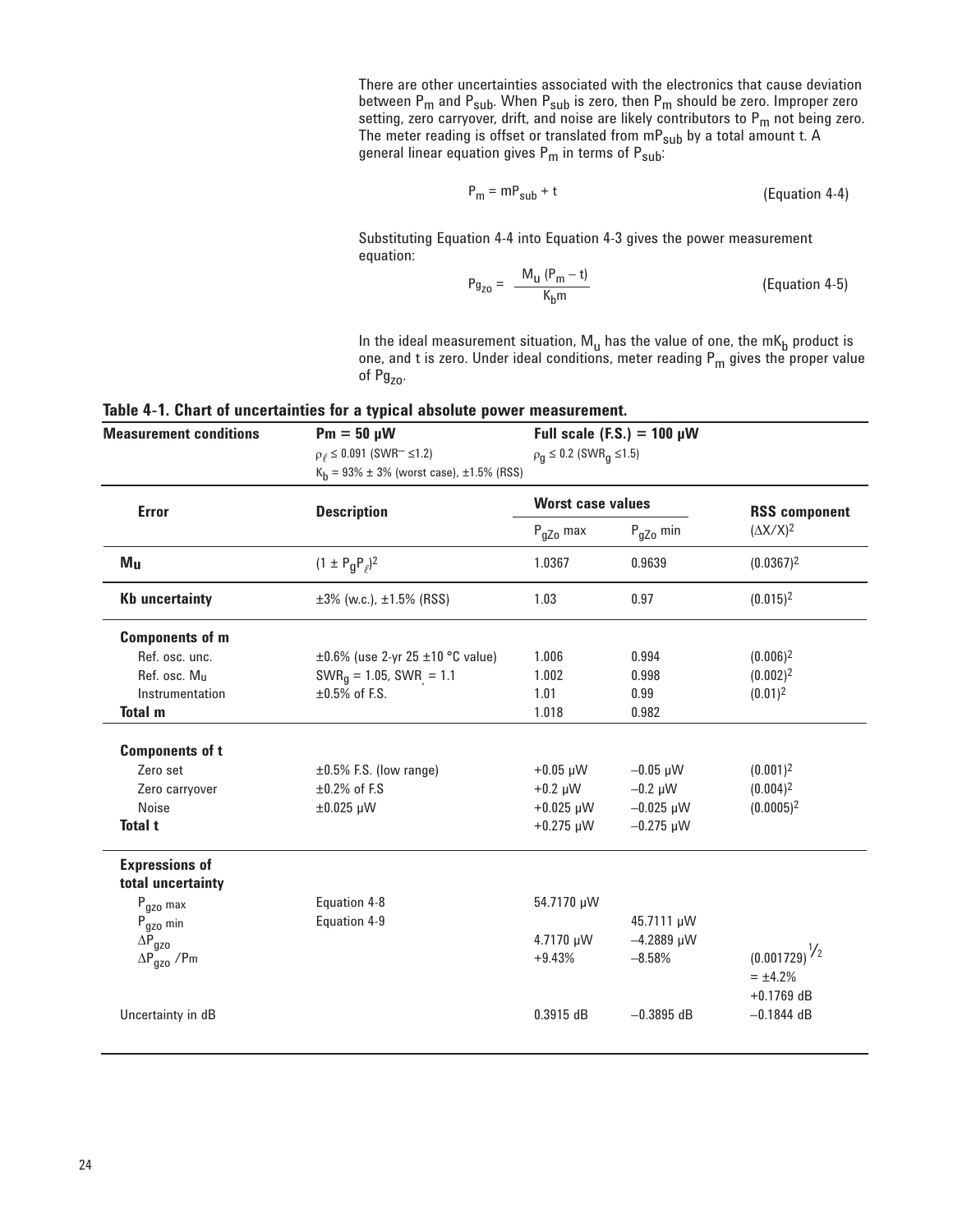There are other uncertainties associated with the electronics that cause deviation between $P_m$ and $P_{sub}$. When $P_{sub}$ is zero, then $P_m$ should be zero. Improper zero setting, zero carryover, drift, and noise are likely contributors to $P_m$ not being zero. The meter reading is offset or translated from $mP_{sub}$ by a total amount t. A general linear equation gives $P_m$ in terms of $P_{sub}$:

$$P_m = mP_{sub} + t \qquad \text{(Equation 4-4)}$$

Substituting Equation 4-4 into Equation 4-3 gives the power measurement equation:

$$Pg_{zo} = \frac{M_u (P_m - t)}{K_b m} \qquad \text{(Equation 4-5)}$$

In the ideal measurement situation, $M_u$ has the value of one, the $mK_b$ product is one, and t is zero. Under ideal conditions, meter reading $P_m$ gives the proper value of $Pg_{zo}$.

**Table 4-1. Chart of uncertainties for a typical absolute power measurement.**

| **Measurement conditions** | **Pm = 50 µW** $\rho_\ell \leq 0.091$ (SWR $\leq 1.2$) $K_b$ = 93% ± 3% (worst case), ±1.5% (RSS) | **Full scale (F.S.) = 100 µW** $\rho_g \leq 0.2$ ($SWR_g \leq 1.5$) | | |
|---|---|---|---|---|
| **Error** | **Description** | **Worst case values** | | **RSS component** |
| | | $P_{gZo}$ max | $P_{gZo}$ min | $(\Delta X/X)^2$ |
| **Mu** | $(1 \pm P_g P_\ell)^2$ | 1.0367 | 0.9639 | $(0.0367)^2$ |
| **Kb uncertainty** | ±3% (w.c.), ±1.5% (RSS) | 1.03 | 0.97 | $(0.015)^2$ |
| **Components of m** | | | | |
| Ref. osc. unc. | ±0.6% (use 2-yr 25 ±10 °C value) | 1.006 | 0.994 | $(0.006)^2$ |
| Ref. osc. Mu | $SWR_g$ = 1.05, SWR = 1.1 | 1.002 | 0.998 | $(0.002)^2$ |
| Instrumentation | ±0.5% of F.S. | 1.01 | 0.99 | $(0.01)^2$ |
| **Total m** | | 1.018 | 0.982 | |
| **Components of t** | | | | |
| Zero set | ±0.5% F.S. (low range) | +0.05 µW | –0.05 µW | $(0.001)^2$ |
| Zero carryover | ±0.2% of F.S | +0.2 µW | –0.2 µW | $(0.004)^2$ |
| Noise | ±0.025 µW | +0.025 µW | –0.025 µW | $(0.0005)^2$ |
| **Total t** | | +0.275 µW | –0.275 µW | |
| **Expressions of total uncertainty** | | | | |
| $P_{gzo}$ max | Equation 4-8 | 54.7170 µW | | |
| $P_{gzo}$ min | Equation 4-9 | | 45.7111 µW | |
| $\Delta P_{gzo}$ | | 4.7170 µW | –4.2889 µW | |
| $\Delta P_{gzo}$ /Pm | | +9.43% | –8.58% | $(0.001729)^{1/2}$ = ±4.2% |
| Uncertainty in dB | | 0.3915 dB | –0.3895 dB | +0.1769 dB –0.1844 dB |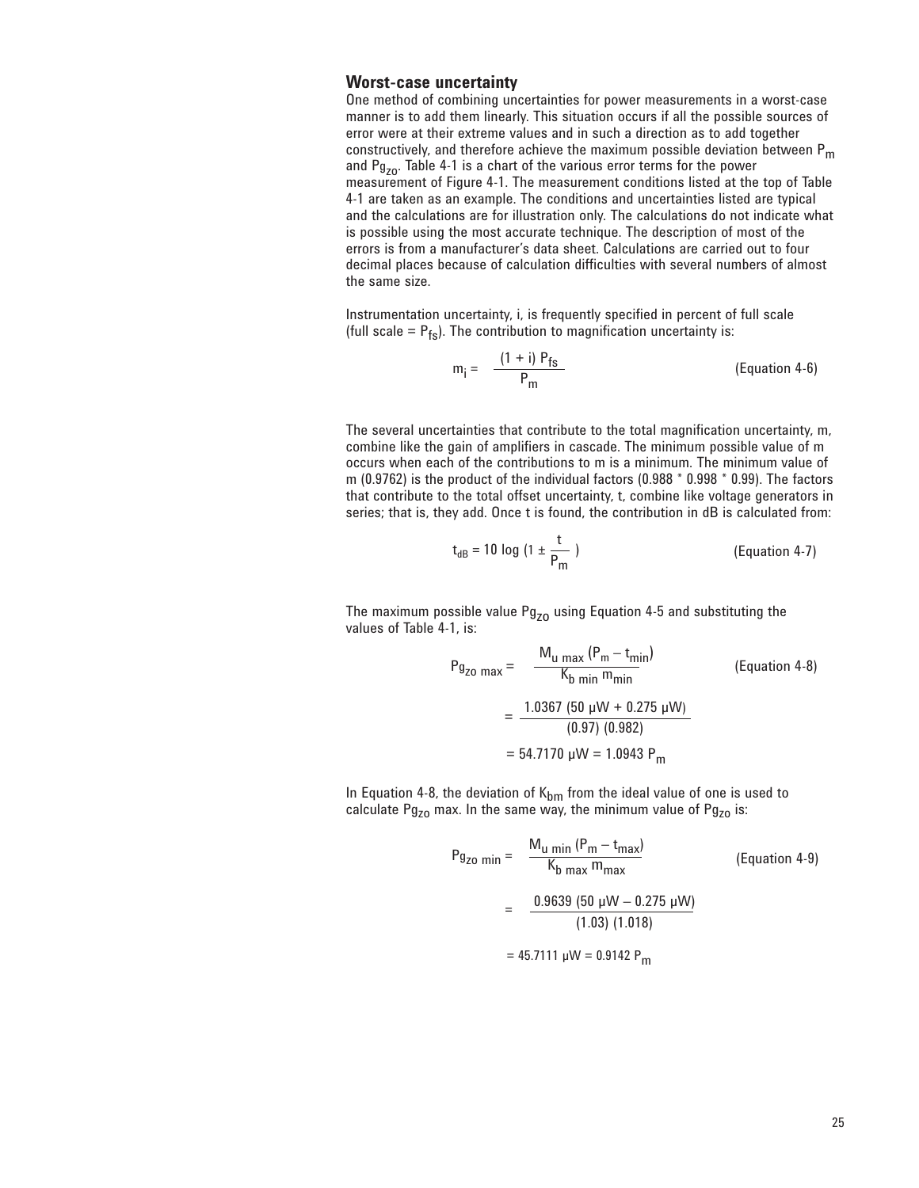## Worst-case uncertainty

One method of combining uncertainties for power measurements in a worst-case manner is to add them linearly. This situation occurs if all the possible sources of error were at their extreme values and in such a direction as to add together constructively, and therefore achieve the maximum possible deviation between $P_m$ and $Pg_{zo}$. Table 4-1 is a chart of the various error terms for the power measurement of Figure 4-1. The measurement conditions listed at the top of Table 4-1 are taken as an example. The conditions and uncertainties listed are typical and the calculations are for illustration only. The calculations do not indicate what is possible using the most accurate technique. The description of most of the errors is from a manufacturer's data sheet. Calculations are carried out to four decimal places because of calculation difficulties with several numbers of almost the same size.

Instrumentation uncertainty, i, is frequently specified in percent of full scale (full scale = $P_{fs}$). The contribution to magnification uncertainty is:

$$m_i = \frac{(1 + i)\, P_{fs}}{P_m} \qquad \text{(Equation 4-6)}$$

The several uncertainties that contribute to the total magnification uncertainty, m, combine like the gain of amplifiers in cascade. The minimum possible value of m occurs when each of the contributions to m is a minimum. The minimum value of m (0.9762) is the product of the individual factors (0.988 * 0.998 * 0.99). The factors that contribute to the total offset uncertainty, t, combine like voltage generators in series; that is, they add. Once t is found, the contribution in dB is calculated from:

$$t_{dB} = 10 \log \left(1 \pm \frac{t}{P_m}\right) \qquad \text{(Equation 4-7)}$$

The maximum possible value $Pg_{zo}$ using Equation 4-5 and substituting the values of Table 4-1, is:

$$Pg_{zo\ max} = \frac{M_{u\ max}\,(P_m - t_{min})}{K_{b\ min}\, m_{min}} \qquad \text{(Equation 4-8)}$$

$$= \frac{1.0367\ (50\ \mu W + 0.275\ \mu W)}{(0.97)\ (0.982)}$$

$$= 54.7170\ \mu W = 1.0943\ P_m$$

In Equation 4-8, the deviation of $K_{bm}$ from the ideal value of one is used to calculate $Pg_{zo}$ max. In the same way, the minimum value of $Pg_{zo}$ is:

$$Pg_{zo\ min} = \frac{M_{u\ min}\,(P_m - t_{max})}{K_{b\ max}\, m_{max}} \qquad \text{(Equation 4-9)}$$

$$= \frac{0.9639\ (50\ \mu W - 0.275\ \mu W)}{(1.03)\ (1.018)}$$

$$= 45.7111\ \mu W = 0.9142\ P_m$$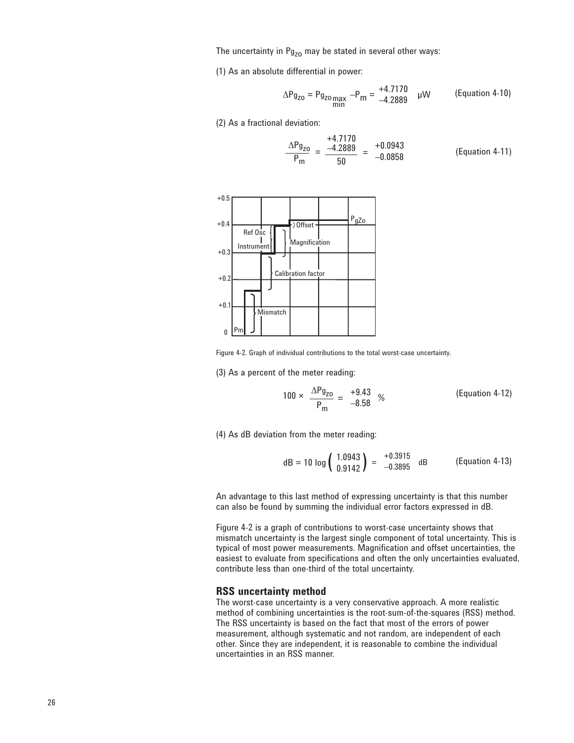The uncertainty in $Pg_{zo}$ may be stated in several other ways:

(1) As an absolute differential in power:

$$\Delta Pg_{zo} = Pg_{zo\,\substack{max\\min}} - P_m = \begin{matrix} +4.7170 \\ -4.2889 \end{matrix} \quad \mu W \qquad \text{(Equation 4-10)}$$

(2) As a fractional deviation:

$$\frac{\Delta Pg_{zo}}{P_m} = \frac{\begin{matrix} +4.7170 \\ -4.2889 \end{matrix}}{50} = \begin{matrix} +0.0943 \\ -0.0858 \end{matrix} \qquad \text{(Equation 4-11)}$$

Figure 4-2. Graph of individual contributions to the total worst-case uncertainty.

(3) As a percent of the meter reading:

$$100 \times \frac{\Delta Pg_{zo}}{P_m} = \begin{matrix} +9.43 \\ -8.58 \end{matrix} \% \qquad \text{(Equation 4-12)}$$

(4) As dB deviation from the meter reading:

$$dB = 10 \log \begin{pmatrix} 1.0943 \\ 0.9142 \end{pmatrix} = \begin{matrix} +0.3915 \\ -0.3895 \end{matrix} \ dB \qquad \text{(Equation 4-13)}$$

An advantage to this last method of expressing uncertainty is that this number can also be found by summing the individual error factors expressed in dB.

Figure 4-2 is a graph of contributions to worst-case uncertainty shows that mismatch uncertainty is the largest single component of total uncertainty. This is typical of most power measurements. Magnification and offset uncertainties, the easiest to evaluate from specifications and often the only uncertainties evaluated, contribute less than one-third of the total uncertainty.

## RSS uncertainty method

The worst-case uncertainty is a very conservative approach. A more realistic method of combining uncertainties is the root-sum-of-the-squares (RSS) method. The RSS uncertainty is based on the fact that most of the errors of power measurement, although systematic and not random, are independent of each other. Since they are independent, it is reasonable to combine the individual uncertainties in an RSS manner.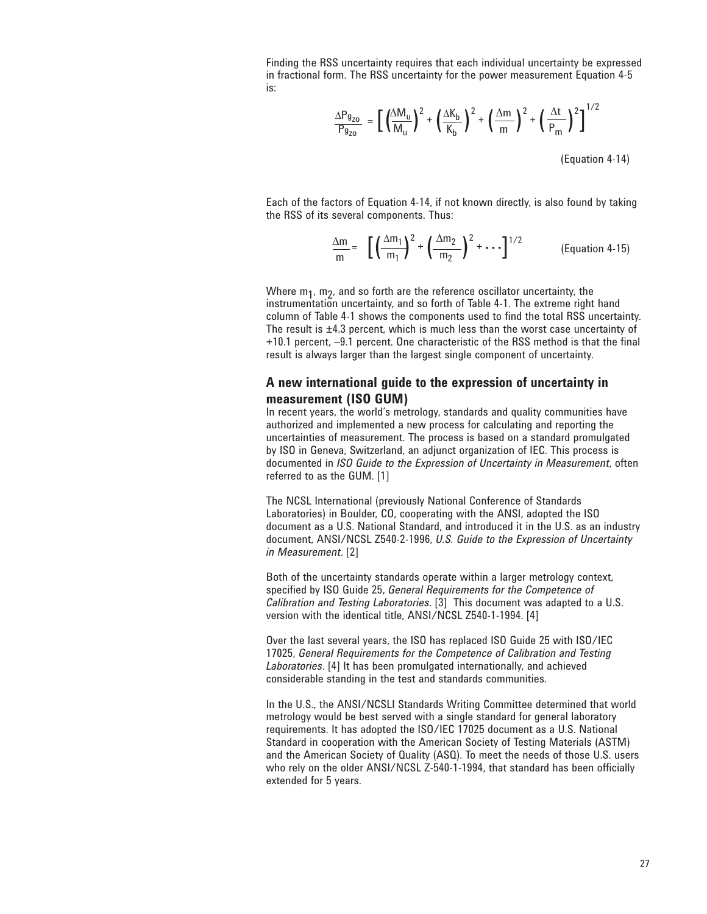Finding the RSS uncertainty requires that each individual uncertainty be expressed in fractional form. The RSS uncertainty for the power measurement Equation 4-5 is:

$$\frac{\Delta P_{g_{zo}}}{P_{g_{zo}}} = \left[ \left(\frac{\Delta M_u}{M_u}\right)^2 + \left(\frac{\Delta K_b}{K_b}\right)^2 + \left(\frac{\Delta m}{m}\right)^2 + \left(\frac{\Delta t}{P_m}\right)^2 \right]^{1/2}$$

(Equation 4-14)

Each of the factors of Equation 4-14, if not known directly, is also found by taking the RSS of its several components. Thus:

$$\frac{\Delta m}{m} = \left[ \left(\frac{\Delta m_1}{m_1}\right)^2 + \left(\frac{\Delta m_2}{m_2}\right)^2 + \cdots \right]^{1/2} \qquad \text{(Equation 4-15)}$$

Where $m_1$, $m_2$, and so forth are the reference oscillator uncertainty, the instrumentation uncertainty, and so forth of Table 4-1. The extreme right hand column of Table 4-1 shows the components used to find the total RSS uncertainty. The result is ±4.3 percent, which is much less than the worst case uncertainty of +10.1 percent, –9.1 percent. One characteristic of the RSS method is that the final result is always larger than the largest single component of uncertainty.

## A new international guide to the expression of uncertainty in measurement (ISO GUM)

In recent years, the world's metrology, standards and quality communities have authorized and implemented a new process for calculating and reporting the uncertainties of measurement. The process is based on a standard promulgated by ISO in Geneva, Switzerland, an adjunct organization of IEC. This process is documented in *ISO Guide to the Expression of Uncertainty in Measurement*, often referred to as the GUM. [1]

The NCSL International (previously National Conference of Standards Laboratories) in Boulder, CO, cooperating with the ANSI, adopted the ISO document as a U.S. National Standard, and introduced it in the U.S. as an industry document, ANSI/NCSL Z540-2-1996, *U.S. Guide to the Expression of Uncertainty in Measurement*. [2]

Both of the uncertainty standards operate within a larger metrology context, specified by ISO Guide 25, *General Requirements for the Competence of Calibration and Testing Laboratories*. [3] This document was adapted to a U.S. version with the identical title, ANSI/NCSL Z540-1-1994. [4]

Over the last several years, the ISO has replaced ISO Guide 25 with ISO/IEC 17025, *General Requirements for the Competence of Calibration and Testing Laboratories*. [4] It has been promulgated internationally, and achieved considerable standing in the test and standards communities.

In the U.S., the ANSI/NCSLI Standards Writing Committee determined that world metrology would be best served with a single standard for general laboratory requirements. It has adopted the ISO/IEC 17025 document as a U.S. National Standard in cooperation with the American Society of Testing Materials (ASTM) and the American Society of Quality (ASQ). To meet the needs of those U.S. users who rely on the older ANSI/NCSL Z-540-1-1994, that standard has been officially extended for 5 years.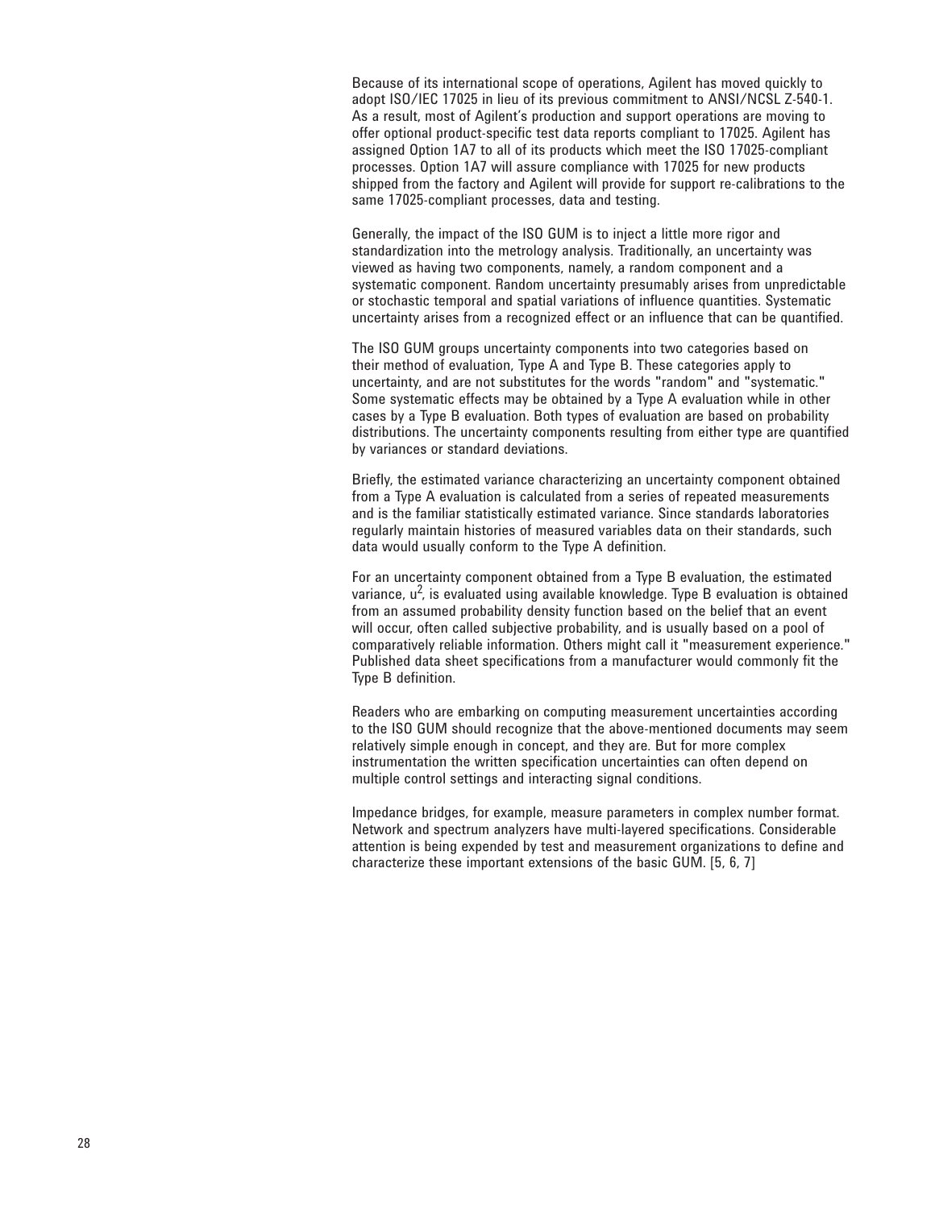Because of its international scope of operations, Agilent has moved quickly to adopt ISO/IEC 17025 in lieu of its previous commitment to ANSI/NCSL Z-540-1. As a result, most of Agilent's production and support operations are moving to offer optional product-specific test data reports compliant to 17025. Agilent has assigned Option 1A7 to all of its products which meet the ISO 17025-compliant processes. Option 1A7 will assure compliance with 17025 for new products shipped from the factory and Agilent will provide for support re-calibrations to the same 17025-compliant processes, data and testing.

Generally, the impact of the ISO GUM is to inject a little more rigor and standardization into the metrology analysis. Traditionally, an uncertainty was viewed as having two components, namely, a random component and a systematic component. Random uncertainty presumably arises from unpredictable or stochastic temporal and spatial variations of influence quantities. Systematic uncertainty arises from a recognized effect or an influence that can be quantified.

The ISO GUM groups uncertainty components into two categories based on their method of evaluation, Type A and Type B. These categories apply to uncertainty, and are not substitutes for the words "random" and "systematic." Some systematic effects may be obtained by a Type A evaluation while in other cases by a Type B evaluation. Both types of evaluation are based on probability distributions. The uncertainty components resulting from either type are quantified by variances or standard deviations.

Briefly, the estimated variance characterizing an uncertainty component obtained from a Type A evaluation is calculated from a series of repeated measurements and is the familiar statistically estimated variance. Since standards laboratories regularly maintain histories of measured variables data on their standards, such data would usually conform to the Type A definition.

For an uncertainty component obtained from a Type B evaluation, the estimated variance, $u^2$, is evaluated using available knowledge. Type B evaluation is obtained from an assumed probability density function based on the belief that an event will occur, often called subjective probability, and is usually based on a pool of comparatively reliable information. Others might call it "measurement experience." Published data sheet specifications from a manufacturer would commonly fit the Type B definition.

Readers who are embarking on computing measurement uncertainties according to the ISO GUM should recognize that the above-mentioned documents may seem relatively simple enough in concept, and they are. But for more complex instrumentation the written specification uncertainties can often depend on multiple control settings and interacting signal conditions.

Impedance bridges, for example, measure parameters in complex number format. Network and spectrum analyzers have multi-layered specifications. Considerable attention is being expended by test and measurement organizations to define and characterize these important extensions of the basic GUM. [5, 6, 7]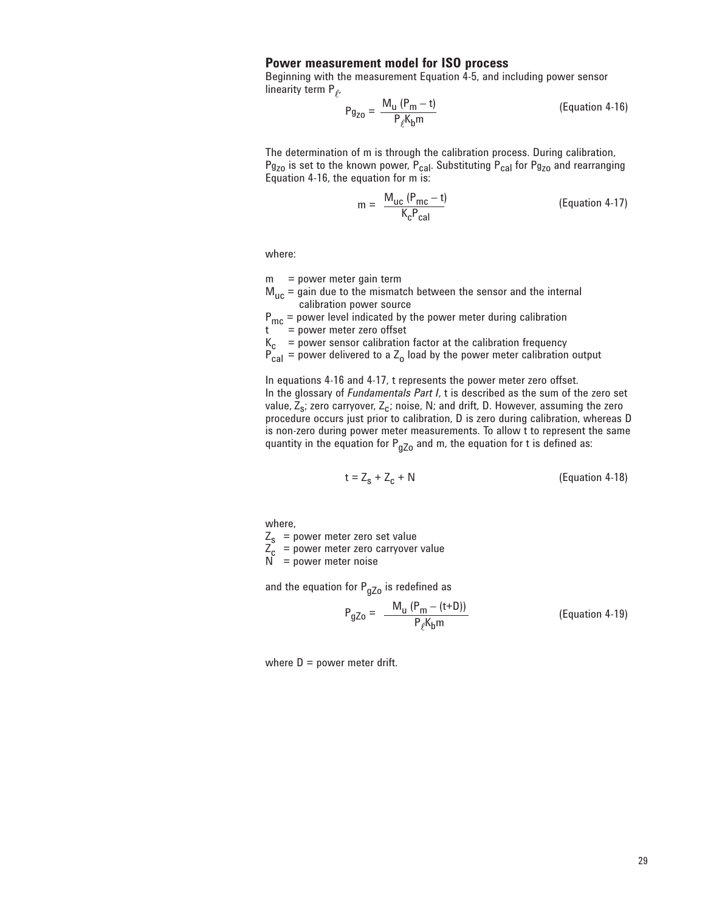## Power measurement model for ISO process

Beginning with the measurement Equation 4-5, and including power sensor linearity term $P_\ell$,

$$Pg_{zo} = \frac{M_u\,(P_m - t)}{P_\ell K_b m} \qquad \text{(Equation 4-16)}$$

The determination of m is through the calibration process. During calibration, $Pg_{zo}$ is set to the known power, $P_{cal}$. Substituting $P_{cal}$ for $Pg_{zo}$ and rearranging Equation 4-16, the equation for m is:

$$m = \frac{M_{uc}\,(P_{mc} - t)}{K_c P_{cal}} \qquad \text{(Equation 4-17)}$$

where:

$m$ = power meter gain term
$M_{uc}$ = gain due to the mismatch between the sensor and the internal calibration power source
$P_{mc}$ = power level indicated by the power meter during calibration
$t$ = power meter zero offset
$K_c$ = power sensor calibration factor at the calibration frequency
$P_{cal}$ = power delivered to a $Z_o$ load by the power meter calibration output

In equations 4-16 and 4-17, t represents the power meter zero offset. In the glossary of *Fundamentals Part I*, t is described as the sum of the zero set value, $Z_s$; zero carryover, $Z_c$; noise, N; and drift, D. However, assuming the zero procedure occurs just prior to calibration, D is zero during calibration, whereas D is non-zero during power meter measurements. To allow t to represent the same quantity in the equation for $P_{gZo}$ and m, the equation for t is defined as:

$$t = Z_s + Z_c + N \qquad \text{(Equation 4-18)}$$

where,
$Z_s$ = power meter zero set value
$Z_c$ = power meter zero carryover value
$N$ = power meter noise

and the equation for $P_{gZo}$ is redefined as

$$P_{gZo} = \frac{M_u\,(P_m - (t+D))}{P_\ell K_b m} \qquad \text{(Equation 4-19)}$$

where D = power meter drift.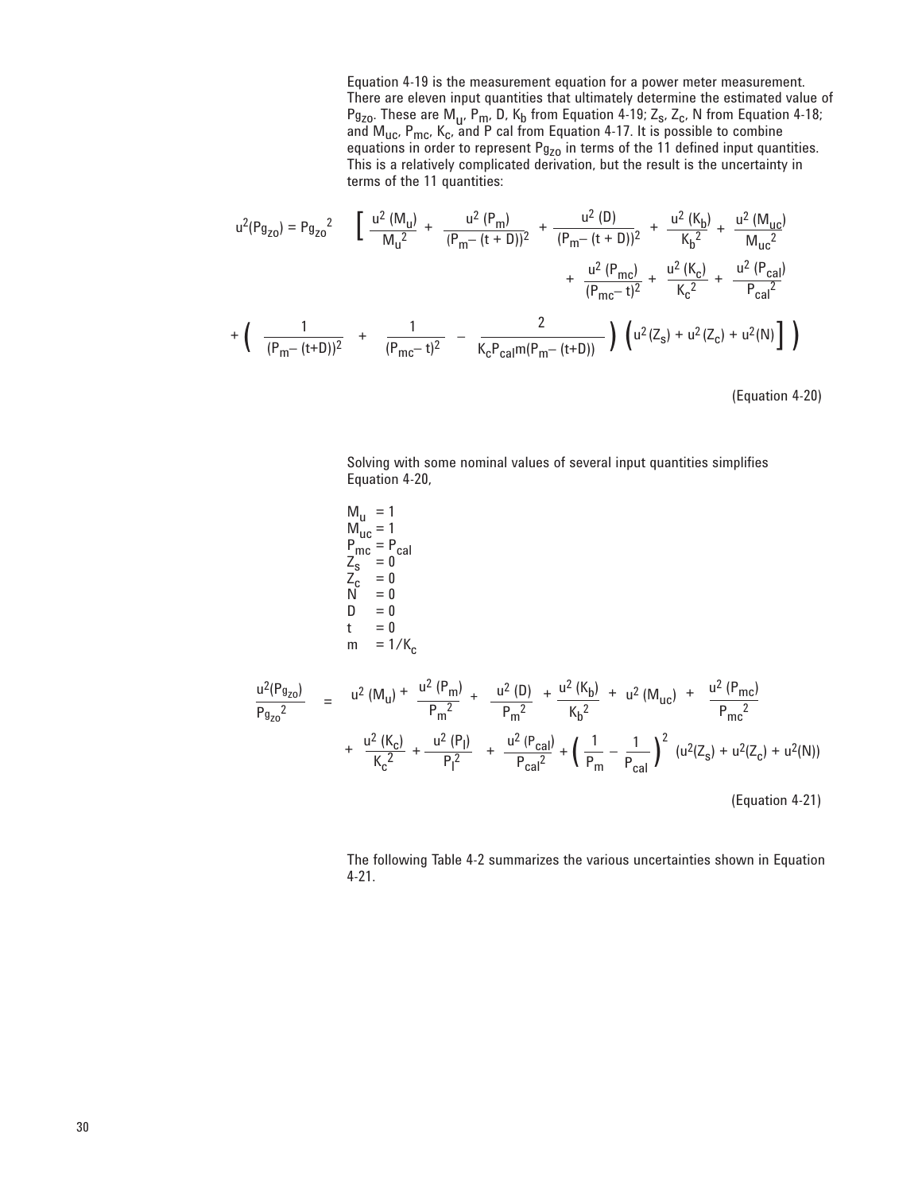Equation 4-19 is the measurement equation for a power meter measurement. There are eleven input quantities that ultimately determine the estimated value of $Pg_{zo}$. These are $M_u$, $P_m$, D, $K_b$ from Equation 4-19; $Z_s$, $Z_c$, N from Equation 4-18; and $M_{uc}$, $P_{mc}$, $K_c$, and P cal from Equation 4-17. It is possible to combine equations in order to represent $Pg_{zo}$ in terms of the 11 defined input quantities. This is a relatively complicated derivation, but the result is the uncertainty in terms of the 11 quantities:

$$u^2(Pg_{zo}) = Pg_{zo}{}^2 \left[ \frac{u^2(M_u)}{M_u{}^2} + \frac{u^2(P_m)}{(P_m - (t+D))^2} + \frac{u^2(D)}{(P_m - (t+D))^2} + \frac{u^2(K_b)}{K_b{}^2} + \frac{u^2(M_{uc})}{M_{uc}{}^2} + \frac{u^2(P_{mc})}{(P_{mc} - t)^2} + \frac{u^2(K_c)}{K_c{}^2} + \frac{u^2(P_{cal})}{P_{cal}{}^2} + \left( \frac{1}{(P_m - (t+D))^2} + \frac{1}{(P_{mc} - t)^2} - \frac{2}{K_c P_{cal} m (P_m - (t+D))} \right) \left( u^2(Z_s) + u^2(Z_c) + u^2(N) \right] \right)$$

(Equation 4-20)

Solving with some nominal values of several input quantities simplifies Equation 4-20,

$M_u = 1$
$M_{uc} = 1$
$P_{mc} = P_{cal}$
$Z_s = 0$
$Z_c = 0$
$N = 0$
$D = 0$
$t = 0$
$m = 1/K_c$

$$\frac{u^2(Pg_{zo})}{Pg_{zo}{}^2} = u^2(M_u) + \frac{u^2(P_m)}{P_m{}^2} + \frac{u^2(D)}{P_m{}^2} + \frac{u^2(K_b)}{K_b{}^2} + u^2(M_{uc}) + \frac{u^2(P_{mc})}{P_{mc}{}^2} + \frac{u^2(K_c)}{K_c{}^2} + \frac{u^2(P_l)}{P_l{}^2} + \frac{u^2(P_{cal})}{P_{cal}{}^2} + \left( \frac{1}{P_m} - \frac{1}{P_{cal}} \right)^2 (u^2(Z_s) + u^2(Z_c) + u^2(N))$$

(Equation 4-21)

The following Table 4-2 summarizes the various uncertainties shown in Equation 4-21.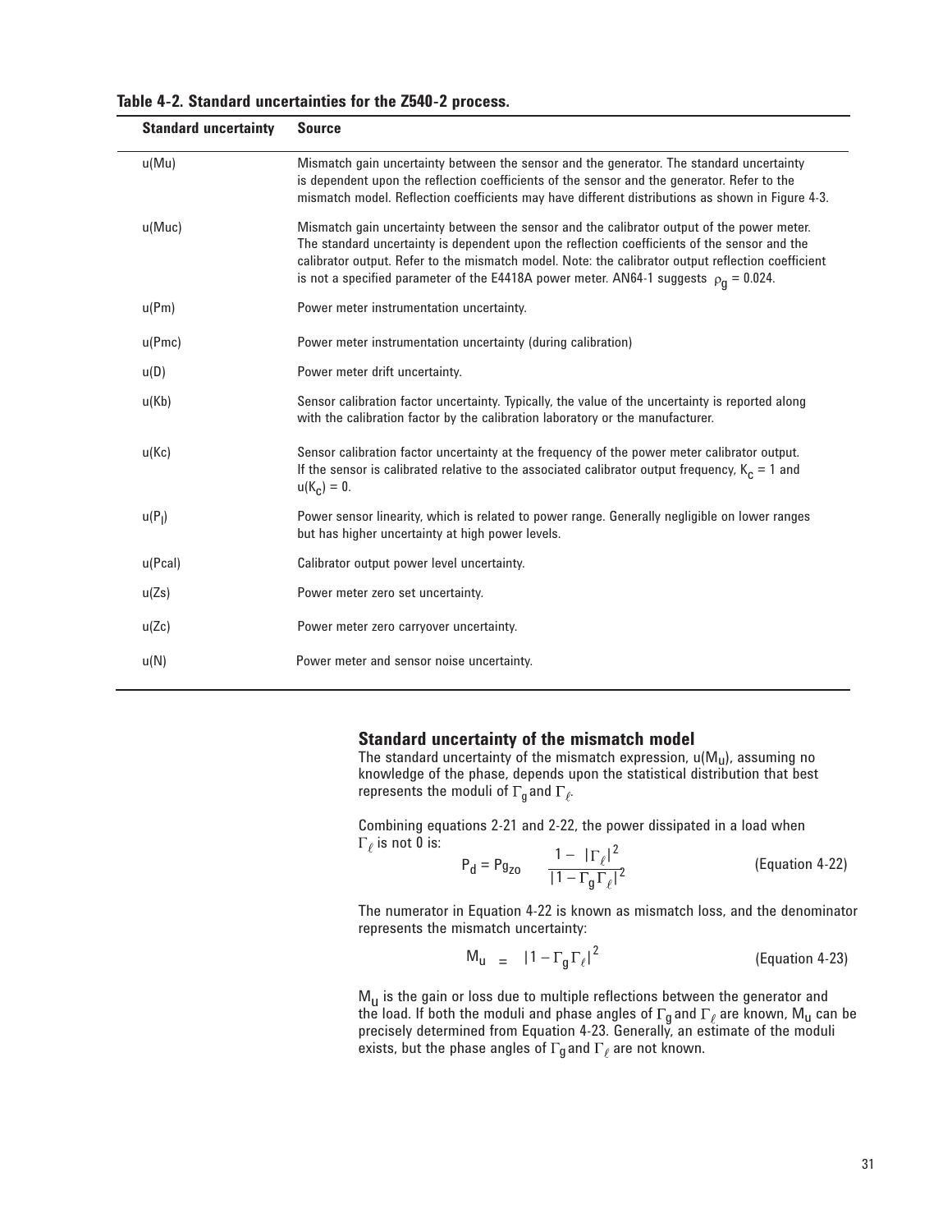**Table 4-2. Standard uncertainties for the Z540-2 process.**

| Standard uncertainty | Source |
|---|---|
| u(Mu) | Mismatch gain uncertainty between the sensor and the generator. The standard uncertainty is dependent upon the reflection coefficients of the sensor and the generator. Refer to the mismatch model. Reflection coefficients may have different distributions as shown in Figure 4-3. |
| u(Muc) | Mismatch gain uncertainty between the sensor and the calibrator output of the power meter. The standard uncertainty is dependent upon the reflection coefficients of the sensor and the calibrator output. Refer to the mismatch model. Note: the calibrator output reflection coefficient is not a specified parameter of the E4418A power meter. AN64-1 suggests $\rho_g = 0.024$. |
| u(Pm) | Power meter instrumentation uncertainty. |
| u(Pmc) | Power meter instrumentation uncertainty (during calibration) |
| u(D) | Power meter drift uncertainty. |
| u(Kb) | Sensor calibration factor uncertainty. Typically, the value of the uncertainty is reported along with the calibration factor by the calibration laboratory or the manufacturer. |
| u(Kc) | Sensor calibration factor uncertainty at the frequency of the power meter calibrator output. If the sensor is calibrated relative to the associated calibrator output frequency, $K_c = 1$ and $u(K_c) = 0$. |
| $u(P_l)$ | Power sensor linearity, which is related to power range. Generally negligible on lower ranges but has higher uncertainty at high power levels. |
| u(Pcal) | Calibrator output power level uncertainty. |
| u(Zs) | Power meter zero set uncertainty. |
| u(Zc) | Power meter zero carryover uncertainty. |
| u(N) | Power meter and sensor noise uncertainty. |

## Standard uncertainty of the mismatch model

The standard uncertainty of the mismatch expression, $u(M_u)$, assuming no knowledge of the phase, depends upon the statistical distribution that best represents the moduli of $\Gamma_g$ and $\Gamma_\ell$.

Combining equations 2-21 and 2-22, the power dissipated in a load when $\Gamma_\ell$ is not 0 is:

$$P_d = P_{g_{zo}} \frac{1 - |\Gamma_\ell|^2}{|1 - \Gamma_g \Gamma_\ell|^2} \qquad \text{(Equation 4-22)}$$

The numerator in Equation 4-22 is known as mismatch loss, and the denominator represents the mismatch uncertainty:

$$M_u = |1 - \Gamma_g \Gamma_\ell|^2 \qquad \text{(Equation 4-23)}$$

$M_u$ is the gain or loss due to multiple reflections between the generator and the load. If both the moduli and phase angles of $\Gamma_g$ and $\Gamma_\ell$ are known, $M_u$ can be precisely determined from Equation 4-23. Generally, an estimate of the moduli exists, but the phase angles of $\Gamma_g$ and $\Gamma_\ell$ are not known.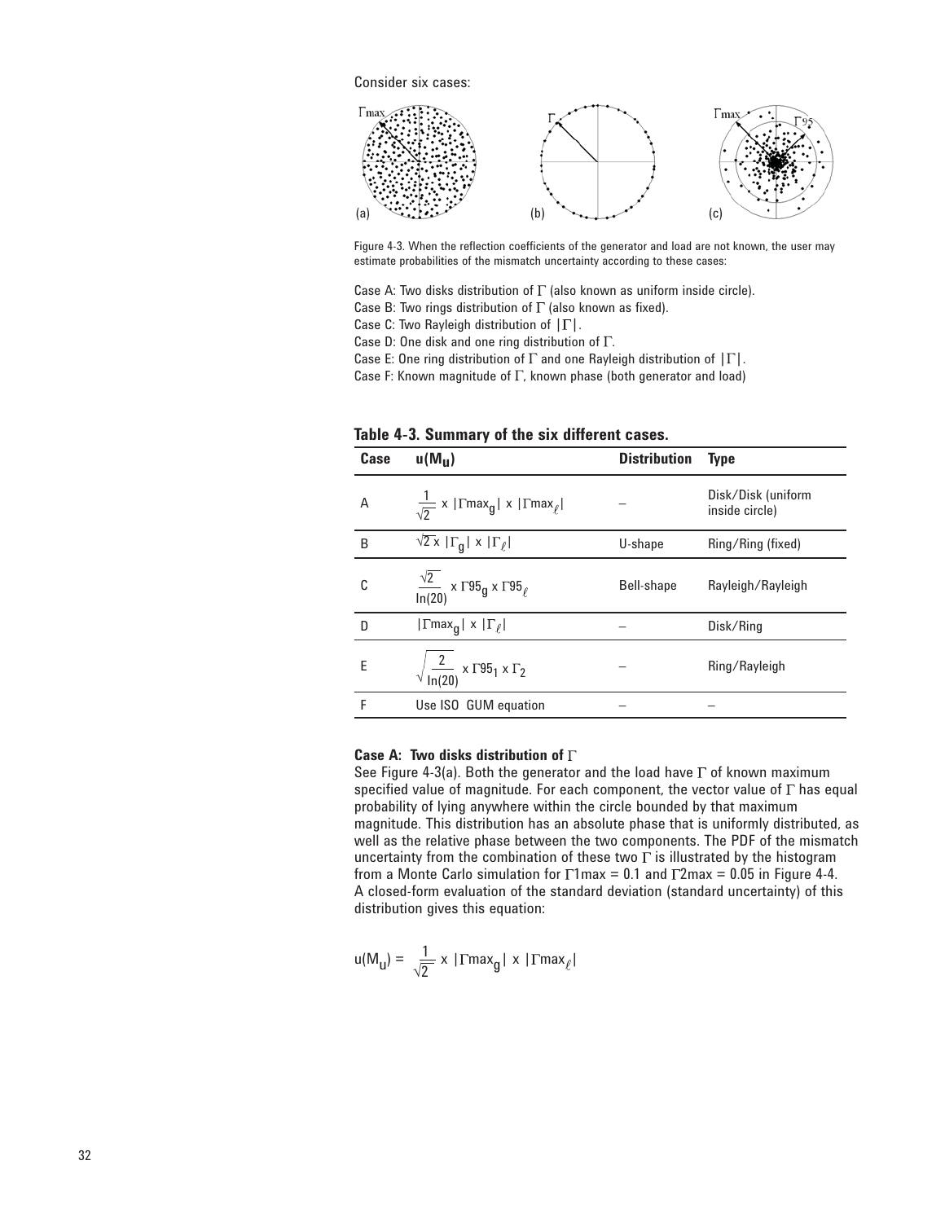Consider six cases:

Figure 4-3. When the reflection coefficients of the generator and load are not known, the user may estimate probabilities of the mismatch uncertainty according to these cases:

Case A: Two disks distribution of $\Gamma$ (also known as uniform inside circle).
Case B: Two rings distribution of $\Gamma$ (also known as fixed).
Case C: Two Rayleigh distribution of $|\Gamma|$.
Case D: One disk and one ring distribution of $\Gamma$.
Case E: One ring distribution of $\Gamma$ and one Rayleigh distribution of $|\Gamma|$.
Case F: Known magnitude of $\Gamma$, known phase (both generator and load)

**Table 4-3. Summary of the six different cases.**

| Case | $u(M_u)$ | Distribution | Type |
|---|---|---|---|
| A | $\frac{1}{\sqrt{2}} \times \|\Gamma max_g\| \times \|\Gamma max_\ell\|$ | – | Disk/Disk (uniform inside circle) |
| B | $\sqrt{2} \times \|\Gamma_g\| \times \|\Gamma_\ell\|$ | U-shape | Ring/Ring (fixed) |
| C | $\frac{\sqrt{2}}{\ln(20)} \times \Gamma 95_g \times \Gamma 95_\ell$ | Bell-shape | Rayleigh/Rayleigh |
| D | $\|\Gamma max_g\| \times \|\Gamma_\ell\|$ | – | Disk/Ring |
| E | $\sqrt{\frac{2}{\ln(20)}} \times \Gamma 95_1 \times \Gamma_2$ | – | Ring/Rayleigh |
| F | Use ISO GUM equation | – | – |

**Case A: Two disks distribution of $\Gamma$**

See Figure 4-3(a). Both the generator and the load have $\Gamma$ of known maximum specified value of magnitude. For each component, the vector value of $\Gamma$ has equal probability of lying anywhere within the circle bounded by that maximum magnitude. This distribution has an absolute phase that is uniformly distributed, as well as the relative phase between the two components. The PDF of the mismatch uncertainty from the combination of these two $\Gamma$ is illustrated by the histogram from a Monte Carlo simulation for $\Gamma 1max = 0.1$ and $\Gamma 2max = 0.05$ in Figure 4-4. A closed-form evaluation of the standard deviation (standard uncertainty) of this distribution gives this equation:

$$u(M_u) = \frac{1}{\sqrt{2}} \times |\Gamma max_g| \times |\Gamma max_\ell|$$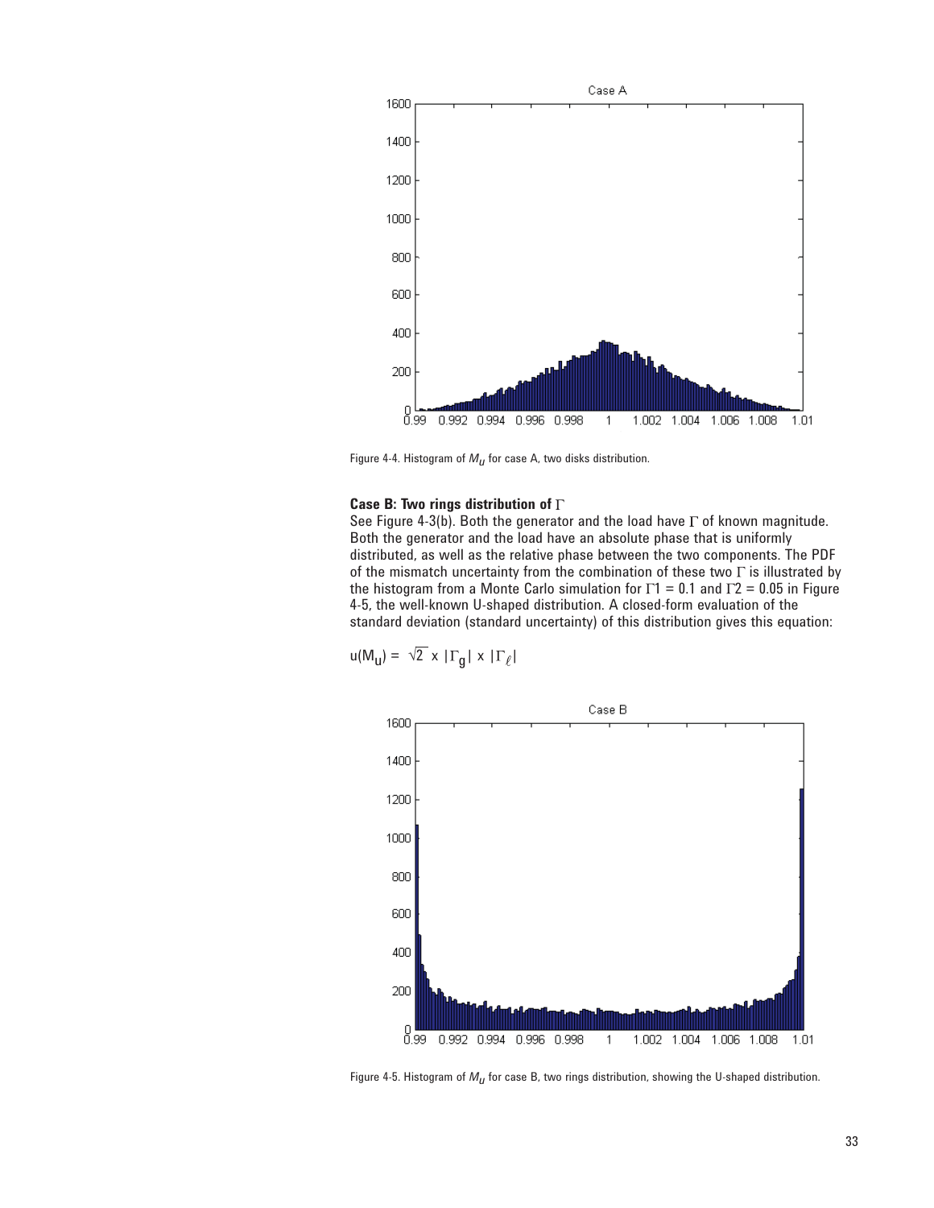Figure 4-4. Histogram of $M_u$ for case A, two disks distribution.

**Case B: Two rings distribution of $\Gamma$**

See Figure 4-3(b). Both the generator and the load have $\Gamma$ of known magnitude. Both the generator and the load have an absolute phase that is uniformly distributed, as well as the relative phase between the two components. The PDF of the mismatch uncertainty from the combination of these two $\Gamma$ is illustrated by the histogram from a Monte Carlo simulation for $\Gamma 1 = 0.1$ and $\Gamma 2 = 0.05$ in Figure 4-5, the well-known U-shaped distribution. A closed-form evaluation of the standard deviation (standard uncertainty) of this distribution gives this equation:

$$u(M_u) = \sqrt{2} \times |\Gamma_g| \times |\Gamma_\ell|$$

Figure 4-5. Histogram of $M_u$ for case B, two rings distribution, showing the U-shaped distribution.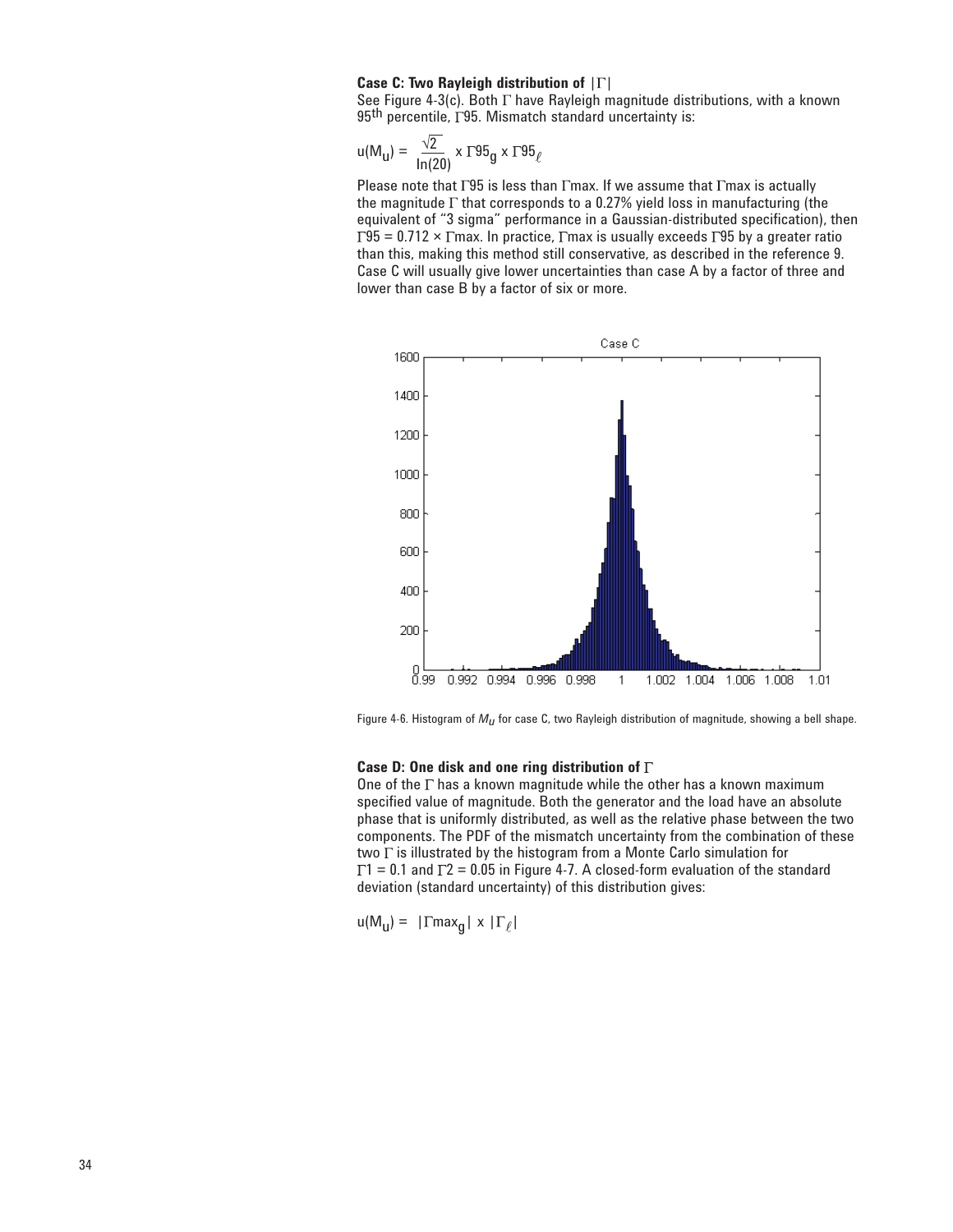**Case C: Two Rayleigh distribution of $|\Gamma|$**

See Figure 4-3(c). Both $\Gamma$ have Rayleigh magnitude distributions, with a known 95th percentile, $\Gamma 95$. Mismatch standard uncertainty is:

$$u(M_u) = \frac{\sqrt{2}}{\ln(20)} \times \Gamma 95_g \times \Gamma 95_\ell$$

Please note that $\Gamma 95$ is less than $\Gamma$max. If we assume that $\Gamma$max is actually the magnitude $\Gamma$ that corresponds to a 0.27% yield loss in manufacturing (the equivalent of "3 sigma" performance in a Gaussian-distributed specification), then $\Gamma 95 = 0.712 \times \Gamma$max. In practice, $\Gamma$max is usually exceeds $\Gamma 95$ by a greater ratio than this, making this method still conservative, as described in the reference 9. Case C will usually give lower uncertainties than case A by a factor of three and lower than case B by a factor of six or more.

Figure 4-6. Histogram of $M_u$ for case C, two Rayleigh distribution of magnitude, showing a bell shape.

**Case D: One disk and one ring distribution of $\Gamma$**

One of the $\Gamma$ has a known magnitude while the other has a known maximum specified value of magnitude. Both the generator and the load have an absolute phase that is uniformly distributed, as well as the relative phase between the two components. The PDF of the mismatch uncertainty from the combination of these two $\Gamma$ is illustrated by the histogram from a Monte Carlo simulation for $\Gamma 1 = 0.1$ and $\Gamma 2 = 0.05$ in Figure 4-7. A closed-form evaluation of the standard deviation (standard uncertainty) of this distribution gives:

$$u(M_u) = |\Gamma max_g| \times |\Gamma_\ell|$$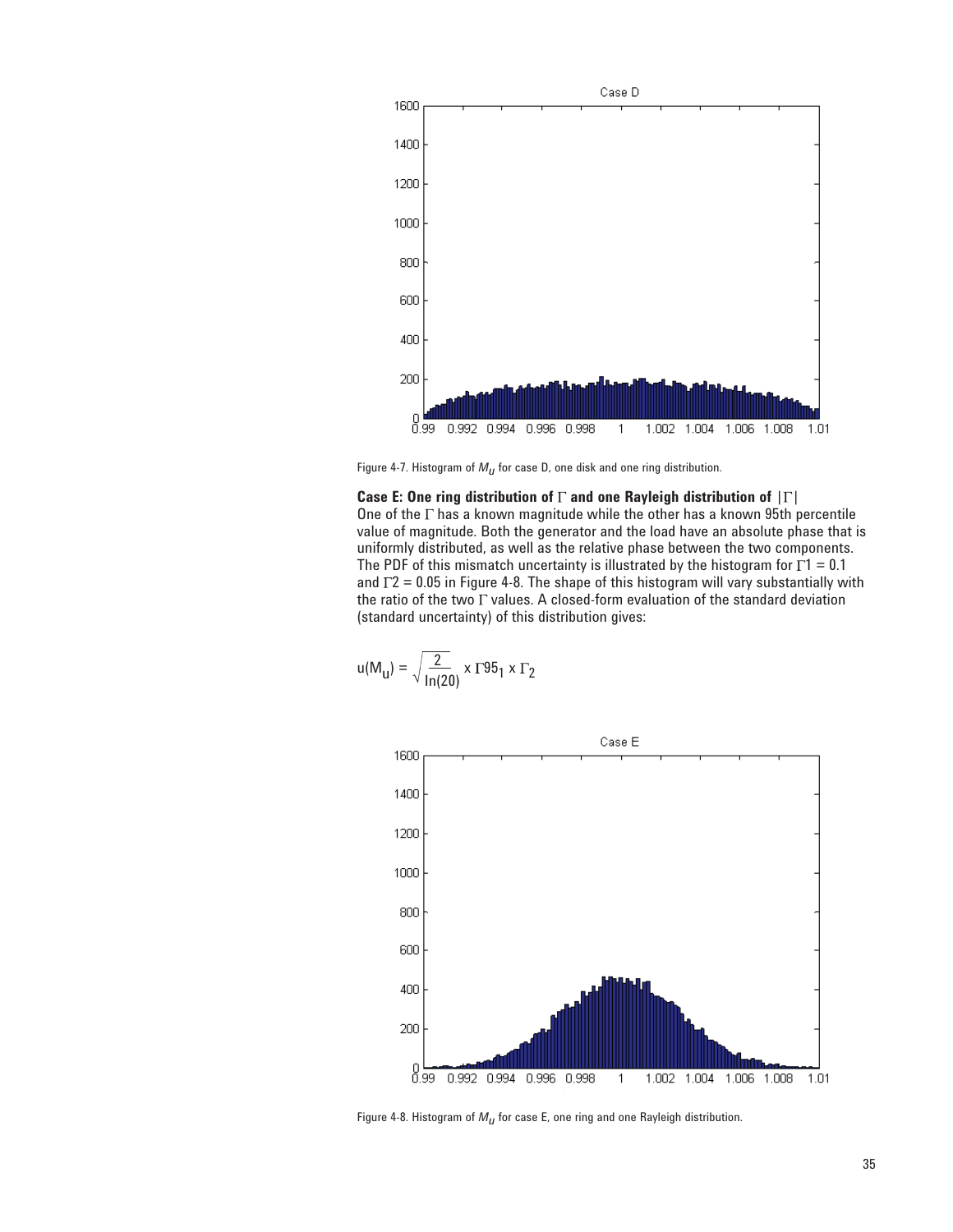Figure 4-7. Histogram of $M_U$ for case D, one disk and one ring distribution.

**Case E: One ring distribution of $\Gamma$ and one Rayleigh distribution of $|\Gamma|$**

One of the $\Gamma$ has a known magnitude while the other has a known 95th percentile value of magnitude. Both the generator and the load have an absolute phase that is uniformly distributed, as well as the relative phase between the two components. The PDF of this mismatch uncertainty is illustrated by the histogram for $\Gamma 1 = 0.1$ and $\Gamma 2 = 0.05$ in Figure 4-8. The shape of this histogram will vary substantially with the ratio of the two $\Gamma$ values. A closed-form evaluation of the standard deviation (standard uncertainty) of this distribution gives:

$$u(M_u) = \sqrt{\frac{2}{\ln(20)}} \times \Gamma 95_1 \times \Gamma_2$$

Figure 4-8. Histogram of $M_U$ for case E, one ring and one Rayleigh distribution.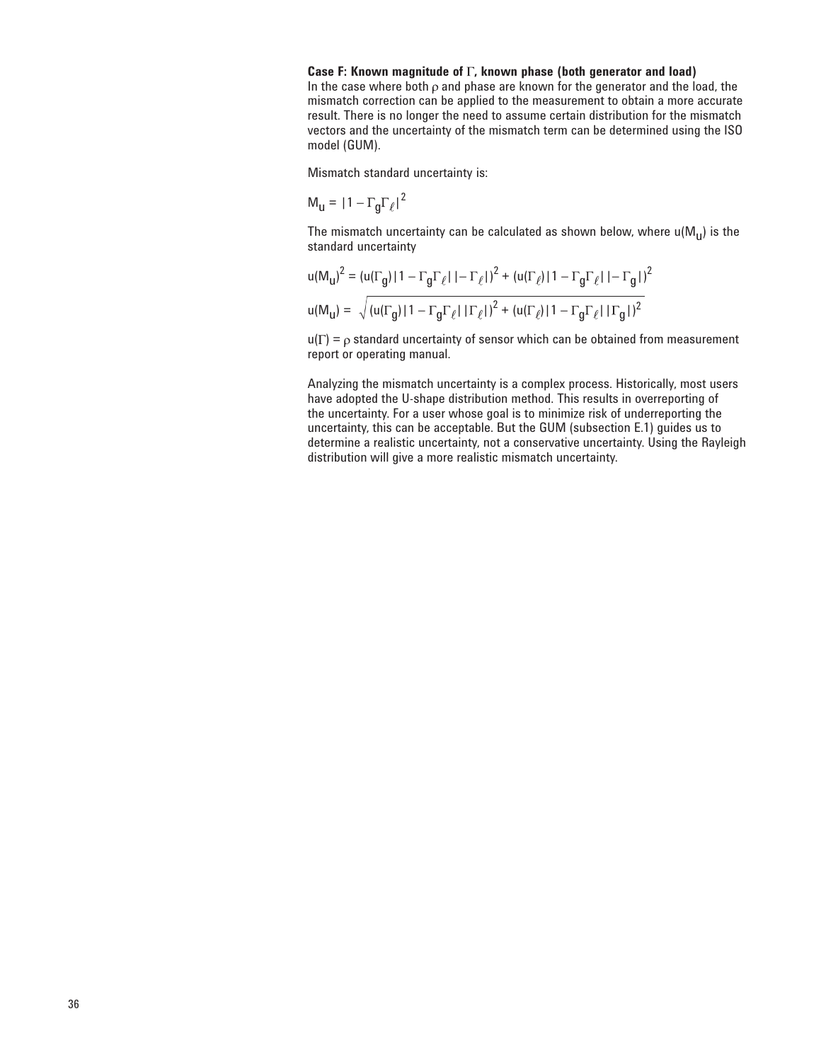**Case F: Known magnitude of $\Gamma$, known phase (both generator and load)**

In the case where both $\rho$ and phase are known for the generator and the load, the mismatch correction can be applied to the measurement to obtain a more accurate result. There is no longer the need to assume certain distribution for the mismatch vectors and the uncertainty of the mismatch term can be determined using the ISO model (GUM).

Mismatch standard uncertainty is:

$$M_u = |1 - \Gamma_g \Gamma_\ell|^2$$

The mismatch uncertainty can be calculated as shown below, where $u(M_u)$ is the standard uncertainty

$$u(M_u)^2 = (u(\Gamma_g)\,|1 - \Gamma_g \Gamma_\ell|\,|-\Gamma_\ell|)^2 + (u(\Gamma_\ell)\,|1 - \Gamma_g \Gamma_\ell|\,|-\Gamma_g|)^2$$

$$u(M_u) = \sqrt{(u(\Gamma_g)\,|1 - \Gamma_g \Gamma_\ell|\,|\Gamma_\ell|)^2 + (u(\Gamma_\ell)\,|1 - \Gamma_g \Gamma_\ell|\,|\Gamma_g|)^2}$$

$u(\Gamma) = \rho$ standard uncertainty of sensor which can be obtained from measurement report or operating manual.

Analyzing the mismatch uncertainty is a complex process. Historically, most users have adopted the U-shape distribution method. This results in overreporting of the uncertainty. For a user whose goal is to minimize risk of underreporting the uncertainty, this can be acceptable. But the GUM (subsection E.1) guides us to determine a realistic uncertainty, not a conservative uncertainty. Using the Rayleigh distribution will give a more realistic mismatch uncertainty.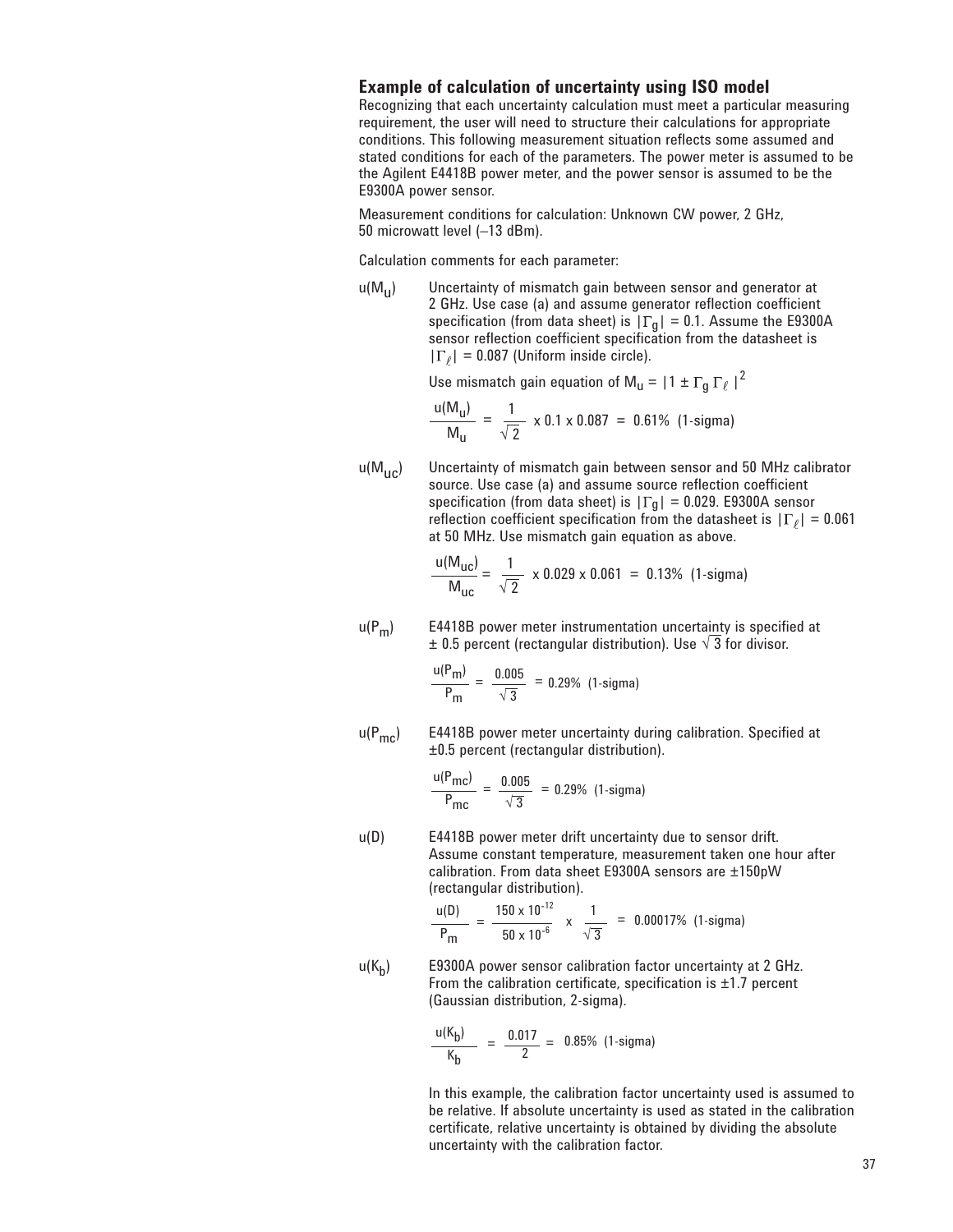## Example of calculation of uncertainty using ISO model

Recognizing that each uncertainty calculation must meet a particular measuring requirement, the user will need to structure their calculations for appropriate conditions. This following measurement situation reflects some assumed and stated conditions for each of the parameters. The power meter is assumed to be the Agilent E4418B power meter, and the power sensor is assumed to be the E9300A power sensor.

Measurement conditions for calculation: Unknown CW power, 2 GHz, 50 microwatt level (–13 dBm).

Calculation comments for each parameter:

$u(M_u)$ Uncertainty of mismatch gain between sensor and generator at 2 GHz. Use case (a) and assume generator reflection coefficient specification (from data sheet) is $|\Gamma_g| = 0.1$. Assume the E9300A sensor reflection coefficient specification from the datasheet is $|\Gamma_\ell| = 0.087$ (Uniform inside circle).

Use mismatch gain equation of $M_u = |1 \pm \Gamma_g \Gamma_\ell|^2$

$$\frac{u(M_u)}{M_u} = \frac{1}{\sqrt{2}} \times 0.1 \times 0.087 = 0.61\% \text{ (1-sigma)}$$

$u(M_{uc})$ Uncertainty of mismatch gain between sensor and 50 MHz calibrator source. Use case (a) and assume source reflection coefficient specification (from data sheet) is $|\Gamma_g| = 0.029$. E9300A sensor reflection coefficient specification from the datasheet is $|\Gamma_\ell| = 0.061$ at 50 MHz. Use mismatch gain equation as above.

$$\frac{u(M_{uc})}{M_{uc}} = \frac{1}{\sqrt{2}} \times 0.029 \times 0.061 = 0.13\% \text{ (1-sigma)}$$

$u(P_m)$ E4418B power meter instrumentation uncertainty is specified at ± 0.5 percent (rectangular distribution). Use $\sqrt{3}$ for divisor.

$$\frac{u(P_m)}{P_m} = \frac{0.005}{\sqrt{3}} = 0.29\% \text{ (1-sigma)}$$

$u(P_{mc})$ E4418B power meter uncertainty during calibration. Specified at ±0.5 percent (rectangular distribution).

$$\frac{u(P_{mc})}{P_{mc}} = \frac{0.005}{\sqrt{3}} = 0.29\% \text{ (1-sigma)}$$

$u(D)$ E4418B power meter drift uncertainty due to sensor drift. Assume constant temperature, measurement taken one hour after calibration. From data sheet E9300A sensors are ±150pW (rectangular distribution).

$$\frac{u(D)}{P_m} = \frac{150 \times 10^{-12}}{50 \times 10^{-6}} \times \frac{1}{\sqrt{3}} = 0.00017\% \text{ (1-sigma)}$$

$u(K_b)$ E9300A power sensor calibration factor uncertainty at 2 GHz. From the calibration certificate, specification is ±1.7 percent (Gaussian distribution, 2-sigma).

$$\frac{u(K_b)}{K_b} = \frac{0.017}{2} = 0.85\% \text{ (1-sigma)}$$

In this example, the calibration factor uncertainty used is assumed to be relative. If absolute uncertainty is used as stated in the calibration certificate, relative uncertainty is obtained by dividing the absolute uncertainty with the calibration factor.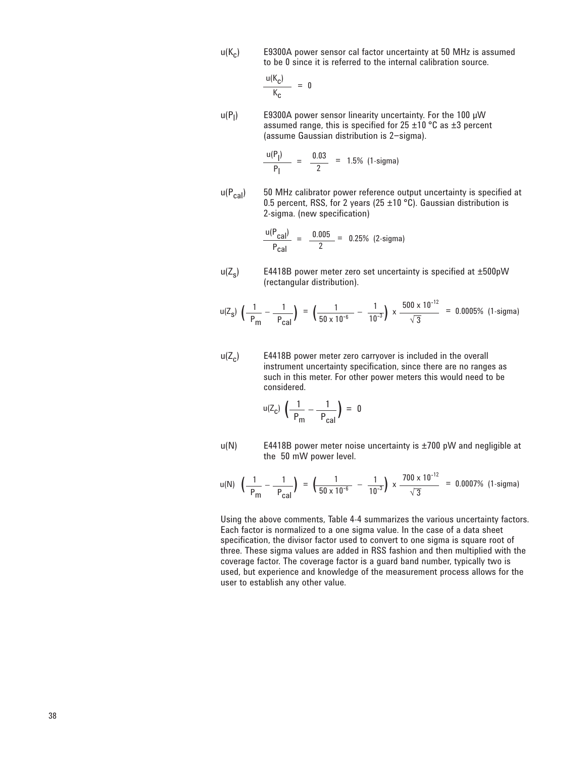$u(K_c)$ E9300A power sensor cal factor uncertainty at 50 MHz is assumed to be 0 since it is referred to the internal calibration source.

$$\frac{u(K_c)}{K_c} = 0$$

$u(P_l)$ E9300A power sensor linearity uncertainty. For the 100 µW assumed range, this is specified for 25 ±10 °C as ±3 percent (assume Gaussian distribution is 2–sigma).

$$\frac{u(P_l)}{P_l} = \frac{0.03}{2} = 1.5\% \text{ (1-sigma)}$$

$u(P_{cal})$ 50 MHz calibrator power reference output uncertainty is specified at 0.5 percent, RSS, for 2 years (25 ±10 °C). Gaussian distribution is 2-sigma. (new specification)

$$\frac{u(P_{cal})}{P_{cal}} = \frac{0.005}{2} = 0.25\% \text{ (2-sigma)}$$

$u(Z_s)$ E4418B power meter zero set uncertainty is specified at ±500pW (rectangular distribution).

$$u(Z_s)\left(\frac{1}{P_m} - \frac{1}{P_{cal}}\right) = \left(\frac{1}{50 \times 10^{-6}} - \frac{1}{10^{-3}}\right) \times \frac{500 \times 10^{-12}}{\sqrt{3}} = 0.0005\% \text{ (1-sigma)}$$

$u(Z_c)$ E4418B power meter zero carryover is included in the overall instrument uncertainty specification, since there are no ranges as such in this meter. For other power meters this would need to be considered.

$$u(Z_c)\left(\frac{1}{P_m} - \frac{1}{P_{cal}}\right) = 0$$

$u(N)$ E4418B power meter noise uncertainty is ±700 pW and negligible at the 50 mW power level.

$$u(N)\left(\frac{1}{P_m} - \frac{1}{P_{cal}}\right) = \left(\frac{1}{50 \times 10^{-6}} - \frac{1}{10^{-3}}\right) \times \frac{700 \times 10^{-12}}{\sqrt{3}} = 0.0007\% \text{ (1-sigma)}$$

Using the above comments, Table 4-4 summarizes the various uncertainty factors. Each factor is normalized to a one sigma value. In the case of a data sheet specification, the divisor factor used to convert to one sigma is square root of three. These sigma values are added in RSS fashion and then multiplied with the coverage factor. The coverage factor is a guard band number, typically two is used, but experience and knowledge of the measurement process allows for the user to establish any other value.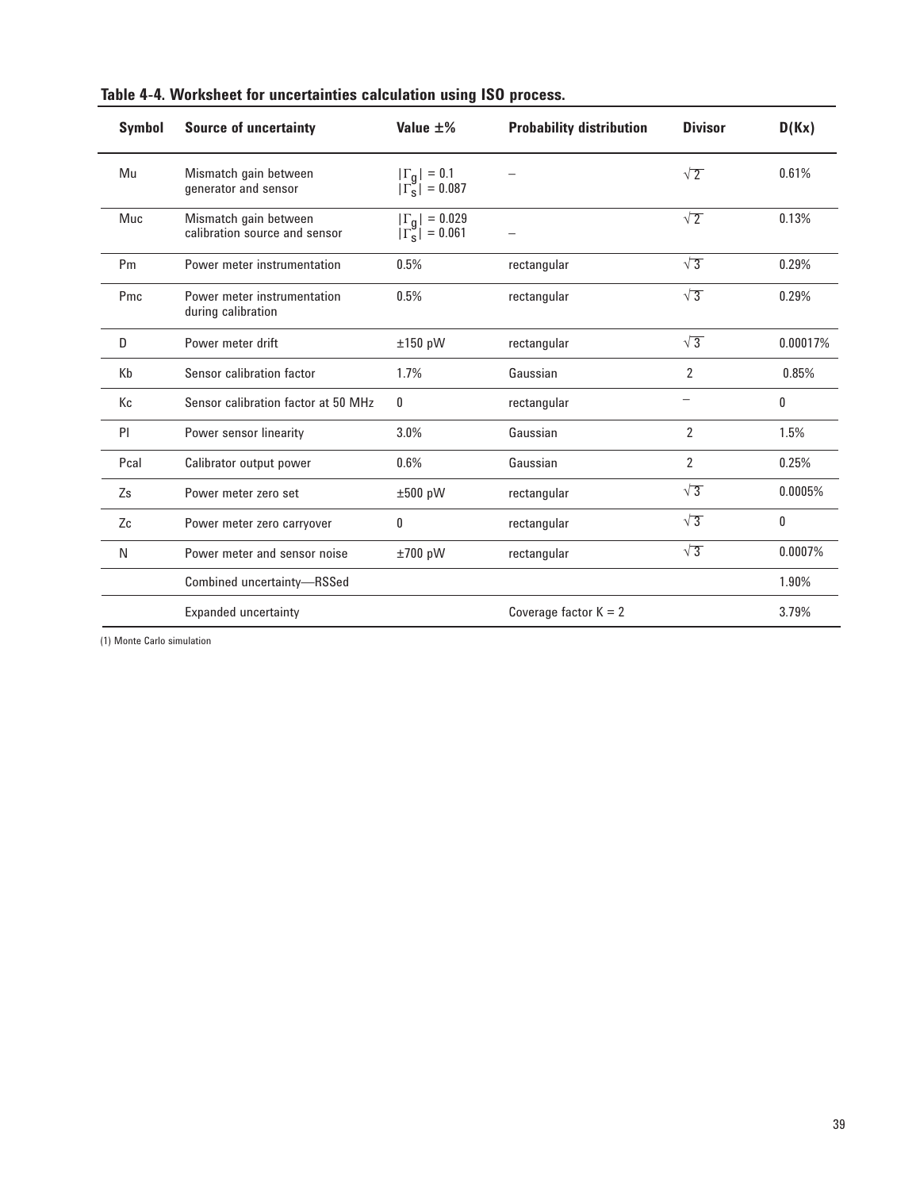**Table 4-4. Worksheet for uncertainties calculation using ISO process.**

| Symbol | Source of uncertainty | Value ±% | Probability distribution | Divisor | D(Kx) |
|---|---|---|---|---|---|
| Mu | Mismatch gain between generator and sensor | $\lvert\Gamma_g\rvert = 0.1$ $\lvert\Gamma_s\rvert = 0.087$ | – | $\sqrt{2}$ | 0.61% |
| Muc | Mismatch gain between calibration source and sensor | $\lvert\Gamma_g\rvert = 0.029$ $\lvert\Gamma_s\rvert = 0.061$ | – | $\sqrt{2}$ | 0.13% |
| Pm | Power meter instrumentation | 0.5% | rectangular | $\sqrt{3}$ | 0.29% |
| Pmc | Power meter instrumentation during calibration | 0.5% | rectangular | $\sqrt{3}$ | 0.29% |
| D | Power meter drift | ±150 pW | rectangular | $\sqrt{3}$ | 0.00017% |
| Kb | Sensor calibration factor | 1.7% | Gaussian | 2 | 0.85% |
| Kc | Sensor calibration factor at 50 MHz | 0 | rectangular | – | 0 |
| Pl | Power sensor linearity | 3.0% | Gaussian | 2 | 1.5% |
| Pcal | Calibrator output power | 0.6% | Gaussian | 2 | 0.25% |
| Zs | Power meter zero set | ±500 pW | rectangular | $\sqrt{3}$ | 0.0005% |
| Zc | Power meter zero carryover | 0 | rectangular | $\sqrt{3}$ | 0 |
| N | Power meter and sensor noise | ±700 pW | rectangular | $\sqrt{3}$ | 0.0007% |
| | Combined uncertainty—RSSed | | | | 1.90% |
| | Expanded uncertainty | | Coverage factor K = 2 | | 3.79% |

(1) Monte Carlo simulation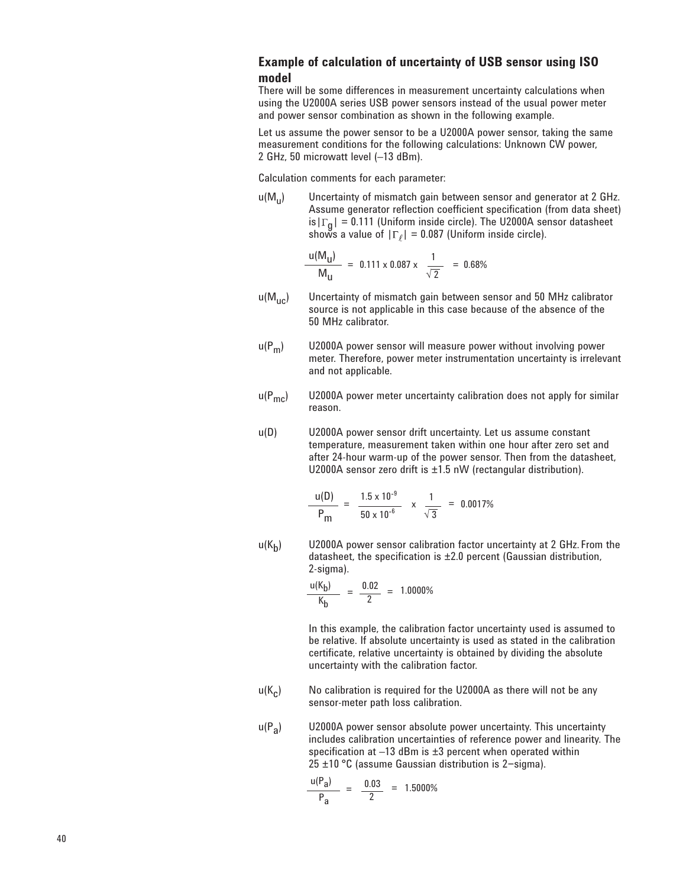## Example of calculation of uncertainty of USB sensor using ISO model

There will be some differences in measurement uncertainty calculations when using the U2000A series USB power sensors instead of the usual power meter and power sensor combination as shown in the following example.

Let us assume the power sensor to be a U2000A power sensor, taking the same measurement conditions for the following calculations: Unknown CW power, 2 GHz, 50 microwatt level (–13 dBm).

Calculation comments for each parameter:

$u(M_u)$ Uncertainty of mismatch gain between sensor and generator at 2 GHz. Assume generator reflection coefficient specification (from data sheet) is $|\Gamma_g| = 0.111$ (Uniform inside circle). The U2000A sensor datasheet shows a value of $|\Gamma_\ell| = 0.087$ (Uniform inside circle).

$$\frac{u(M_u)}{M_u} = 0.111 \times 0.087 \times \frac{1}{\sqrt{2}} = 0.68\%$$

$u(M_{uc})$ Uncertainty of mismatch gain between sensor and 50 MHz calibrator source is not applicable in this case because of the absence of the 50 MHz calibrator.

$u(P_m)$ U2000A power sensor will measure power without involving power meter. Therefore, power meter instrumentation uncertainty is irrelevant and not applicable.

$u(P_{mc})$ U2000A power meter uncertainty calibration does not apply for similar reason.

$u(D)$ U2000A power sensor drift uncertainty. Let us assume constant temperature, measurement taken within one hour after zero set and after 24-hour warm-up of the power sensor. Then from the datasheet, U2000A sensor zero drift is ±1.5 nW (rectangular distribution).

$$\frac{u(D)}{P_m} = \frac{1.5 \times 10^{-9}}{50 \times 10^{-6}} \times \frac{1}{\sqrt{3}} = 0.0017\%$$

$u(K_b)$ U2000A power sensor calibration factor uncertainty at 2 GHz. From the datasheet, the specification is ±2.0 percent (Gaussian distribution, 2-sigma).

$$\frac{u(K_b)}{K_b} = \frac{0.02}{2} = 1.0000\%$$

In this example, the calibration factor uncertainty used is assumed to be relative. If absolute uncertainty is used as stated in the calibration certificate, relative uncertainty is obtained by dividing the absolute uncertainty with the calibration factor.

$u(K_c)$ No calibration is required for the U2000A as there will not be any sensor-meter path loss calibration.

$u(P_a)$ U2000A power sensor absolute power uncertainty. This uncertainty includes calibration uncertainties of reference power and linearity. The specification at –13 dBm is ±3 percent when operated within 25 ±10 °C (assume Gaussian distribution is 2–sigma).

$$\frac{u(P_a)}{P_a} = \frac{0.03}{2} = 1.5000\%$$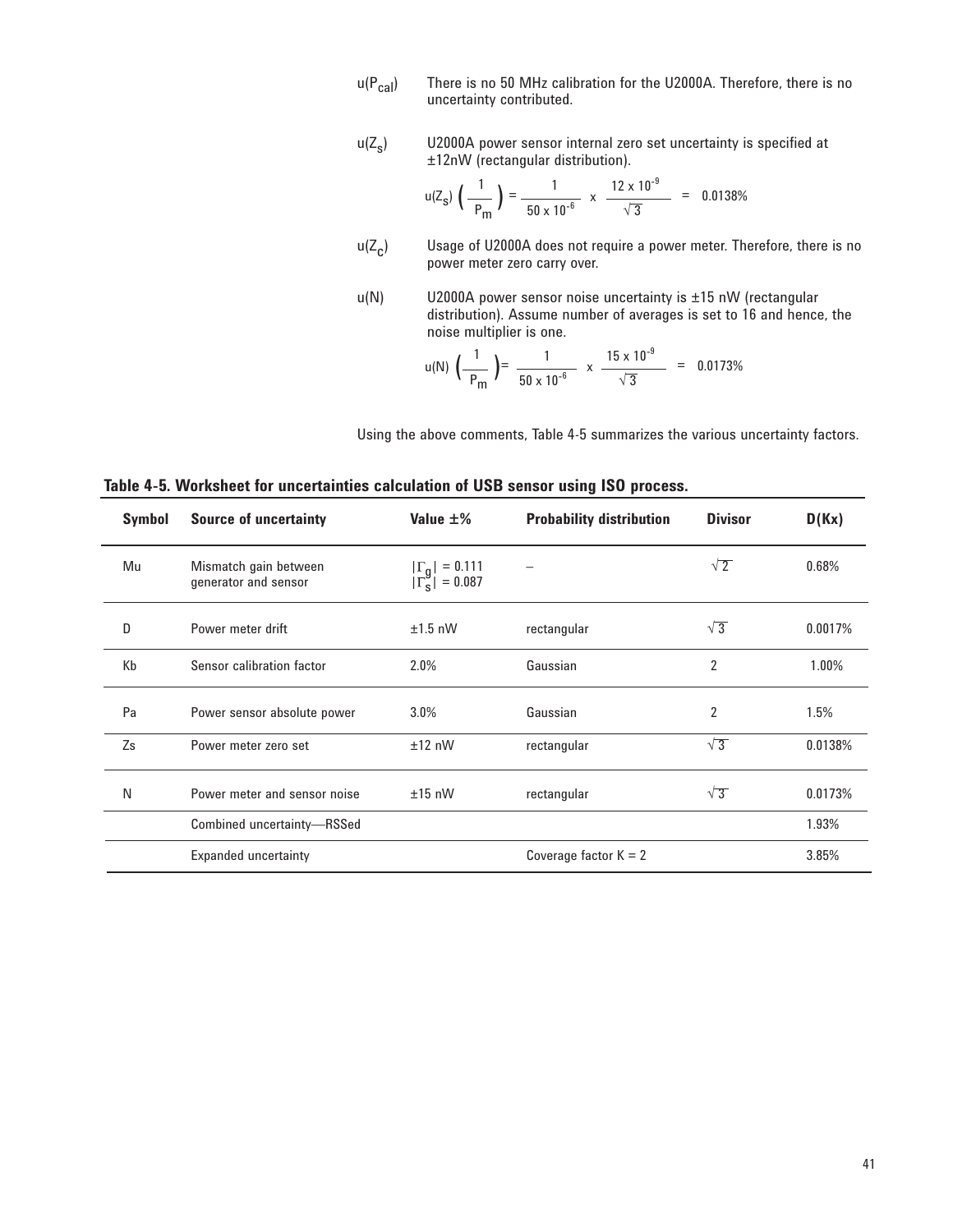$u(P_{cal})$ There is no 50 MHz calibration for the U2000A. Therefore, there is no uncertainty contributed.

$u(Z_s)$ U2000A power sensor internal zero set uncertainty is specified at ±12nW (rectangular distribution).

$$u(Z_s)\left(\frac{1}{P_m}\right) = \frac{1}{50 \times 10^{-6}} \times \frac{12 \times 10^{-9}}{\sqrt{3}} = 0.0138\%$$

$u(Z_c)$ Usage of U2000A does not require a power meter. Therefore, there is no power meter zero carry over.

$u(N)$ U2000A power sensor noise uncertainty is ±15 nW (rectangular distribution). Assume number of averages is set to 16 and hence, the noise multiplier is one.

$$u(N)\left(\frac{1}{P_m}\right) = \frac{1}{50 \times 10^{-6}} \times \frac{15 \times 10^{-9}}{\sqrt{3}} = 0.0173\%$$

Using the above comments, Table 4-5 summarizes the various uncertainty factors.

**Table 4-5. Worksheet for uncertainties calculation of USB sensor using ISO process.**

| Symbol | Source of uncertainty | Value ±% | Probability distribution | Divisor | D(Kx) |
|---|---|---|---|---|---|
| Mu | Mismatch gain between generator and sensor | $\lvert\Gamma_g\rvert = 0.111$ $\lvert\Gamma_s\rvert = 0.087$ | – | $\sqrt{2}$ | 0.68% |
| D | Power meter drift | ±1.5 nW | rectangular | $\sqrt{3}$ | 0.0017% |
| Kb | Sensor calibration factor | 2.0% | Gaussian | 2 | 1.00% |
| Pa | Power sensor absolute power | 3.0% | Gaussian | 2 | 1.5% |
| Zs | Power meter zero set | ±12 nW | rectangular | $\sqrt{3}$ | 0.0138% |
| N | Power meter and sensor noise | ±15 nW | rectangular | $\sqrt{3}$ | 0.0173% |
| | Combined uncertainty—RSSed | | | | 1.93% |
| | Expanded uncertainty | | Coverage factor K = 2 | | 3.85% |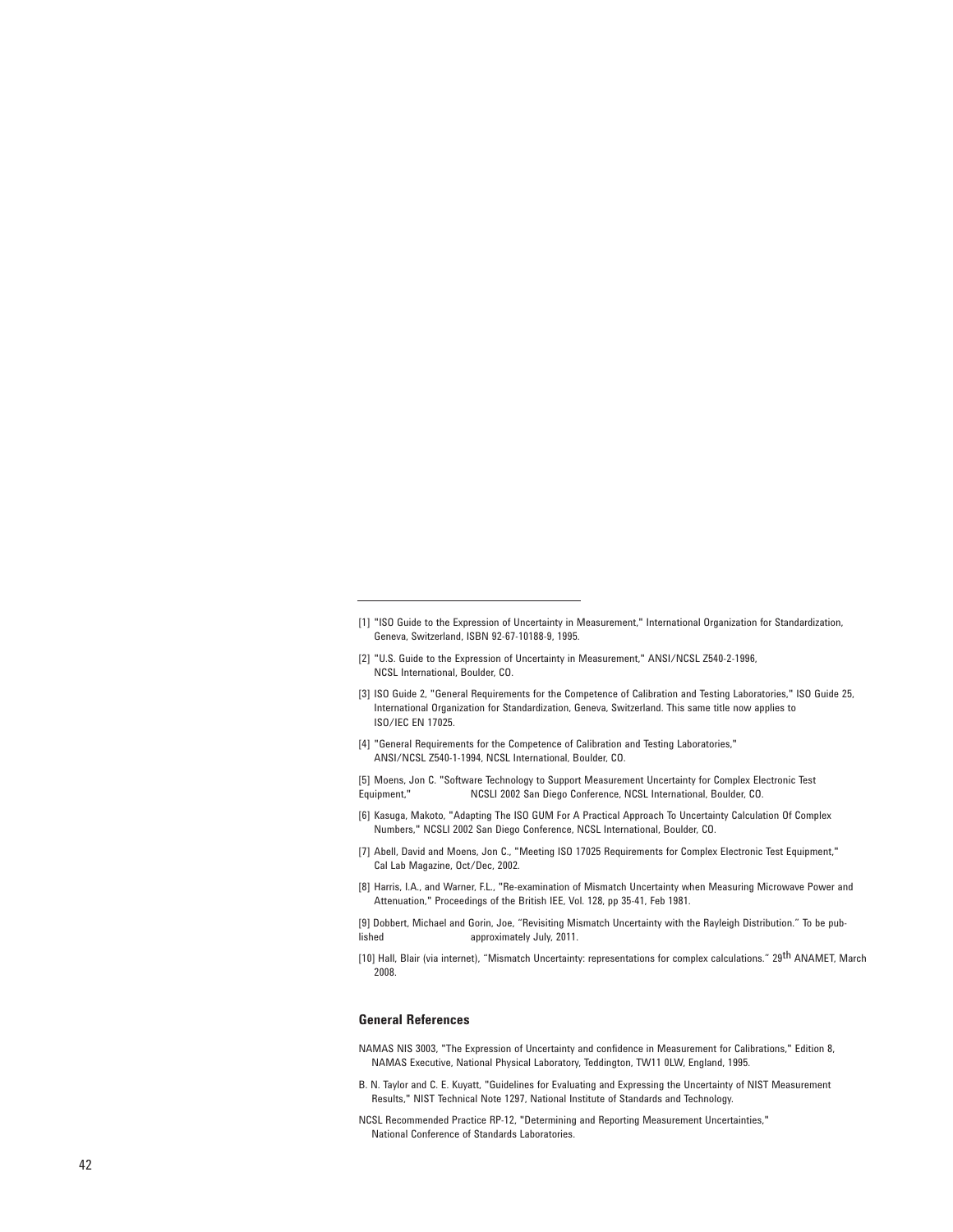[1] "ISO Guide to the Expression of Uncertainty in Measurement," International Organization for Standardization, Geneva, Switzerland, ISBN 92-67-10188-9, 1995.

[2] "U.S. Guide to the Expression of Uncertainty in Measurement," ANSI/NCSL Z540-2-1996, NCSL International, Boulder, CO.

[3] ISO Guide 2, "General Requirements for the Competence of Calibration and Testing Laboratories," ISO Guide 25, International Organization for Standardization, Geneva, Switzerland. This same title now applies to ISO/IEC EN 17025.

[4] "General Requirements for the Competence of Calibration and Testing Laboratories," ANSI/NCSL Z540-1-1994, NCSL International, Boulder, CO.

[5] Moens, Jon C. "Software Technology to Support Measurement Uncertainty for Complex Electronic Test Equipment," NCSLI 2002 San Diego Conference, NCSL International, Boulder, CO.

[6] Kasuga, Makoto, "Adapting The ISO GUM For A Practical Approach To Uncertainty Calculation Of Complex Numbers," NCSLI 2002 San Diego Conference, NCSL International, Boulder, CO.

[7] Abell, David and Moens, Jon C., "Meeting ISO 17025 Requirements for Complex Electronic Test Equipment," Cal Lab Magazine, Oct/Dec, 2002.

[8] Harris, I.A., and Warner, F.L., "Re-examination of Mismatch Uncertainty when Measuring Microwave Power and Attenuation," Proceedings of the British IEE, Vol. 128, pp 35-41, Feb 1981.

[9] Dobbert, Michael and Gorin, Joe, "Revisiting Mismatch Uncertainty with the Rayleigh Distribution." To be published approximately July, 2011.

[10] Hall, Blair (via internet), "Mismatch Uncertainty: representations for complex calculations." 29th ANAMET, March 2008.

## General References

NAMAS NIS 3003, "The Expression of Uncertainty and confidence in Measurement for Calibrations," Edition 8, NAMAS Executive, National Physical Laboratory, Teddington, TW11 0LW, England, 1995.

B. N. Taylor and C. E. Kuyatt, "Guidelines for Evaluating and Expressing the Uncertainty of NIST Measurement Results," NIST Technical Note 1297, National Institute of Standards and Technology.

NCSL Recommended Practice RP-12, "Determining and Reporting Measurement Uncertainties," National Conference of Standards Laboratories.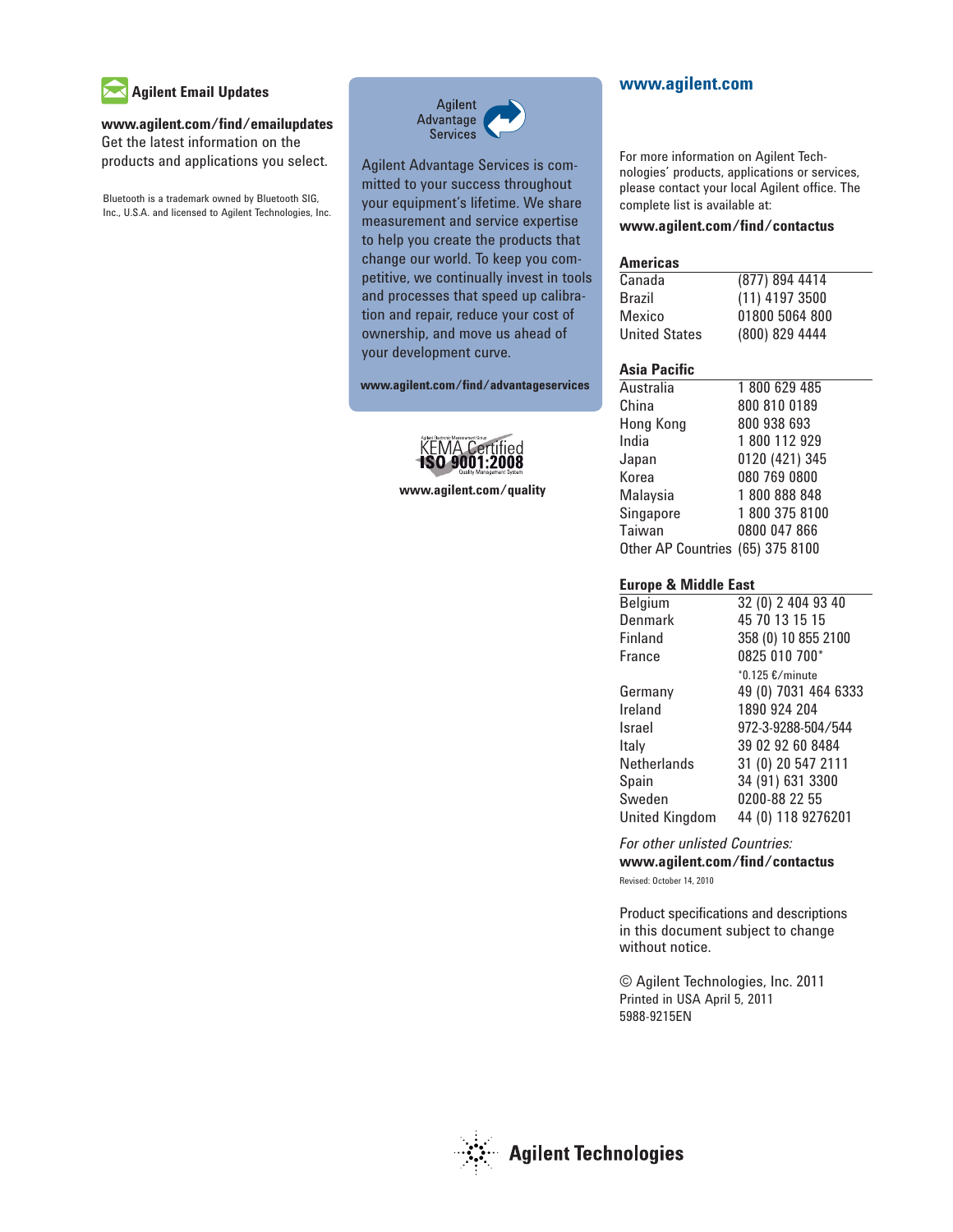## Agilent Email Updates

**www.agilent.com/find/emailupdates**
Get the latest information on the products and applications you select.

Bluetooth is a trademark owned by Bluetooth SIG, Inc., U.S.A. and licensed to Agilent Technologies, Inc.

## Agilent Advantage Services

Agilent Advantage Services is committed to your success throughout your equipment's lifetime. We share measurement and service expertise to help you create the products that change our world. To keep you competitive, we continually invest in tools and processes that speed up calibration and repair, reduce your cost of ownership, and move us ahead of your development curve.

**www.agilent.com/find/advantageservices**

Agilent Electronic Measurement Group
KEMA Certified
ISO 9001:2008
Quality Management System

**www.agilent.com/quality**

## www.agilent.com

For more information on Agilent Technologies' products, applications or services, please contact your local Agilent office. The complete list is available at:

**www.agilent.com/find/contactus**

| **Americas** | |
|---|---|
| Canada | (877) 894 4414 |
| Brazil | (11) 4197 3500 |
| Mexico | 01800 5064 800 |
| United States | (800) 829 4444 |

| **Asia Pacific** | |
|---|---|
| Australia | 1 800 629 485 |
| China | 800 810 0189 |
| Hong Kong | 800 938 693 |
| India | 1 800 112 929 |
| Japan | 0120 (421) 345 |
| Korea | 080 769 0800 |
| Malaysia | 1 800 888 848 |
| Singapore | 1 800 375 8100 |
| Taiwan | 0800 047 866 |
| Other AP Countries | (65) 375 8100 |

| **Europe & Middle East** | |
|---|---|
| Belgium | 32 (0) 2 404 93 40 |
| Denmark | 45 70 13 15 15 |
| Finland | 358 (0) 10 855 2100 |
| France | 0825 010 700* <br> *0.125 €/minute |
| Germany | 49 (0) 7031 464 6333 |
| Ireland | 1890 924 204 |
| Israel | 972-3-9288-504/544 |
| Italy | 39 02 92 60 8484 |
| Netherlands | 31 (0) 20 547 2111 |
| Spain | 34 (91) 631 3300 |
| Sweden | 0200-88 22 55 |
| United Kingdom | 44 (0) 118 9276201 |

*For other unlisted Countries:*
**www.agilent.com/find/contactus**

Revised: October 14, 2010

Product specifications and descriptions in this document subject to change without notice.

© Agilent Technologies, Inc. 2011
Printed in USA April 5, 2011
5988-9215EN

Agilent Technologies